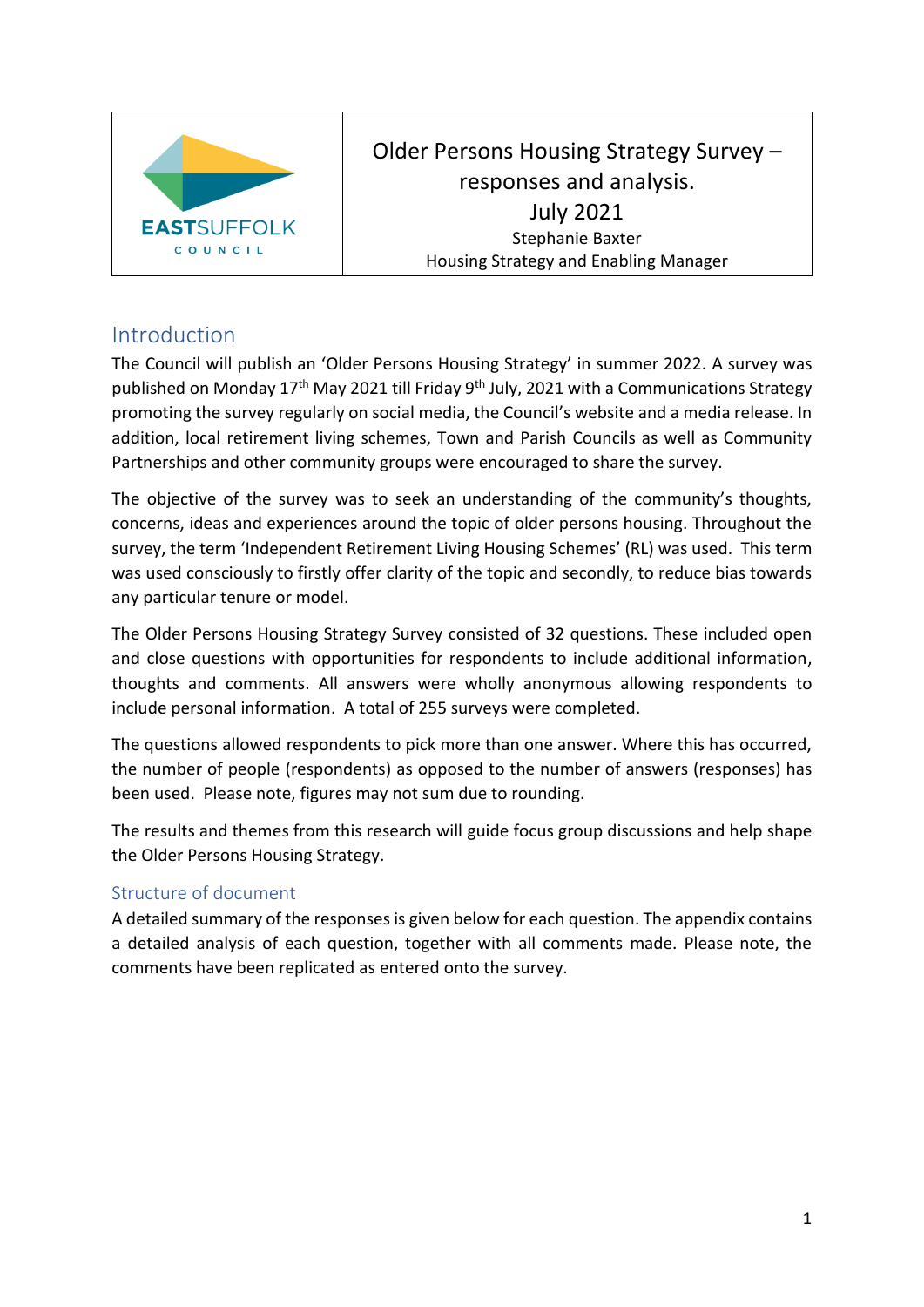| | |
|---|---|
| EASTSUFFOLK COUNCIL | Older Persons Housing Strategy Survey – responses and analysis. July 2021 Stephanie Baxter Housing Strategy and Enabling Manager |

## Introduction

The Council will publish an 'Older Persons Housing Strategy' in summer 2022. A survey was published on Monday 17th May 2021 till Friday 9th July, 2021 with a Communications Strategy promoting the survey regularly on social media, the Council's website and a media release. In addition, local retirement living schemes, Town and Parish Councils as well as Community Partnerships and other community groups were encouraged to share the survey.

The objective of the survey was to seek an understanding of the community's thoughts, concerns, ideas and experiences around the topic of older persons housing. Throughout the survey, the term 'Independent Retirement Living Housing Schemes' (RL) was used. This term was used consciously to firstly offer clarity of the topic and secondly, to reduce bias towards any particular tenure or model.

The Older Persons Housing Strategy Survey consisted of 32 questions. These included open and close questions with opportunities for respondents to include additional information, thoughts and comments. All answers were wholly anonymous allowing respondents to include personal information. A total of 255 surveys were completed.

The questions allowed respondents to pick more than one answer. Where this has occurred, the number of people (respondents) as opposed to the number of answers (responses) has been used. Please note, figures may not sum due to rounding.

The results and themes from this research will guide focus group discussions and help shape the Older Persons Housing Strategy.

### Structure of document

A detailed summary of the responses is given below for each question. The appendix contains a detailed analysis of each question, together with all comments made. Please note, the comments have been replicated as entered onto the survey.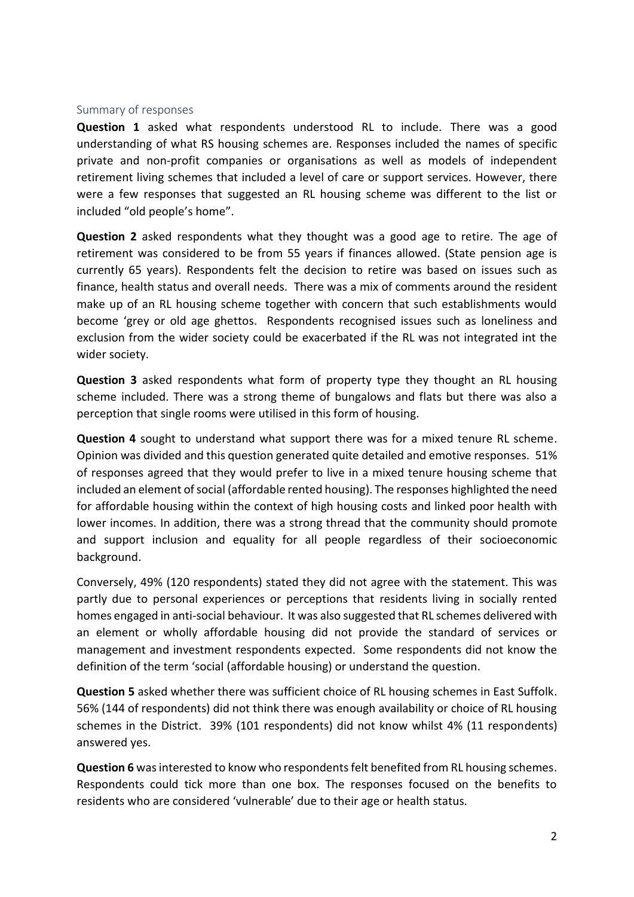## Summary of responses

**Question 1** asked what respondents understood RL to include. There was a good understanding of what RS housing schemes are. Responses included the names of specific private and non-profit companies or organisations as well as models of independent retirement living schemes that included a level of care or support services. However, there were a few responses that suggested an RL housing scheme was different to the list or included "old people's home".

**Question 2** asked respondents what they thought was a good age to retire. The age of retirement was considered to be from 55 years if finances allowed. (State pension age is currently 65 years). Respondents felt the decision to retire was based on issues such as finance, health status and overall needs. There was a mix of comments around the resident make up of an RL housing scheme together with concern that such establishments would become 'grey or old age ghettos. Respondents recognised issues such as loneliness and exclusion from the wider society could be exacerbated if the RL was not integrated int the wider society.

**Question 3** asked respondents what form of property type they thought an RL housing scheme included. There was a strong theme of bungalows and flats but there was also a perception that single rooms were utilised in this form of housing.

**Question 4** sought to understand what support there was for a mixed tenure RL scheme. Opinion was divided and this question generated quite detailed and emotive responses. 51% of responses agreed that they would prefer to live in a mixed tenure housing scheme that included an element of social (affordable rented housing). The responses highlighted the need for affordable housing within the context of high housing costs and linked poor health with lower incomes. In addition, there was a strong thread that the community should promote and support inclusion and equality for all people regardless of their socioeconomic background.

Conversely, 49% (120 respondents) stated they did not agree with the statement. This was partly due to personal experiences or perceptions that residents living in socially rented homes engaged in anti-social behaviour. It was also suggested that RL schemes delivered with an element or wholly affordable housing did not provide the standard of services or management and investment respondents expected. Some respondents did not know the definition of the term 'social (affordable housing) or understand the question.

**Question 5** asked whether there was sufficient choice of RL housing schemes in East Suffolk. 56% (144 of respondents) did not think there was enough availability or choice of RL housing schemes in the District. 39% (101 respondents) did not know whilst 4% (11 respondents) answered yes.

**Question 6** was interested to know who respondents felt benefited from RL housing schemes. Respondents could tick more than one box. The responses focused on the benefits to residents who are considered 'vulnerable' due to their age or health status.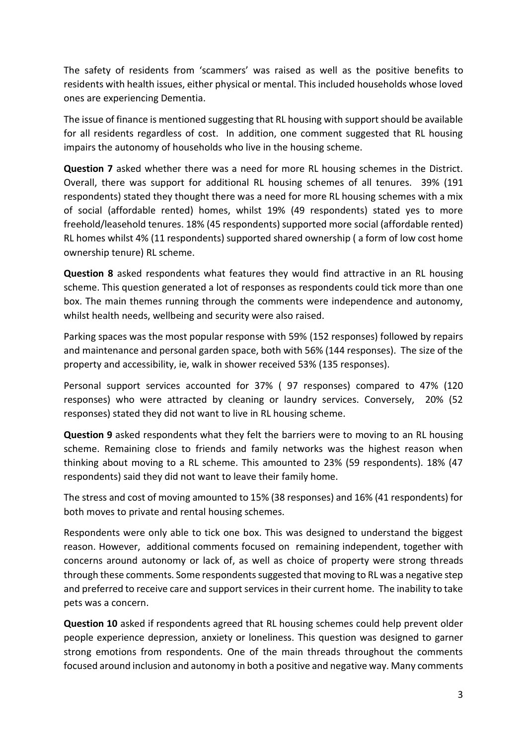The safety of residents from 'scammers' was raised as well as the positive benefits to residents with health issues, either physical or mental. This included households whose loved ones are experiencing Dementia.

The issue of finance is mentioned suggesting that RL housing with support should be available for all residents regardless of cost. In addition, one comment suggested that RL housing impairs the autonomy of households who live in the housing scheme.

**Question 7** asked whether there was a need for more RL housing schemes in the District. Overall, there was support for additional RL housing schemes of all tenures. 39% (191 respondents) stated they thought there was a need for more RL housing schemes with a mix of social (affordable rented) homes, whilst 19% (49 respondents) stated yes to more freehold/leasehold tenures. 18% (45 respondents) supported more social (affordable rented) RL homes whilst 4% (11 respondents) supported shared ownership ( a form of low cost home ownership tenure) RL scheme.

**Question 8** asked respondents what features they would find attractive in an RL housing scheme. This question generated a lot of responses as respondents could tick more than one box. The main themes running through the comments were independence and autonomy, whilst health needs, wellbeing and security were also raised.

Parking spaces was the most popular response with 59% (152 responses) followed by repairs and maintenance and personal garden space, both with 56% (144 responses). The size of the property and accessibility, ie, walk in shower received 53% (135 responses).

Personal support services accounted for 37% ( 97 responses) compared to 47% (120 responses) who were attracted by cleaning or laundry services. Conversely, 20% (52 responses) stated they did not want to live in RL housing scheme.

**Question 9** asked respondents what they felt the barriers were to moving to an RL housing scheme. Remaining close to friends and family networks was the highest reason when thinking about moving to a RL scheme. This amounted to 23% (59 respondents). 18% (47 respondents) said they did not want to leave their family home.

The stress and cost of moving amounted to 15% (38 responses) and 16% (41 respondents) for both moves to private and rental housing schemes.

Respondents were only able to tick one box. This was designed to understand the biggest reason. However, additional comments focused on remaining independent, together with concerns around autonomy or lack of, as well as choice of property were strong threads through these comments. Some respondents suggested that moving to RL was a negative step and preferred to receive care and support services in their current home. The inability to take pets was a concern.

**Question 10** asked if respondents agreed that RL housing schemes could help prevent older people experience depression, anxiety or loneliness. This question was designed to garner strong emotions from respondents. One of the main threads throughout the comments focused around inclusion and autonomy in both a positive and negative way. Many comments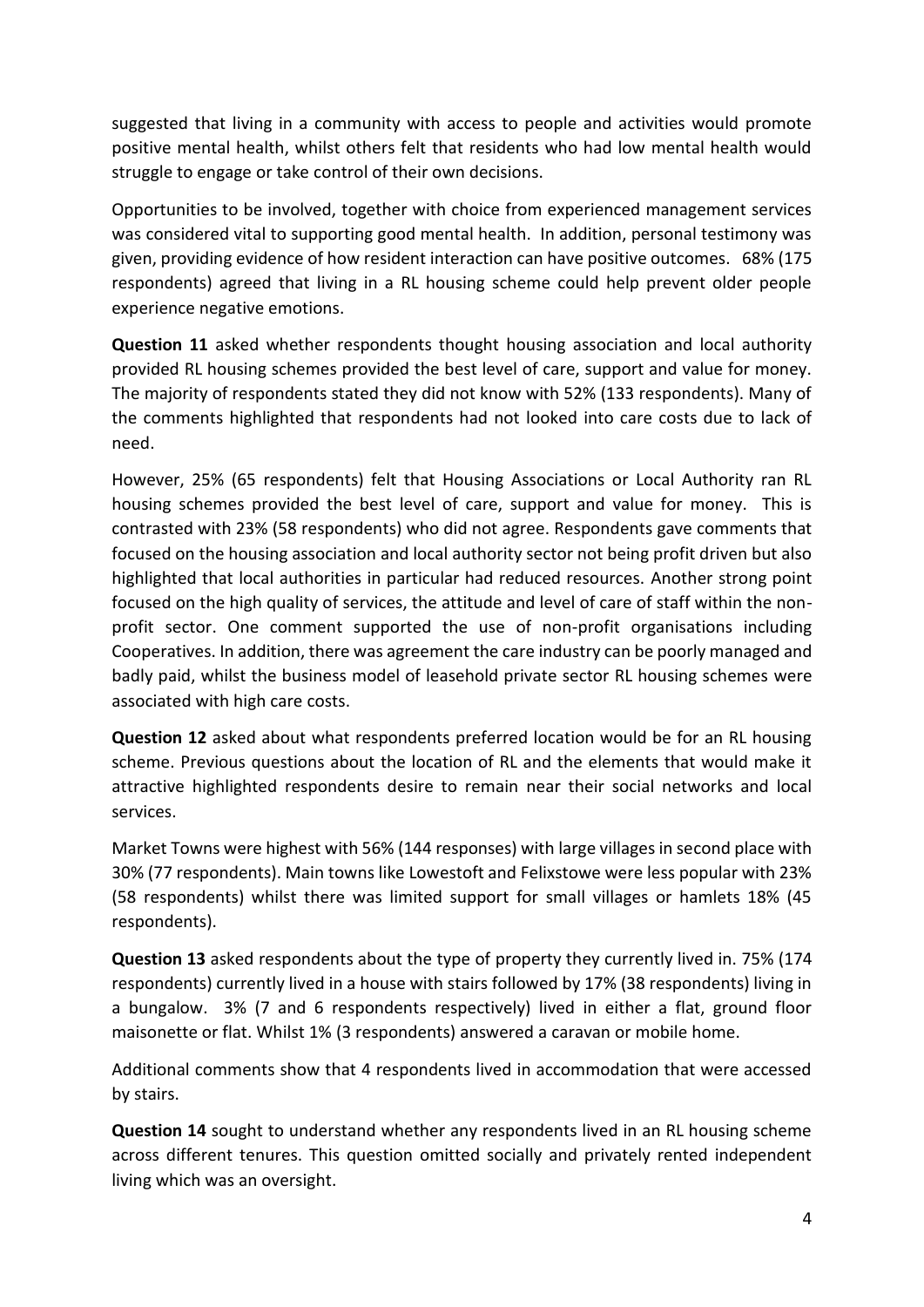suggested that living in a community with access to people and activities would promote positive mental health, whilst others felt that residents who had low mental health would struggle to engage or take control of their own decisions.

Opportunities to be involved, together with choice from experienced management services was considered vital to supporting good mental health. In addition, personal testimony was given, providing evidence of how resident interaction can have positive outcomes. 68% (175 respondents) agreed that living in a RL housing scheme could help prevent older people experience negative emotions.

**Question 11** asked whether respondents thought housing association and local authority provided RL housing schemes provided the best level of care, support and value for money. The majority of respondents stated they did not know with 52% (133 respondents). Many of the comments highlighted that respondents had not looked into care costs due to lack of need.

However, 25% (65 respondents) felt that Housing Associations or Local Authority ran RL housing schemes provided the best level of care, support and value for money. This is contrasted with 23% (58 respondents) who did not agree. Respondents gave comments that focused on the housing association and local authority sector not being profit driven but also highlighted that local authorities in particular had reduced resources. Another strong point focused on the high quality of services, the attitude and level of care of staff within the non-profit sector. One comment supported the use of non-profit organisations including Cooperatives. In addition, there was agreement the care industry can be poorly managed and badly paid, whilst the business model of leasehold private sector RL housing schemes were associated with high care costs.

**Question 12** asked about what respondents preferred location would be for an RL housing scheme. Previous questions about the location of RL and the elements that would make it attractive highlighted respondents desire to remain near their social networks and local services.

Market Towns were highest with 56% (144 responses) with large villages in second place with 30% (77 respondents). Main towns like Lowestoft and Felixstowe were less popular with 23% (58 respondents) whilst there was limited support for small villages or hamlets 18% (45 respondents).

**Question 13** asked respondents about the type of property they currently lived in. 75% (174 respondents) currently lived in a house with stairs followed by 17% (38 respondents) living in a bungalow. 3% (7 and 6 respondents respectively) lived in either a flat, ground floor maisonette or flat. Whilst 1% (3 respondents) answered a caravan or mobile home.

Additional comments show that 4 respondents lived in accommodation that were accessed by stairs.

**Question 14** sought to understand whether any respondents lived in an RL housing scheme across different tenures. This question omitted socially and privately rented independent living which was an oversight.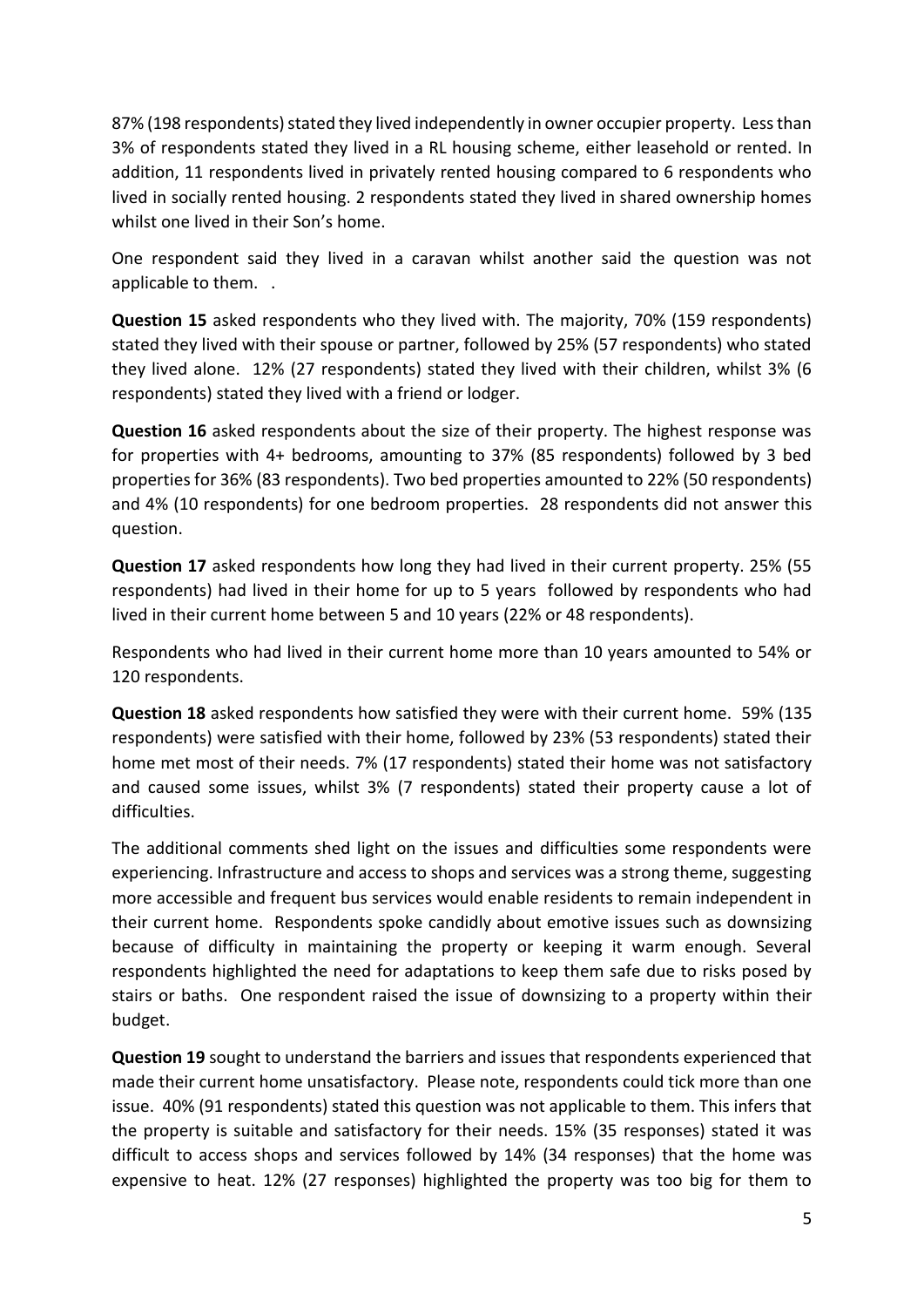87% (198 respondents) stated they lived independently in owner occupier property. Less than 3% of respondents stated they lived in a RL housing scheme, either leasehold or rented. In addition, 11 respondents lived in privately rented housing compared to 6 respondents who lived in socially rented housing. 2 respondents stated they lived in shared ownership homes whilst one lived in their Son's home.

One respondent said they lived in a caravan whilst another said the question was not applicable to them. .

**Question 15** asked respondents who they lived with. The majority, 70% (159 respondents) stated they lived with their spouse or partner, followed by 25% (57 respondents) who stated they lived alone. 12% (27 respondents) stated they lived with their children, whilst 3% (6 respondents) stated they lived with a friend or lodger.

**Question 16** asked respondents about the size of their property. The highest response was for properties with 4+ bedrooms, amounting to 37% (85 respondents) followed by 3 bed properties for 36% (83 respondents). Two bed properties amounted to 22% (50 respondents) and 4% (10 respondents) for one bedroom properties. 28 respondents did not answer this question.

**Question 17** asked respondents how long they had lived in their current property. 25% (55 respondents) had lived in their home for up to 5 years followed by respondents who had lived in their current home between 5 and 10 years (22% or 48 respondents).

Respondents who had lived in their current home more than 10 years amounted to 54% or 120 respondents.

**Question 18** asked respondents how satisfied they were with their current home. 59% (135 respondents) were satisfied with their home, followed by 23% (53 respondents) stated their home met most of their needs. 7% (17 respondents) stated their home was not satisfactory and caused some issues, whilst 3% (7 respondents) stated their property cause a lot of difficulties.

The additional comments shed light on the issues and difficulties some respondents were experiencing. Infrastructure and access to shops and services was a strong theme, suggesting more accessible and frequent bus services would enable residents to remain independent in their current home. Respondents spoke candidly about emotive issues such as downsizing because of difficulty in maintaining the property or keeping it warm enough. Several respondents highlighted the need for adaptations to keep them safe due to risks posed by stairs or baths. One respondent raised the issue of downsizing to a property within their budget.

**Question 19** sought to understand the barriers and issues that respondents experienced that made their current home unsatisfactory. Please note, respondents could tick more than one issue. 40% (91 respondents) stated this question was not applicable to them. This infers that the property is suitable and satisfactory for their needs. 15% (35 responses) stated it was difficult to access shops and services followed by 14% (34 responses) that the home was expensive to heat. 12% (27 responses) highlighted the property was too big for them to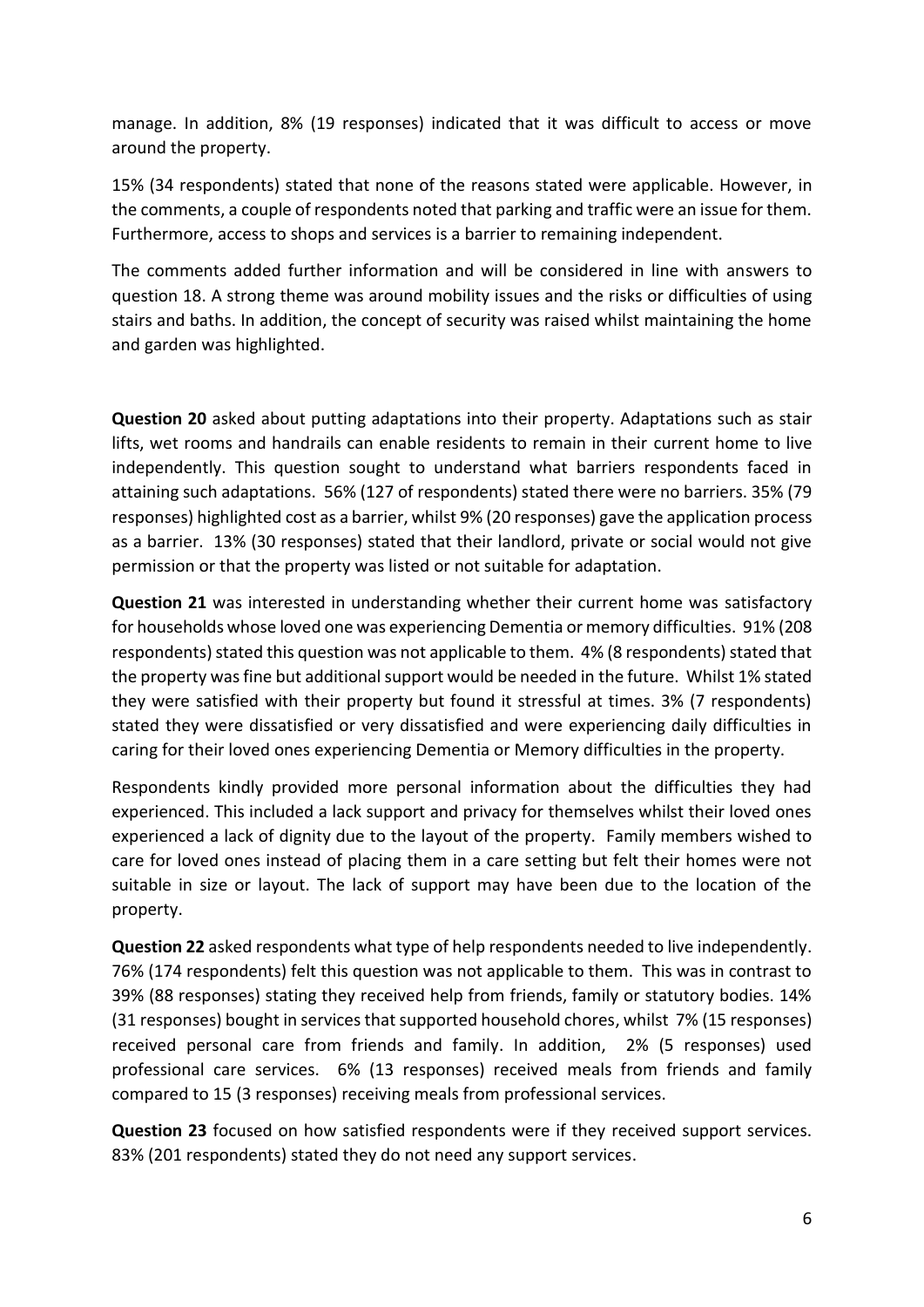manage. In addition, 8% (19 responses) indicated that it was difficult to access or move around the property.

15% (34 respondents) stated that none of the reasons stated were applicable. However, in the comments, a couple of respondents noted that parking and traffic were an issue for them. Furthermore, access to shops and services is a barrier to remaining independent.

The comments added further information and will be considered in line with answers to question 18. A strong theme was around mobility issues and the risks or difficulties of using stairs and baths. In addition, the concept of security was raised whilst maintaining the home and garden was highlighted.

**Question 20** asked about putting adaptations into their property. Adaptations such as stair lifts, wet rooms and handrails can enable residents to remain in their current home to live independently. This question sought to understand what barriers respondents faced in attaining such adaptations. 56% (127 of respondents) stated there were no barriers. 35% (79 responses) highlighted cost as a barrier, whilst 9% (20 responses) gave the application process as a barrier. 13% (30 responses) stated that their landlord, private or social would not give permission or that the property was listed or not suitable for adaptation.

**Question 21** was interested in understanding whether their current home was satisfactory for households whose loved one was experiencing Dementia or memory difficulties. 91% (208 respondents) stated this question was not applicable to them. 4% (8 respondents) stated that the property was fine but additional support would be needed in the future. Whilst 1% stated they were satisfied with their property but found it stressful at times. 3% (7 respondents) stated they were dissatisfied or very dissatisfied and were experiencing daily difficulties in caring for their loved ones experiencing Dementia or Memory difficulties in the property.

Respondents kindly provided more personal information about the difficulties they had experienced. This included a lack support and privacy for themselves whilst their loved ones experienced a lack of dignity due to the layout of the property. Family members wished to care for loved ones instead of placing them in a care setting but felt their homes were not suitable in size or layout. The lack of support may have been due to the location of the property.

**Question 22** asked respondents what type of help respondents needed to live independently. 76% (174 respondents) felt this question was not applicable to them. This was in contrast to 39% (88 responses) stating they received help from friends, family or statutory bodies. 14% (31 responses) bought in services that supported household chores, whilst 7% (15 responses) received personal care from friends and family. In addition, 2% (5 responses) used professional care services. 6% (13 responses) received meals from friends and family compared to 15 (3 responses) receiving meals from professional services.

**Question 23** focused on how satisfied respondents were if they received support services. 83% (201 respondents) stated they do not need any support services.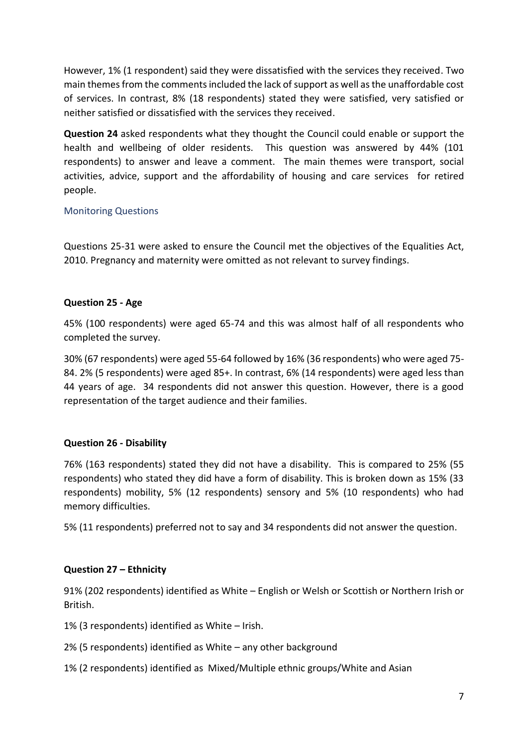However, 1% (1 respondent) said they were dissatisfied with the services they received. Two main themes from the comments included the lack of support as well as the unaffordable cost of services. In contrast, 8% (18 respondents) stated they were satisfied, very satisfied or neither satisfied or dissatisfied with the services they received.

**Question 24** asked respondents what they thought the Council could enable or support the health and wellbeing of older residents. This question was answered by 44% (101 respondents) to answer and leave a comment. The main themes were transport, social activities, advice, support and the affordability of housing and care services for retired people.

## Monitoring Questions

Questions 25-31 were asked to ensure the Council met the objectives of the Equalities Act, 2010. Pregnancy and maternity were omitted as not relevant to survey findings.

### Question 25 - Age

45% (100 respondents) were aged 65-74 and this was almost half of all respondents who completed the survey.

30% (67 respondents) were aged 55-64 followed by 16% (36 respondents) who were aged 75-84. 2% (5 respondents) were aged 85+. In contrast, 6% (14 respondents) were aged less than 44 years of age. 34 respondents did not answer this question. However, there is a good representation of the target audience and their families.

### Question 26 - Disability

76% (163 respondents) stated they did not have a disability. This is compared to 25% (55 respondents) who stated they did have a form of disability. This is broken down as 15% (33 respondents) mobility, 5% (12 respondents) sensory and 5% (10 respondents) who had memory difficulties.

5% (11 respondents) preferred not to say and 34 respondents did not answer the question.

### Question 27 – Ethnicity

91% (202 respondents) identified as White – English or Welsh or Scottish or Northern Irish or British.

1% (3 respondents) identified as White – Irish.

2% (5 respondents) identified as White – any other background

1% (2 respondents) identified as Mixed/Multiple ethnic groups/White and Asian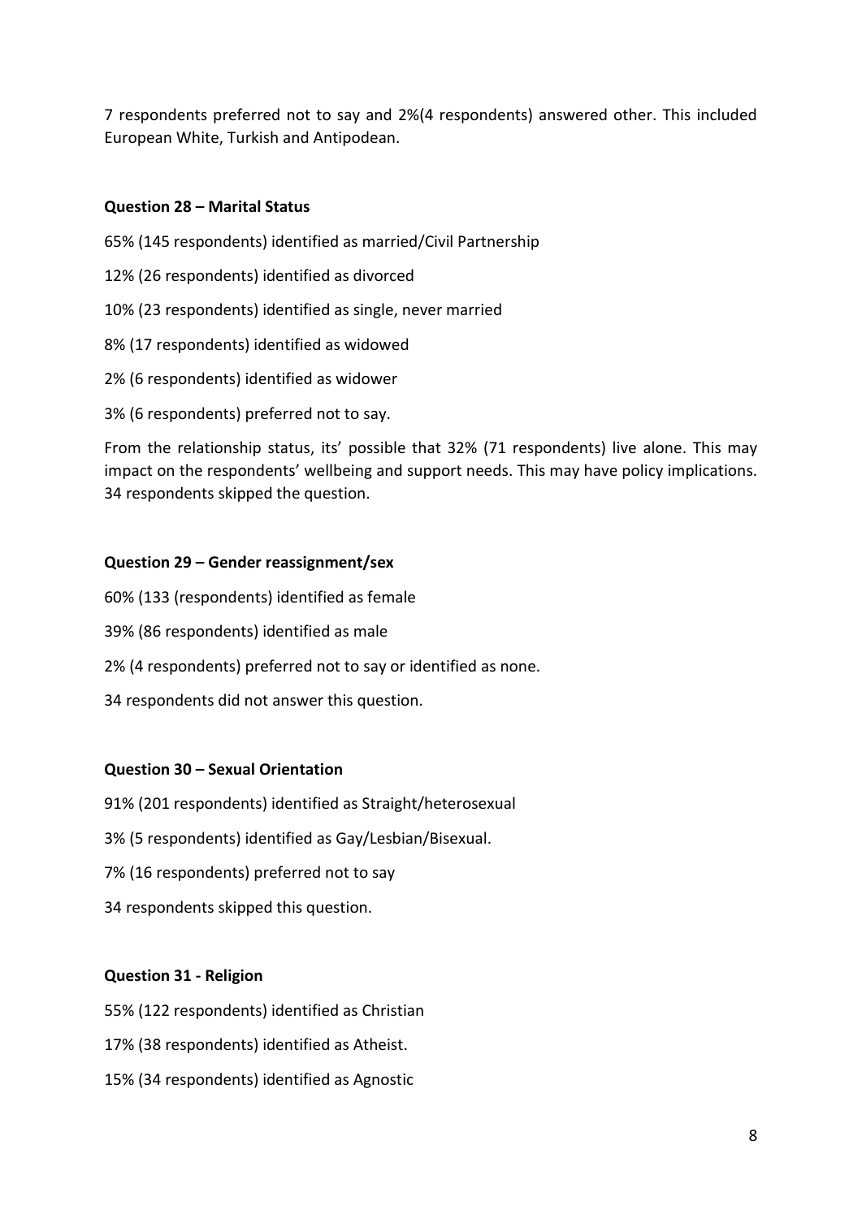7 respondents preferred not to say and 2%(4 respondents) answered other. This included European White, Turkish and Antipodean.

**Question 28 – Marital Status**

65% (145 respondents) identified as married/Civil Partnership

12% (26 respondents) identified as divorced

10% (23 respondents) identified as single, never married

8% (17 respondents) identified as widowed

2% (6 respondents) identified as widower

3% (6 respondents) preferred not to say.

From the relationship status, its' possible that 32% (71 respondents) live alone. This may impact on the respondents' wellbeing and support needs. This may have policy implications. 34 respondents skipped the question.

**Question 29 – Gender reassignment/sex**

60% (133 (respondents) identified as female

39% (86 respondents) identified as male

2% (4 respondents) preferred not to say or identified as none.

34 respondents did not answer this question.

**Question 30 – Sexual Orientation**

91% (201 respondents) identified as Straight/heterosexual

3% (5 respondents) identified as Gay/Lesbian/Bisexual.

7% (16 respondents) preferred not to say

34 respondents skipped this question.

**Question 31 - Religion**

55% (122 respondents) identified as Christian

17% (38 respondents) identified as Atheist.

15% (34 respondents) identified as Agnostic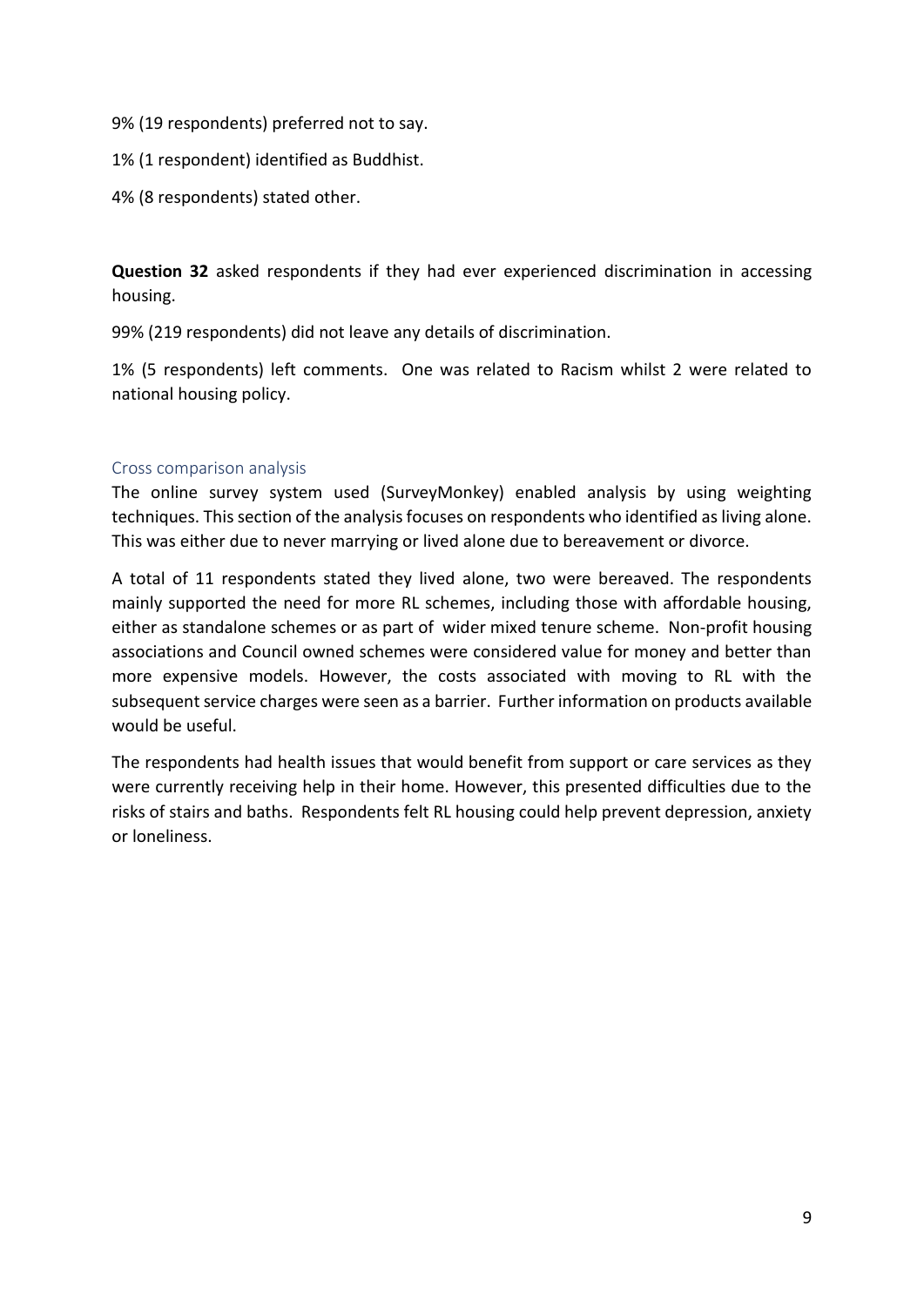9% (19 respondents) preferred not to say.

1% (1 respondent) identified as Buddhist.

4% (8 respondents) stated other.

**Question 32** asked respondents if they had ever experienced discrimination in accessing housing.

99% (219 respondents) did not leave any details of discrimination.

1% (5 respondents) left comments. One was related to Racism whilst 2 were related to national housing policy.

### Cross comparison analysis

The online survey system used (SurveyMonkey) enabled analysis by using weighting techniques. This section of the analysis focuses on respondents who identified as living alone. This was either due to never marrying or lived alone due to bereavement or divorce.

A total of 11 respondents stated they lived alone, two were bereaved. The respondents mainly supported the need for more RL schemes, including those with affordable housing, either as standalone schemes or as part of wider mixed tenure scheme. Non-profit housing associations and Council owned schemes were considered value for money and better than more expensive models. However, the costs associated with moving to RL with the subsequent service charges were seen as a barrier. Further information on products available would be useful.

The respondents had health issues that would benefit from support or care services as they were currently receiving help in their home. However, this presented difficulties due to the risks of stairs and baths. Respondents felt RL housing could help prevent depression, anxiety or loneliness.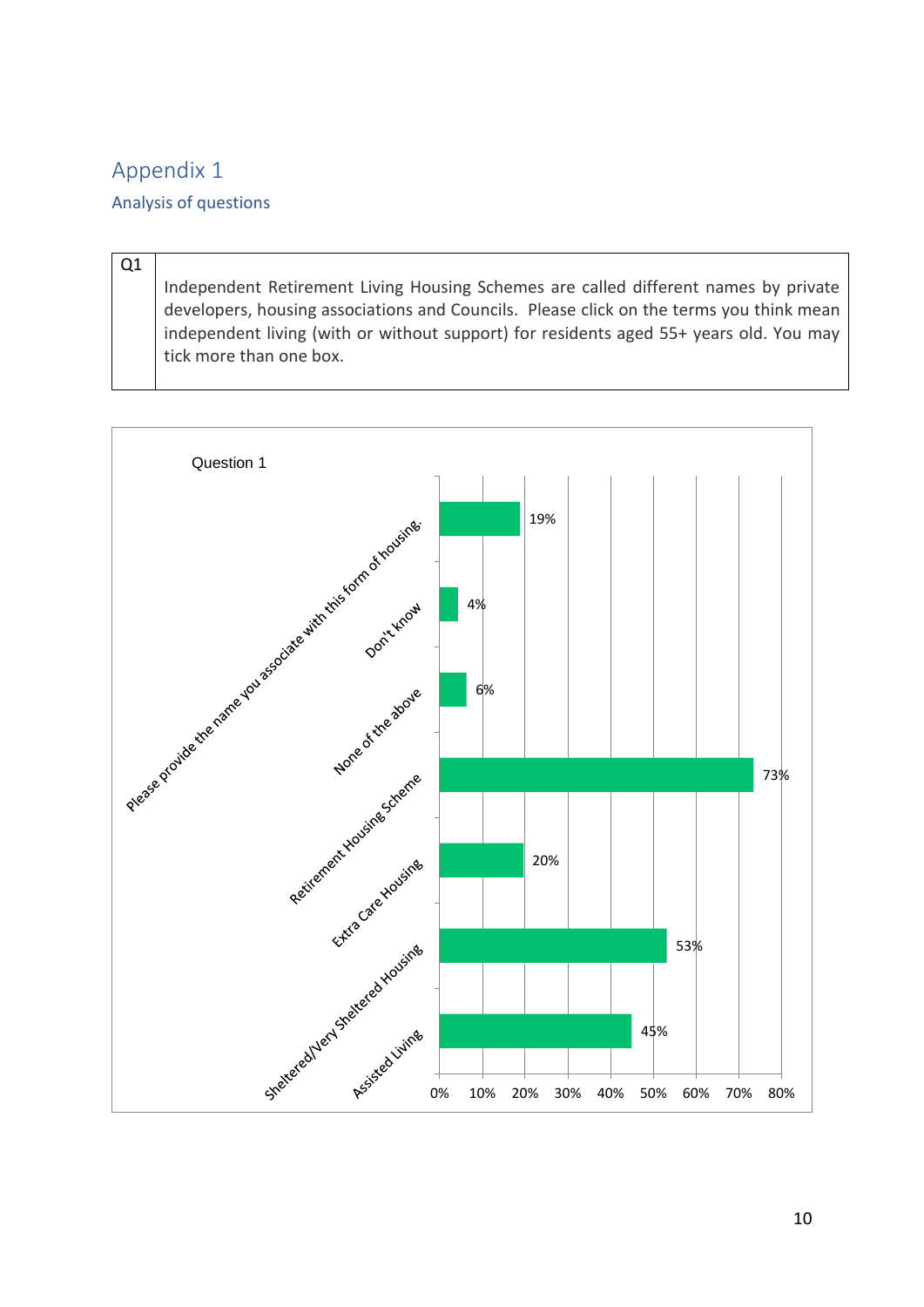# Appendix 1

## Analysis of questions

| | |
|---|---|
| Q1 | Independent Retirement Living Housing Schemes are called different names by private developers, housing associations and Councils. Please click on the terms you think mean independent living (with or without support) for residents aged 55+ years old. You may tick more than one box. |

Question 1

Please provide the name you associate with this form of housing.
19%

Don't know
4%

None of the above
6%

Retirement Housing Scheme
73%

Extra Care Housing
20%

Sheltered/Very Sheltered Housing
53%

Assisted Living
45%

0% 10% 20% 30% 40% 50% 60% 70% 80%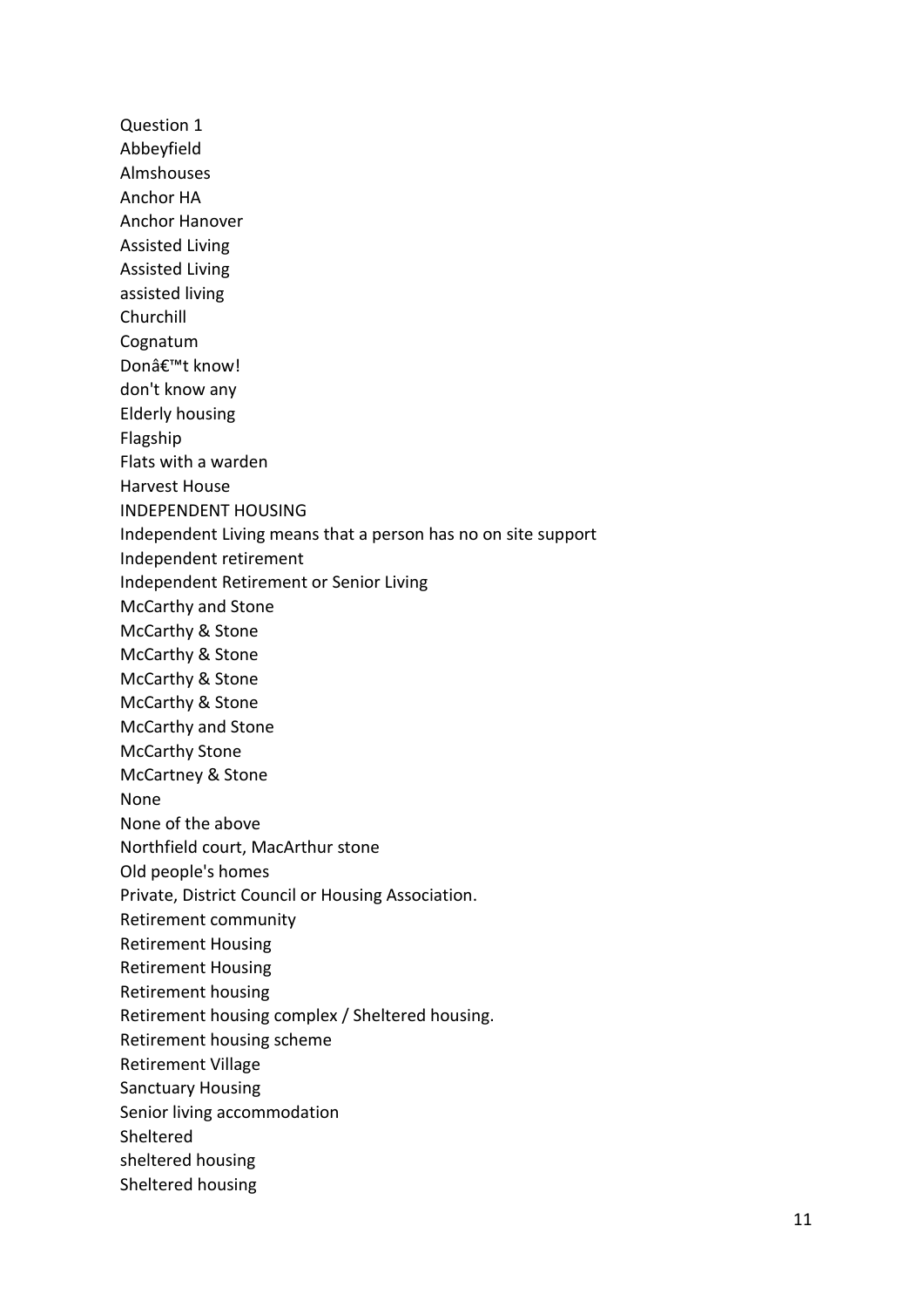Question 1

Abbeyfield

Almshouses

Anchor HA

Anchor Hanover

Assisted Living

Assisted Living

assisted living

Churchill

Cognatum

Donâ€™t know!

don't know any

Elderly housing

Flagship

Flats with a warden

Harvest House

INDEPENDENT HOUSING

Independent Living means that a person has no on site support

Independent retirement

Independent Retirement or Senior Living

McCarthy and Stone

McCarthy & Stone

McCarthy & Stone

McCarthy & Stone

McCarthy & Stone

McCarthy and Stone

McCarthy Stone

McCartney & Stone

None

None of the above

Northfield court, MacArthur stone

Old people's homes

Private, District Council or Housing Association.

Retirement community

Retirement Housing

Retirement Housing

Retirement housing

Retirement housing complex / Sheltered housing.

Retirement housing scheme

Retirement Village

Sanctuary Housing

Senior living accommodation

Sheltered

sheltered housing

Sheltered housing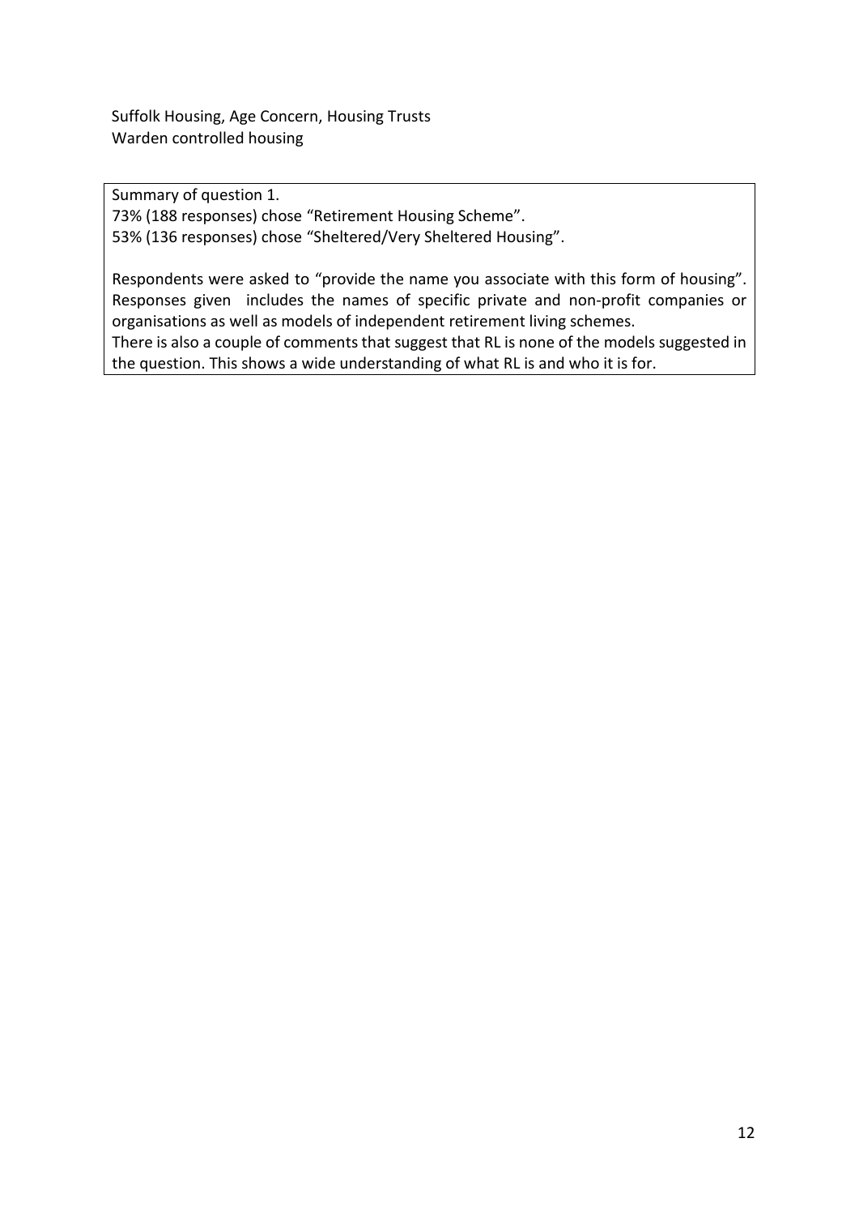Suffolk Housing, Age Concern, Housing Trusts
Warden controlled housing

Summary of question 1.
73% (188 responses) chose “Retirement Housing Scheme”.
53% (136 responses) chose “Sheltered/Very Sheltered Housing”.

Respondents were asked to “provide the name you associate with this form of housing”. Responses given includes the names of specific private and non-profit companies or organisations as well as models of independent retirement living schemes.
There is also a couple of comments that suggest that RL is none of the models suggested in the question. This shows a wide understanding of what RL is and who it is for.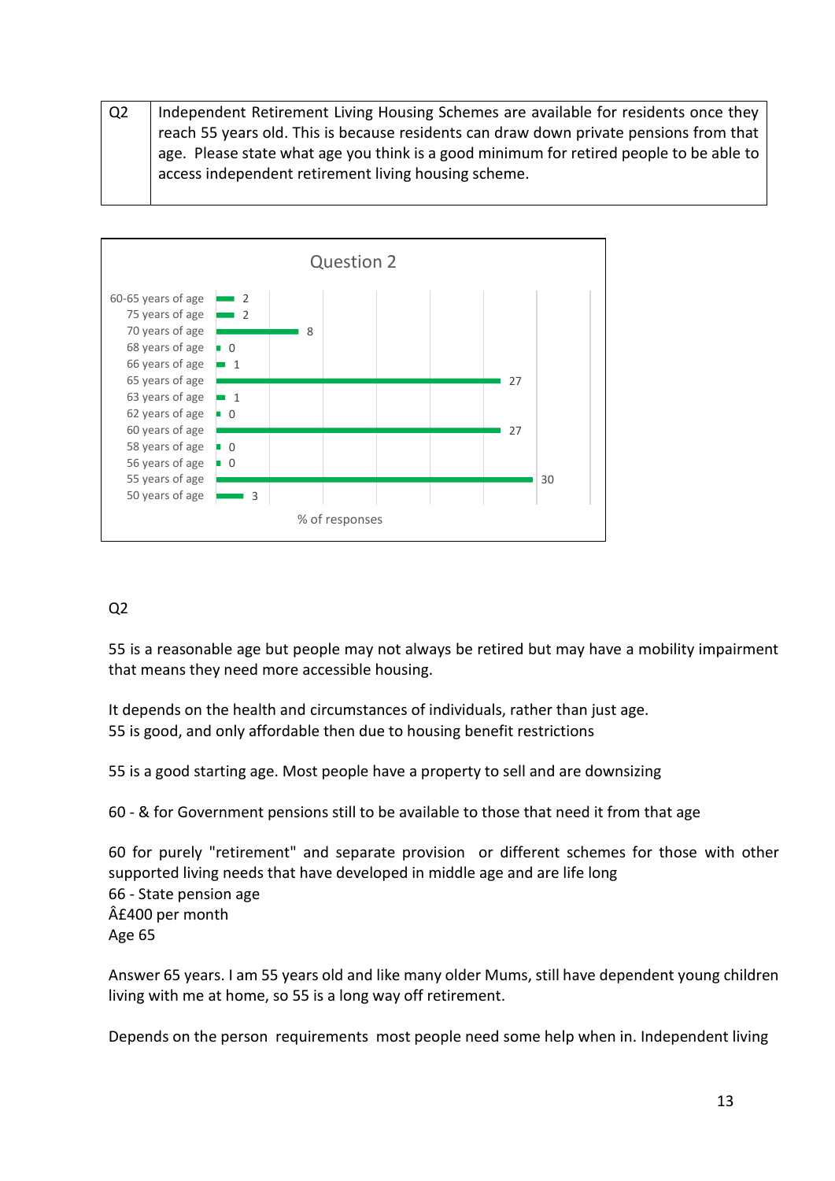| Q2 | Independent Retirement Living Housing Schemes are available for residents once they reach 55 years old. This is because residents can draw down private pensions from that age. Please state what age you think is a good minimum for retired people to be able to access independent retirement living housing scheme. |
|---|---|

Question 2

60-65 years of age 2
75 years of age 2
70 years of age 8
68 years of age 0
66 years of age 1
65 years of age 27
63 years of age 1
62 years of age 0
60 years of age 27
58 years of age 0
56 years of age 0
55 years of age 30
50 years of age 3

% of responses

Q2

55 is a reasonable age but people may not always be retired but may have a mobility impairment that means they need more accessible housing.

It depends on the health and circumstances of individuals, rather than just age.
55 is good, and only affordable then due to housing benefit restrictions

55 is a good starting age. Most people have a property to sell and are downsizing

60 - & for Government pensions still to be available to those that need it from that age

60 for purely "retirement" and separate provision or different schemes for those with other supported living needs that have developed in middle age and are life long
66 - State pension age
Â£400 per month
Age 65

Answer 65 years. I am 55 years old and like many older Mums, still have dependent young children living with me at home, so 55 is a long way off retirement.

Depends on the person requirements most people need some help when in. Independent living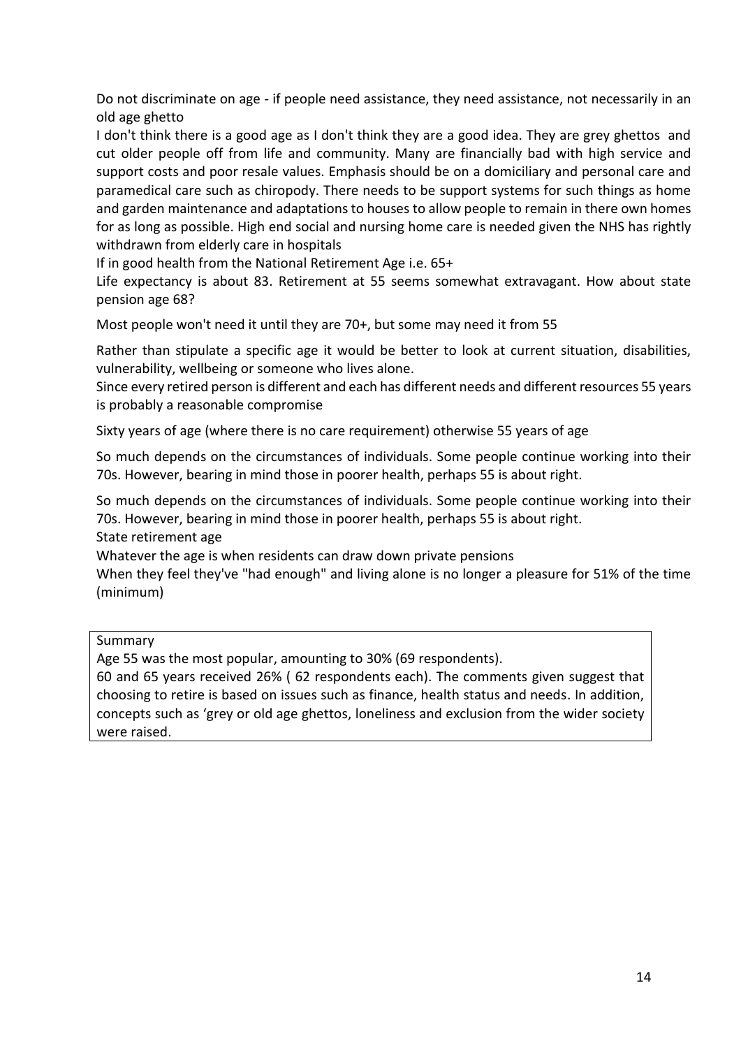Do not discriminate on age - if people need assistance, they need assistance, not necessarily in an old age ghetto

I don't think there is a good age as I don't think they are a good idea. They are grey ghettos and cut older people off from life and community. Many are financially bad with high service and support costs and poor resale values. Emphasis should be on a domiciliary and personal care and paramedical care such as chiropody. There needs to be support systems for such things as home and garden maintenance and adaptations to houses to allow people to remain in there own homes for as long as possible. High end social and nursing home care is needed given the NHS has rightly withdrawn from elderly care in hospitals

If in good health from the National Retirement Age i.e. 65+

Life expectancy is about 83. Retirement at 55 seems somewhat extravagant. How about state pension age 68?

Most people won't need it until they are 70+, but some may need it from 55

Rather than stipulate a specific age it would be better to look at current situation, disabilities, vulnerability, wellbeing or someone who lives alone.

Since every retired person is different and each has different needs and different resources 55 years is probably a reasonable compromise

Sixty years of age (where there is no care requirement) otherwise 55 years of age

So much depends on the circumstances of individuals. Some people continue working into their 70s. However, bearing in mind those in poorer health, perhaps 55 is about right.

So much depends on the circumstances of individuals. Some people continue working into their 70s. However, bearing in mind those in poorer health, perhaps 55 is about right.

State retirement age

Whatever the age is when residents can draw down private pensions

When they feel they've "had enough" and living alone is no longer a pleasure for 51% of the time (minimum)

Summary

Age 55 was the most popular, amounting to 30% (69 respondents).

60 and 65 years received 26% ( 62 respondents each). The comments given suggest that choosing to retire is based on issues such as finance, health status and needs. In addition, concepts such as 'grey or old age ghettos, loneliness and exclusion from the wider society were raised.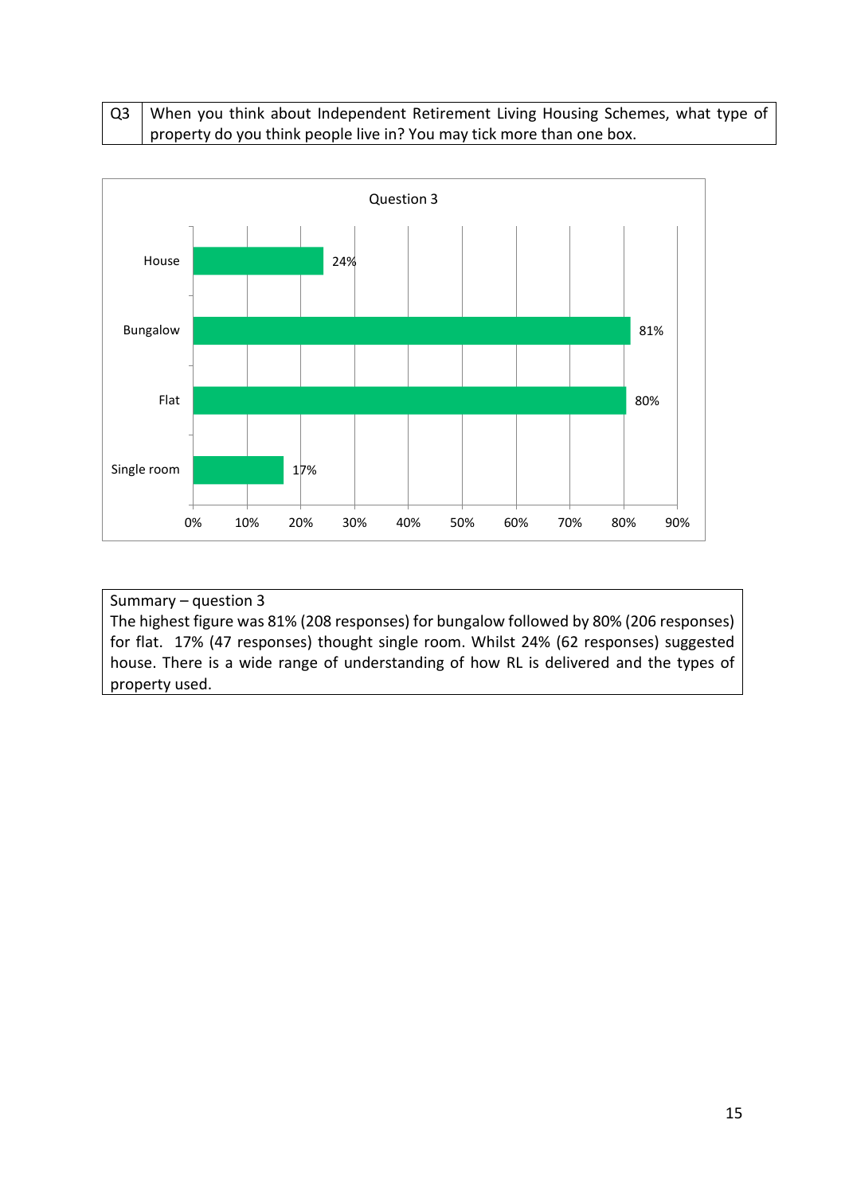| Q3 | When you think about Independent Retirement Living Housing Schemes, what type of property do you think people live in? You may tick more than one box. |
| --- | --- |

Question 3

House 24%

Bungalow 81%

Flat 80%

Single room 17%

0% 10% 20% 30% 40% 50% 60% 70% 80% 90%

Summary – question 3

The highest figure was 81% (208 responses) for bungalow followed by 80% (206 responses) for flat. 17% (47 responses) thought single room. Whilst 24% (62 responses) suggested house. There is a wide range of understanding of how RL is delivered and the types of property used.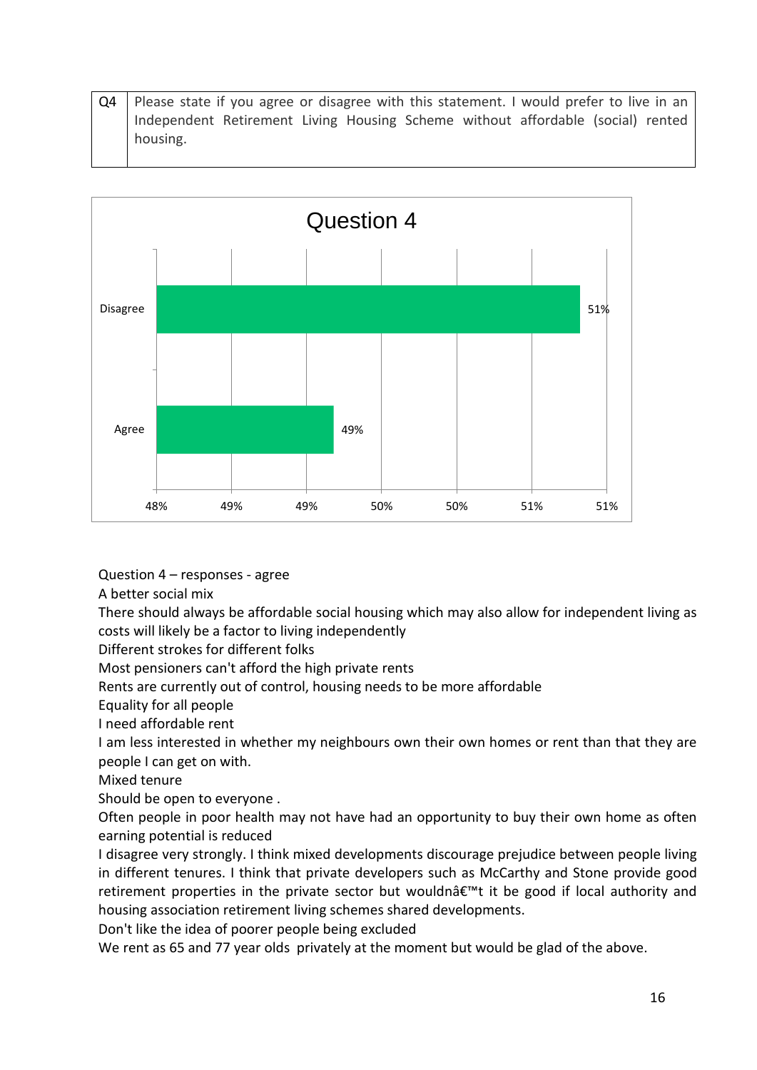| Q4 | Please state if you agree or disagree with this statement. I would prefer to live in an Independent Retirement Living Housing Scheme without affordable (social) rented housing. |
|---|---|

Question 4

Disagree

51%

Agree

49%

48% 49% 49% 50% 50% 51% 51%

Question 4 – responses - agree

A better social mix

There should always be affordable social housing which may also allow for independent living as costs will likely be a factor to living independently

Different strokes for different folks

Most pensioners can't afford the high private rents

Rents are currently out of control, housing needs to be more affordable

Equality for all people

I need affordable rent

I am less interested in whether my neighbours own their own homes or rent than that they are people I can get on with.

Mixed tenure

Should be open to everyone .

Often people in poor health may not have had an opportunity to buy their own home as often earning potential is reduced

I disagree very strongly. I think mixed developments discourage prejudice between people living in different tenures. I think that private developers such as McCarthy and Stone provide good retirement properties in the private sector but wouldnâ€™t it be good if local authority and housing association retirement living schemes shared developments.

Don't like the idea of poorer people being excluded

We rent as 65 and 77 year olds privately at the moment but would be glad of the above.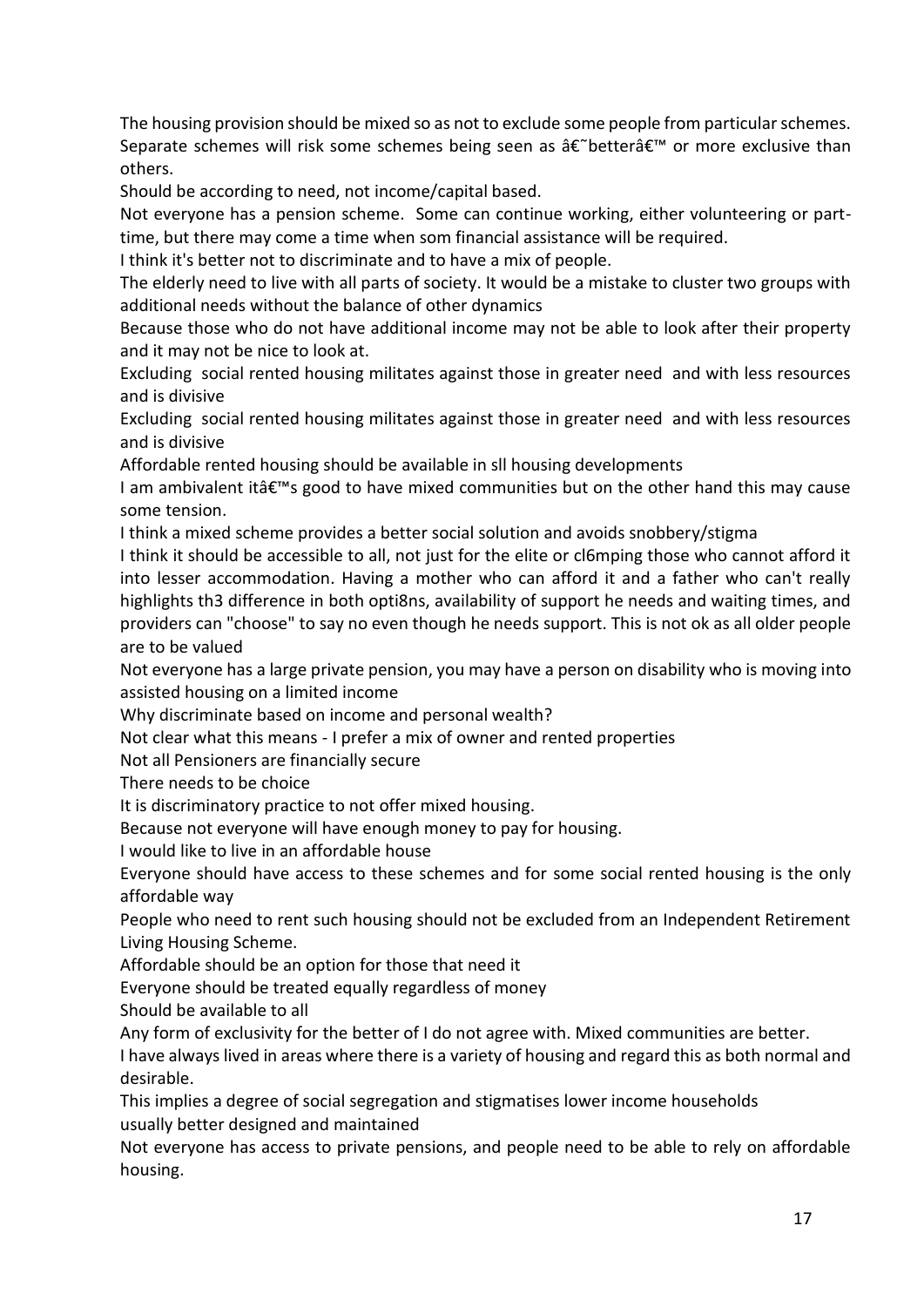The housing provision should be mixed so as not to exclude some people from particular schemes. Separate schemes will risk some schemes being seen as â€˜betterâ€™ or more exclusive than others.

Should be according to need, not income/capital based.

Not everyone has a pension scheme. Some can continue working, either volunteering or part-time, but there may come a time when som financial assistance will be required.

I think it's better not to discriminate and to have a mix of people.

The elderly need to live with all parts of society. It would be a mistake to cluster two groups with additional needs without the balance of other dynamics

Because those who do not have additional income may not be able to look after their property and it may not be nice to look at.

Excluding social rented housing militates against those in greater need and with less resources and is divisive

Excluding social rented housing militates against those in greater need and with less resources and is divisive

Affordable rented housing should be available in sll housing developments

I am ambivalent itâ€™s good to have mixed communities but on the other hand this may cause some tension.

I think a mixed scheme provides a better social solution and avoids snobbery/stigma

I think it should be accessible to all, not just for the elite or cl6mping those who cannot afford it into lesser accommodation. Having a mother who can afford it and a father who can't really highlights th3 difference in both opti8ns, availability of support he needs and waiting times, and providers can "choose" to say no even though he needs support. This is not ok as all older people are to be valued

Not everyone has a large private pension, you may have a person on disability who is moving into assisted housing on a limited income

Why discriminate based on income and personal wealth?

Not clear what this means - I prefer a mix of owner and rented properties

Not all Pensioners are financially secure

There needs to be choice

It is discriminatory practice to not offer mixed housing.

Because not everyone will have enough money to pay for housing.

I would like to live in an affordable house

Everyone should have access to these schemes and for some social rented housing is the only affordable way

People who need to rent such housing should not be excluded from an Independent Retirement Living Housing Scheme.

Affordable should be an option for those that need it

Everyone should be treated equally regardless of money

Should be available to all

Any form of exclusivity for the better of I do not agree with. Mixed communities are better.

I have always lived in areas where there is a variety of housing and regard this as both normal and desirable.

This implies a degree of social segregation and stigmatises lower income households

usually better designed and maintained

Not everyone has access to private pensions, and people need to be able to rely on affordable housing.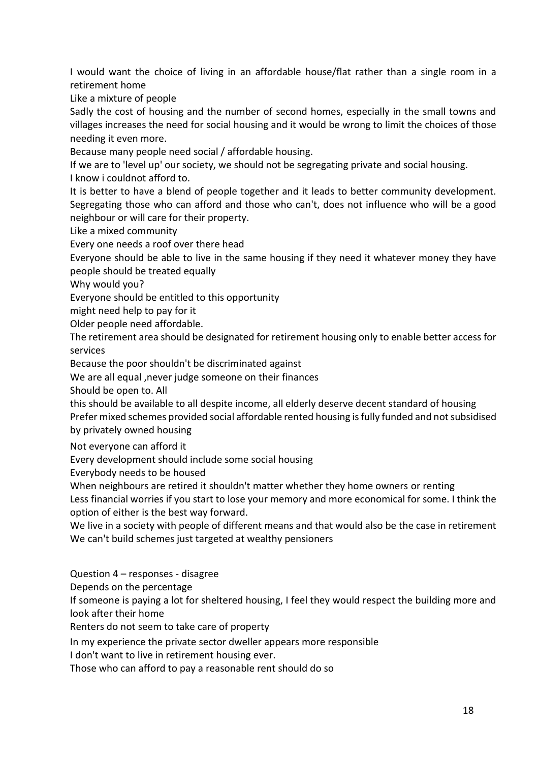I would want the choice of living in an affordable house/flat rather than a single room in a retirement home

Like a mixture of people

Sadly the cost of housing and the number of second homes, especially in the small towns and villages increases the need for social housing and it would be wrong to limit the choices of those needing it even more.

Because many people need social / affordable housing.

If we are to 'level up' our society, we should not be segregating private and social housing.

I know i couldnot afford to.

It is better to have a blend of people together and it leads to better community development. Segregating those who can afford and those who can't, does not influence who will be a good neighbour or will care for their property.

Like a mixed community

Every one needs a roof over there head

Everyone should be able to live in the same housing if they need it whatever money they have people should be treated equally

Why would you?

Everyone should be entitled to this opportunity

might need help to pay for it

Older people need affordable.

The retirement area should be designated for retirement housing only to enable better access for services

Because the poor shouldn't be discriminated against

We are all equal ,never judge someone on their finances

Should be open to. All

this should be available to all despite income, all elderly deserve decent standard of housing

Prefer mixed schemes provided social affordable rented housing is fully funded and not subsidised by privately owned housing

Not everyone can afford it

Every development should include some social housing

Everybody needs to be housed

When neighbours are retired it shouldn't matter whether they home owners or renting

Less financial worries if you start to lose your memory and more economical for some. I think the option of either is the best way forward.

We live in a society with people of different means and that would also be the case in retirement

We can't build schemes just targeted at wealthy pensioners

Question 4 – responses - disagree

Depends on the percentage

If someone is paying a lot for sheltered housing, I feel they would respect the building more and look after their home

Renters do not seem to take care of property

In my experience the private sector dweller appears more responsible

I don't want to live in retirement housing ever.

Those who can afford to pay a reasonable rent should do so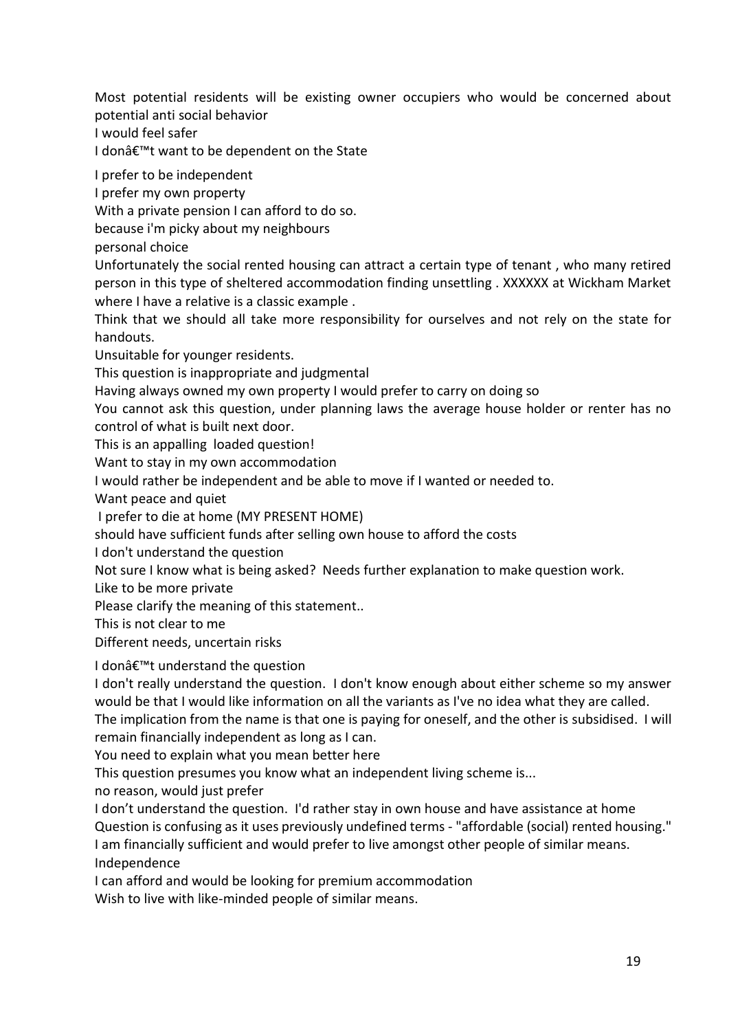Most potential residents will be existing owner occupiers who would be concerned about potential anti social behavior

I would feel safer

I donâ€™t want to be dependent on the State

I prefer to be independent

I prefer my own property

With a private pension I can afford to do so.

because i'm picky about my neighbours

personal choice

Unfortunately the social rented housing can attract a certain type of tenant , who many retired person in this type of sheltered accommodation finding unsettling . XXXXXX at Wickham Market where I have a relative is a classic example .

Think that we should all take more responsibility for ourselves and not rely on the state for handouts.

Unsuitable for younger residents.

This question is inappropriate and judgmental

Having always owned my own property I would prefer to carry on doing so

You cannot ask this question, under planning laws the average house holder or renter has no control of what is built next door.

This is an appalling loaded question!

Want to stay in my own accommodation

I would rather be independent and be able to move if I wanted or needed to.

Want peace and quiet

I prefer to die at home (MY PRESENT HOME)

should have sufficient funds after selling own house to afford the costs

I don't understand the question

Not sure I know what is being asked? Needs further explanation to make question work.

Like to be more private

Please clarify the meaning of this statement..

This is not clear to me

Different needs, uncertain risks

I donâ€™t understand the question

I don't really understand the question. I don't know enough about either scheme so my answer would be that I would like information on all the variants as I've no idea what they are called.

The implication from the name is that one is paying for oneself, and the other is subsidised. I will remain financially independent as long as I can.

You need to explain what you mean better here

This question presumes you know what an independent living scheme is...

no reason, would just prefer

I don’t understand the question. I'd rather stay in own house and have assistance at home

Question is confusing as it uses previously undefined terms - "affordable (social) rented housing."

I am financially sufficient and would prefer to live amongst other people of similar means.

Independence

I can afford and would be looking for premium accommodation

Wish to live with like-minded people of similar means.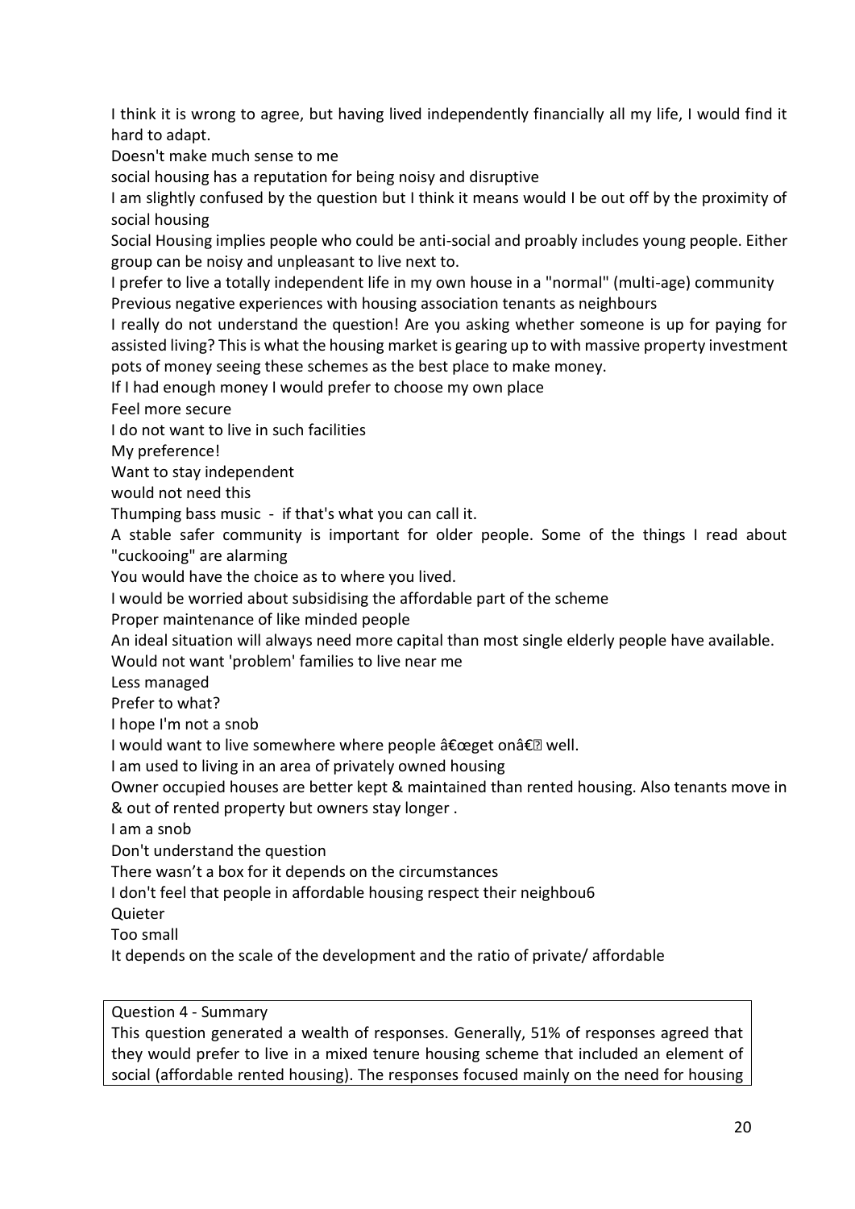I think it is wrong to agree, but having lived independently financially all my life, I would find it hard to adapt.

Doesn't make much sense to me

social housing has a reputation for being noisy and disruptive

I am slightly confused by the question but I think it means would I be out off by the proximity of social housing

Social Housing implies people who could be anti-social and proably includes young people. Either group can be noisy and unpleasant to live next to.

I prefer to live a totally independent life in my own house in a "normal" (multi-age) community

Previous negative experiences with housing association tenants as neighbours

I really do not understand the question! Are you asking whether someone is up for paying for assisted living? This is what the housing market is gearing up to with massive property investment pots of money seeing these schemes as the best place to make money.

If I had enough money I would prefer to choose my own place

Feel more secure

I do not want to live in such facilities

My preference!

Want to stay independent

would not need this

Thumping bass music - if that's what you can call it.

A stable safer community is important for older people. Some of the things I read about "cuckooing" are alarming

You would have the choice as to where you lived.

I would be worried about subsidising the affordable part of the scheme

Proper maintenance of like minded people

An ideal situation will always need more capital than most single elderly people have available.

Would not want 'problem' families to live near me

Less managed

Prefer to what?

I hope I'm not a snob

I would want to live somewhere where people â€œget onâ€ well.

I am used to living in an area of privately owned housing

Owner occupied houses are better kept & maintained than rented housing. Also tenants move in & out of rented property but owners stay longer .

I am a snob

Don't understand the question

There wasn't a box for it depends on the circumstances

I don't feel that people in affordable housing respect their neighbou6

Quieter

Too small

It depends on the scale of the development and the ratio of private/ affordable

Question 4 - Summary

This question generated a wealth of responses. Generally, 51% of responses agreed that they would prefer to live in a mixed tenure housing scheme that included an element of social (affordable rented housing). The responses focused mainly on the need for housing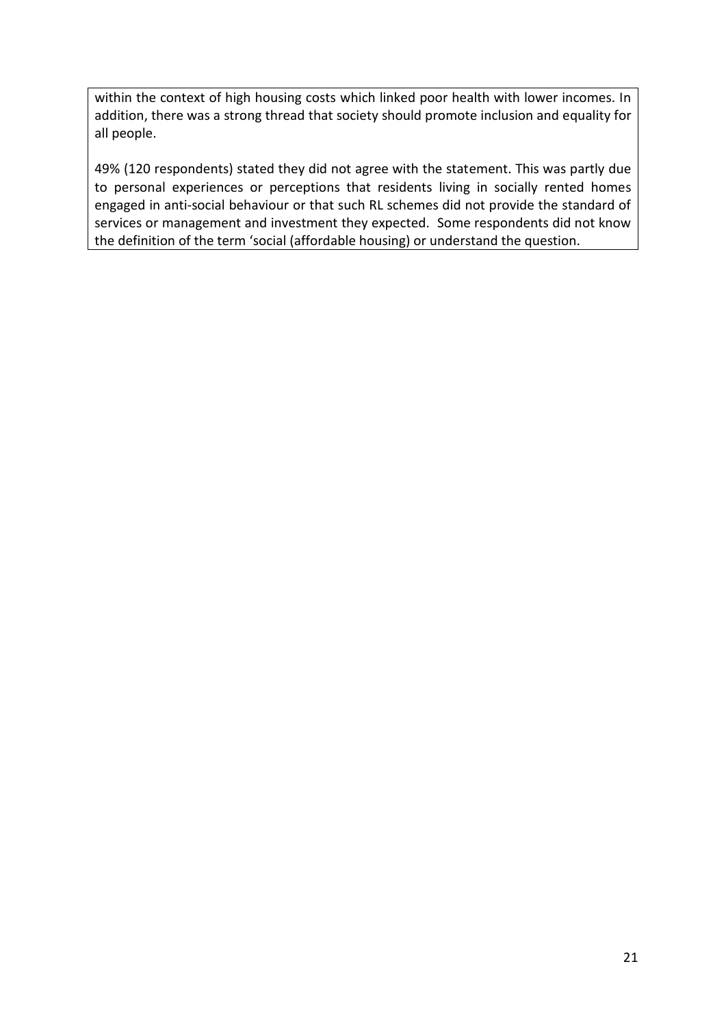within the context of high housing costs which linked poor health with lower incomes. In addition, there was a strong thread that society should promote inclusion and equality for all people.

49% (120 respondents) stated they did not agree with the statement. This was partly due to personal experiences or perceptions that residents living in socially rented homes engaged in anti-social behaviour or that such RL schemes did not provide the standard of services or management and investment they expected. Some respondents did not know the definition of the term 'social (affordable housing) or understand the question.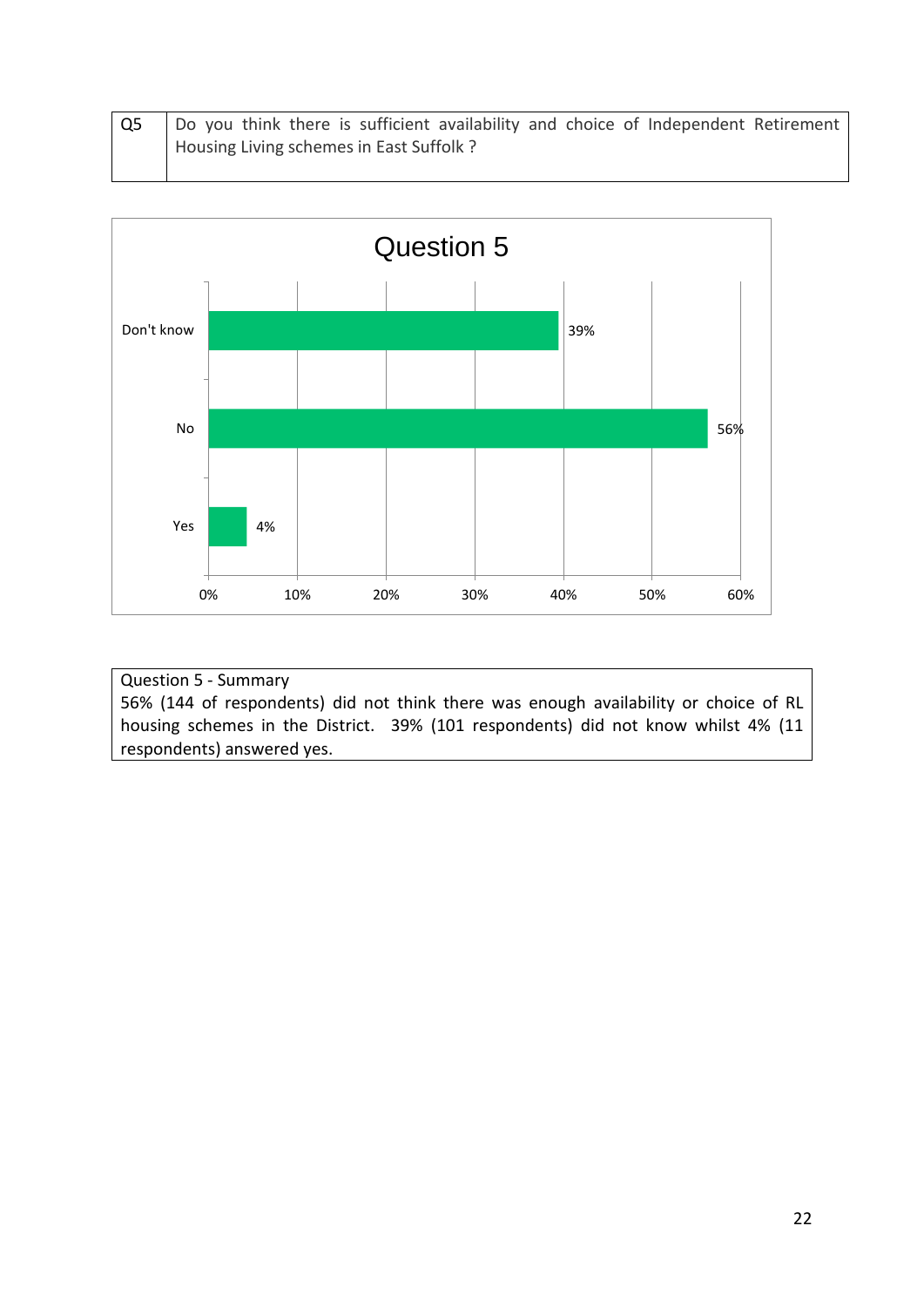| | |
|---|---|
| Q5 | Do you think there is sufficient availability and choice of Independent Retirement Housing Living schemes in East Suffolk ? |

Question 5

Don't know
39%

No
56%

Yes
4%

0%
10%
20%
30%
40%
50%
60%

| Question 5 - Summary |
|---|
| 56% (144 of respondents) did not think there was enough availability or choice of RL housing schemes in the District. 39% (101 respondents) did not know whilst 4% (11 respondents) answered yes. |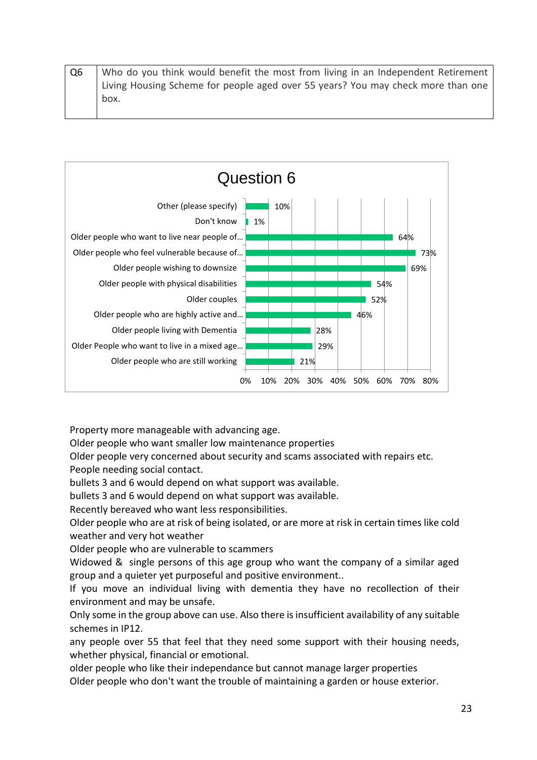| Q6 | Who do you think would benefit the most from living in an Independent Retirement Living Housing Scheme for people aged over 55 years? You may check more than one box. |
|---|---|

Question 6

Other (please specify) 10%
Don't know 1%
Older people who want to live near people of... 64%
Older people who feel vulnerable because of... 73%
Older people wishing to downsize 69%
Older people with physical disabilities 54%
Older couples 52%
Older people who are highly active and... 46%
Older people living with Dementia 28%
Older People who want to live in a mixed age... 29%
Older people who are still working 21%

0% 10% 20% 30% 40% 50% 60% 70% 80%

Property more manageable with advancing age.
Older people who want smaller low maintenance properties
Older people very concerned about security and scams associated with repairs etc.
People needing social contact.
bullets 3 and 6 would depend on what support was available.
bullets 3 and 6 would depend on what support was available.
Recently bereaved who want less responsibilities.
Older people who are at risk of being isolated, or are more at risk in certain times like cold weather and very hot weather
Older people who are vulnerable to scammers
Widowed & single persons of this age group who want the company of a similar aged group and a quieter yet purposeful and positive environment..
If you move an individual living with dementia they have no recollection of their environment and may be unsafe.
Only some in the group above can use. Also there is insufficient availability of any suitable schemes in IP12.
any people over 55 that feel that they need some support with their housing needs, whether physical, financial or emotional.
older people who like their independance but cannot manage larger properties
Older people who don't want the trouble of maintaining a garden or house exterior.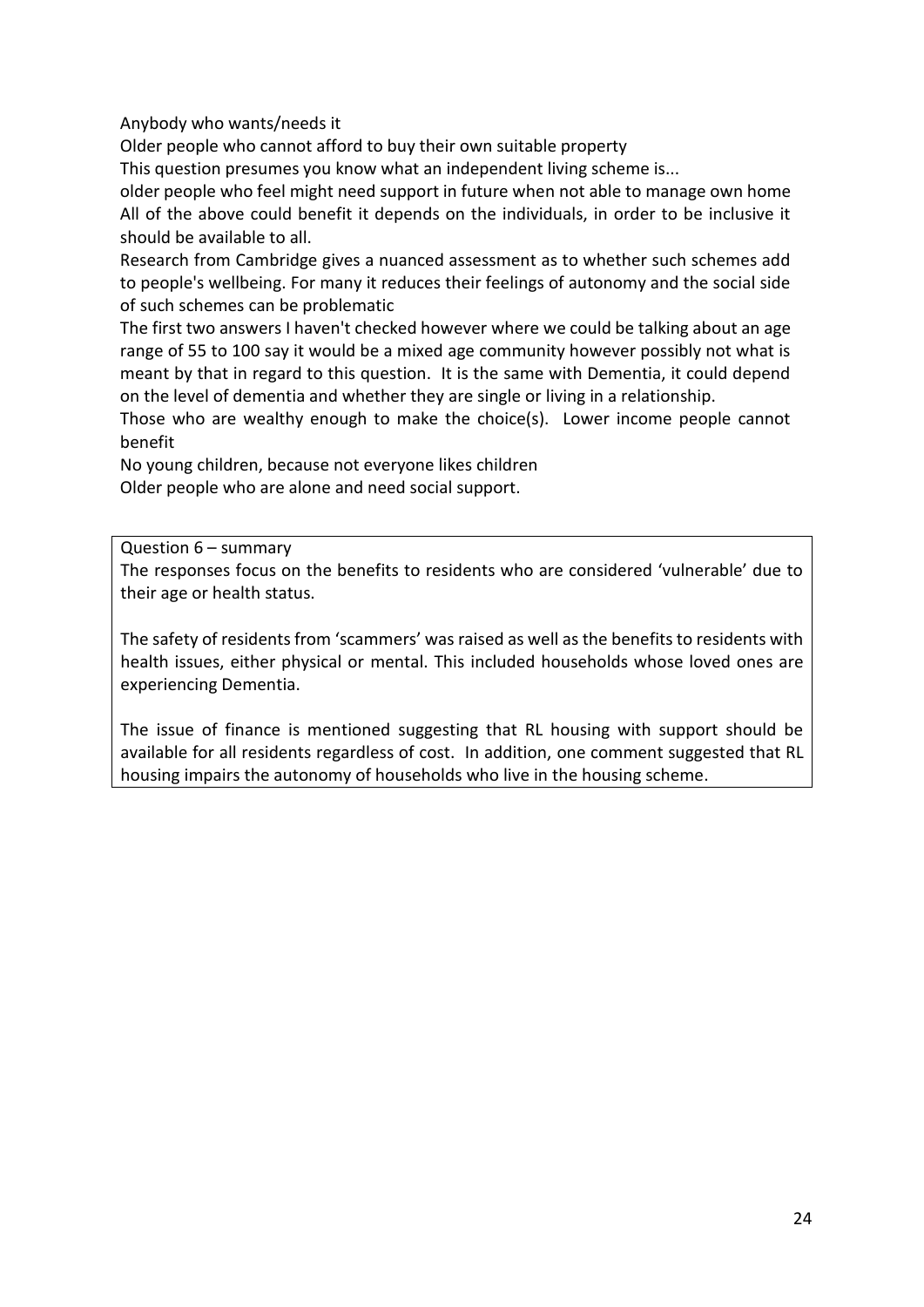Anybody who wants/needs it

Older people who cannot afford to buy their own suitable property

This question presumes you know what an independent living scheme is...

older people who feel might need support in future when not able to manage own home

All of the above could benefit it depends on the individuals, in order to be inclusive it should be available to all.

Research from Cambridge gives a nuanced assessment as to whether such schemes add to people's wellbeing. For many it reduces their feelings of autonomy and the social side of such schemes can be problematic

The first two answers I haven't checked however where we could be talking about an age range of 55 to 100 say it would be a mixed age community however possibly not what is meant by that in regard to this question. It is the same with Dementia, it could depend on the level of dementia and whether they are single or living in a relationship.

Those who are wealthy enough to make the choice(s). Lower income people cannot benefit

No young children, because not everyone likes children

Older people who are alone and need social support.

Question 6 – summary

The responses focus on the benefits to residents who are considered 'vulnerable' due to their age or health status.

The safety of residents from 'scammers' was raised as well as the benefits to residents with health issues, either physical or mental. This included households whose loved ones are experiencing Dementia.

The issue of finance is mentioned suggesting that RL housing with support should be available for all residents regardless of cost. In addition, one comment suggested that RL housing impairs the autonomy of households who live in the housing scheme.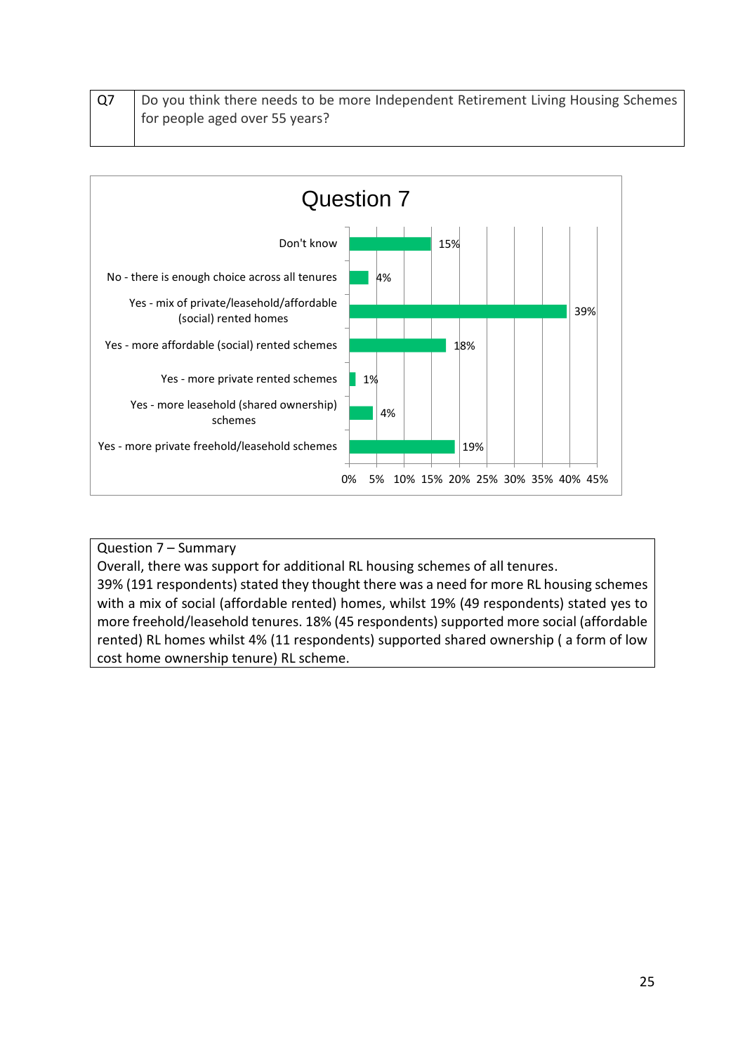| Q7 | Do you think there needs to be more Independent Retirement Living Housing Schemes for people aged over 55 years? |
|---|---|

Question 7

Don't know 15%

No - there is enough choice across all tenures 4%

Yes - mix of private/leasehold/affordable (social) rented homes 39%

Yes - more affordable (social) rented schemes 18%

Yes - more private rented schemes 1%

Yes - more leasehold (shared ownership) schemes 4%

Yes - more private freehold/leasehold schemes 19%

0% 5% 10% 15% 20% 25% 30% 35% 40% 45%

Question 7 – Summary

Overall, there was support for additional RL housing schemes of all tenures.

39% (191 respondents) stated they thought there was a need for more RL housing schemes with a mix of social (affordable rented) homes, whilst 19% (49 respondents) stated yes to more freehold/leasehold tenures. 18% (45 respondents) supported more social (affordable rented) RL homes whilst 4% (11 respondents) supported shared ownership ( a form of low cost home ownership tenure) RL scheme.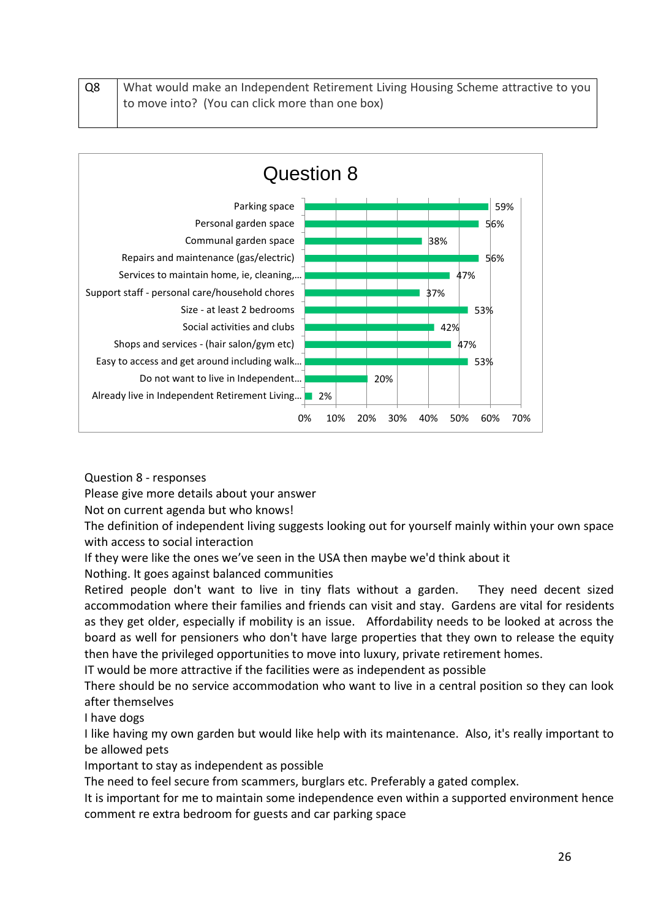| Q8 | What would make an Independent Retirement Living Housing Scheme attractive to you to move into? (You can click more than one box) |
|---|---|

Question 8

Parking space 59%
Personal garden space 56%
Communal garden space 38%
Repairs and maintenance (gas/electric) 56%
Services to maintain home, ie, cleaning,… 47%
Support staff - personal care/household chores 37%
Size - at least 2 bedrooms 53%
Social activities and clubs 42%
Shops and services - (hair salon/gym etc) 47%
Easy to access and get around including walk… 53%
Do not want to live in Independent… 20%
Already live in Independent Retirement Living… 2%

0% 10% 20% 30% 40% 50% 60% 70%

Question 8 - responses

Please give more details about your answer

Not on current agenda but who knows!

The definition of independent living suggests looking out for yourself mainly within your own space with access to social interaction

If they were like the ones we've seen in the USA then maybe we'd think about it

Nothing. It goes against balanced communities

Retired people don't want to live in tiny flats without a garden. They need decent sized accommodation where their families and friends can visit and stay. Gardens are vital for residents as they get older, especially if mobility is an issue. Affordability needs to be looked at across the board as well for pensioners who don't have large properties that they own to release the equity then have the privileged opportunities to move into luxury, private retirement homes.

IT would be more attractive if the facilities were as independent as possible

There should be no service accommodation who want to live in a central position so they can look after themselves

I have dogs

I like having my own garden but would like help with its maintenance. Also, it's really important to be allowed pets

Important to stay as independent as possible

The need to feel secure from scammers, burglars etc. Preferably a gated complex.

It is important for me to maintain some independence even within a supported environment hence comment re extra bedroom for guests and car parking space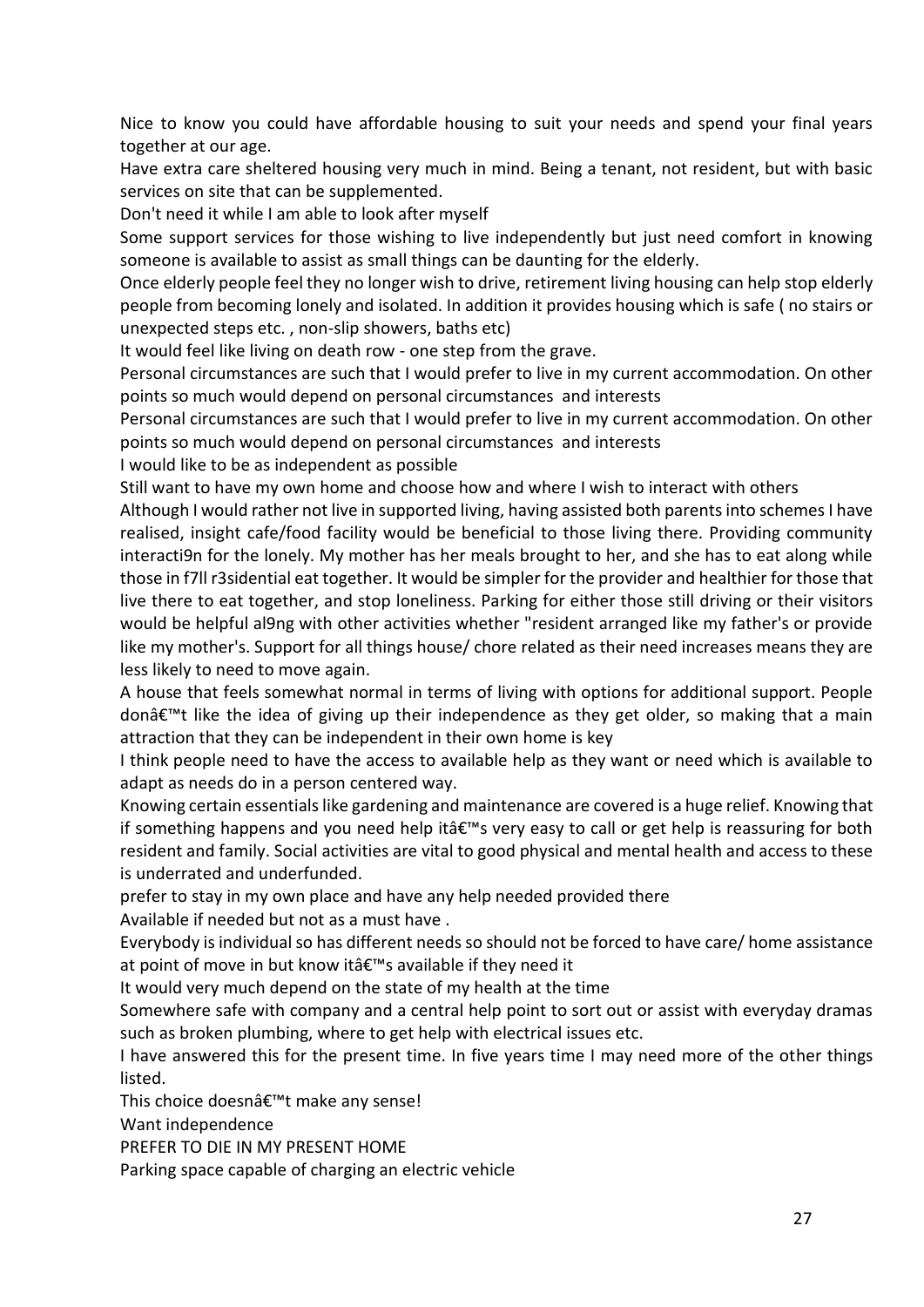Nice to know you could have affordable housing to suit your needs and spend your final years together at our age.

Have extra care sheltered housing very much in mind. Being a tenant, not resident, but with basic services on site that can be supplemented.

Don't need it while I am able to look after myself

Some support services for those wishing to live independently but just need comfort in knowing someone is available to assist as small things can be daunting for the elderly.

Once elderly people feel they no longer wish to drive, retirement living housing can help stop elderly people from becoming lonely and isolated. In addition it provides housing which is safe ( no stairs or unexpected steps etc. , non-slip showers, baths etc)

It would feel like living on death row - one step from the grave.

Personal circumstances are such that I would prefer to live in my current accommodation. On other points so much would depend on personal circumstances and interests

Personal circumstances are such that I would prefer to live in my current accommodation. On other points so much would depend on personal circumstances and interests

I would like to be as independent as possible

Still want to have my own home and choose how and where I wish to interact with others

Although I would rather not live in supported living, having assisted both parents into schemes I have realised, insight cafe/food facility would be beneficial to those living there. Providing community interacti9n for the lonely. My mother has her meals brought to her, and she has to eat along while those in f7ll r3sidential eat together. It would be simpler for the provider and healthier for those that live there to eat together, and stop loneliness. Parking for either those still driving or their visitors would be helpful al9ng with other activities whether "resident arranged like my father's or provide like my mother's. Support for all things house/ chore related as their need increases means they are less likely to need to move again.

A house that feels somewhat normal in terms of living with options for additional support. People donâ€™t like the idea of giving up their independence as they get older, so making that a main attraction that they can be independent in their own home is key

I think people need to have the access to available help as they want or need which is available to adapt as needs do in a person centered way.

Knowing certain essentials like gardening and maintenance are covered is a huge relief. Knowing that if something happens and you need help itâ€™s very easy to call or get help is reassuring for both resident and family. Social activities are vital to good physical and mental health and access to these is underrated and underfunded.

prefer to stay in my own place and have any help needed provided there

Available if needed but not as a must have .

Everybody is individual so has different needs so should not be forced to have care/ home assistance at point of move in but know itâ€™s available if they need it

It would very much depend on the state of my health at the time

Somewhere safe with company and a central help point to sort out or assist with everyday dramas such as broken plumbing, where to get help with electrical issues etc.

I have answered this for the present time. In five years time I may need more of the other things listed.

This choice doesnâ€™t make any sense!

Want independence

PREFER TO DIE IN MY PRESENT HOME

Parking space capable of charging an electric vehicle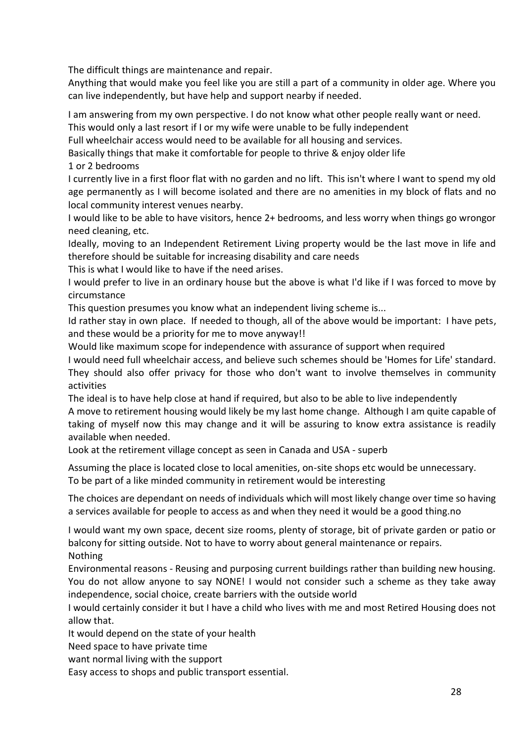The difficult things are maintenance and repair.

Anything that would make you feel like you are still a part of a community in older age. Where you can live independently, but have help and support nearby if needed.

I am answering from my own perspective. I do not know what other people really want or need.

This would only a last resort if I or my wife were unable to be fully independent

Full wheelchair access would need to be available for all housing and services.

Basically things that make it comfortable for people to thrive & enjoy older life

1 or 2 bedrooms

I currently live in a first floor flat with no garden and no lift. This isn't where I want to spend my old age permanently as I will become isolated and there are no amenities in my block of flats and no local community interest venues nearby.

I would like to be able to have visitors, hence 2+ bedrooms, and less worry when things go wrongor need cleaning, etc.

Ideally, moving to an Independent Retirement Living property would be the last move in life and therefore should be suitable for increasing disability and care needs

This is what I would like to have if the need arises.

I would prefer to live in an ordinary house but the above is what I'd like if I was forced to move by circumstance

This question presumes you know what an independent living scheme is...

Id rather stay in own place. If needed to though, all of the above would be important: I have pets, and these would be a priority for me to move anyway!!

Would like maximum scope for independence with assurance of support when required

I would need full wheelchair access, and believe such schemes should be 'Homes for Life' standard. They should also offer privacy for those who don't want to involve themselves in community activities

The ideal is to have help close at hand if required, but also to be able to live independently

A move to retirement housing would likely be my last home change. Although I am quite capable of taking of myself now this may change and it will be assuring to know extra assistance is readily available when needed.

Look at the retirement village concept as seen in Canada and USA - superb

Assuming the place is located close to local amenities, on-site shops etc would be unnecessary.

To be part of a like minded community in retirement would be interesting

The choices are dependant on needs of individuals which will most likely change over time so having a services available for people to access as and when they need it would be a good thing.no

I would want my own space, decent size rooms, plenty of storage, bit of private garden or patio or balcony for sitting outside. Not to have to worry about general maintenance or repairs.

Nothing

Environmental reasons - Reusing and purposing current buildings rather than building new housing.

You do not allow anyone to say NONE! I would not consider such a scheme as they take away independence, social choice, create barriers with the outside world

I would certainly consider it but I have a child who lives with me and most Retired Housing does not allow that.

It would depend on the state of your health

Need space to have private time

want normal living with the support

Easy access to shops and public transport essential.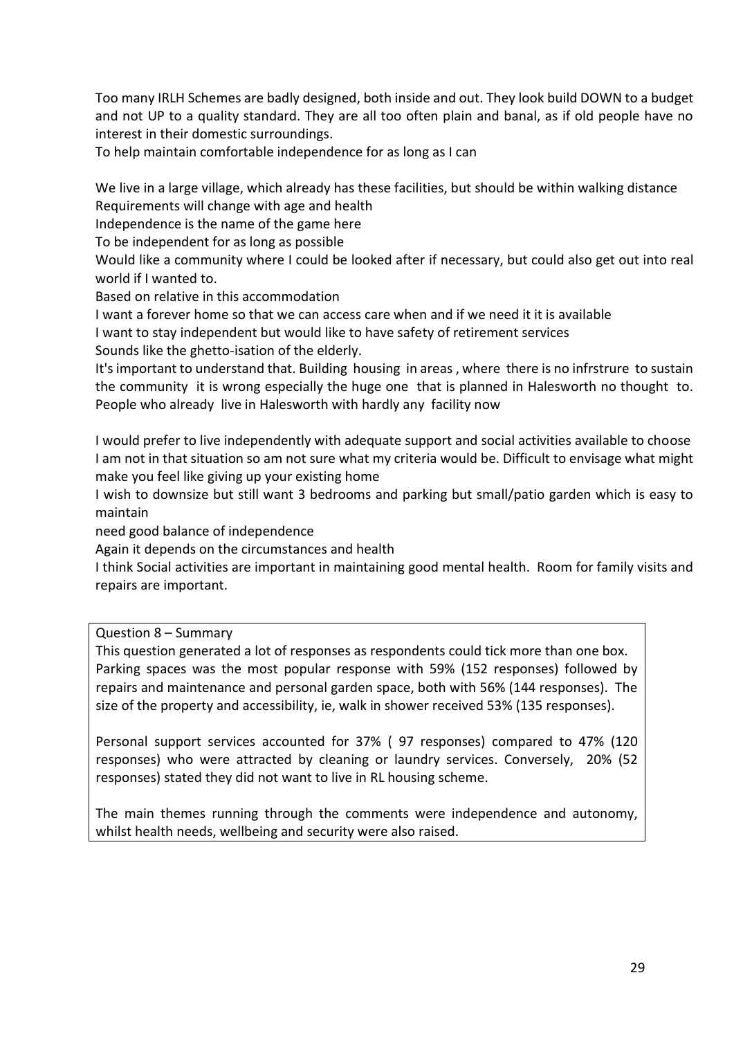Too many IRLH Schemes are badly designed, both inside and out. They look build DOWN to a budget and not UP to a quality standard. They are all too often plain and banal, as if old people have no interest in their domestic surroundings.

To help maintain comfortable independence for as long as I can

We live in a large village, which already has these facilities, but should be within walking distance

Requirements will change with age and health

Independence is the name of the game here

To be independent for as long as possible

Would like a community where I could be looked after if necessary, but could also get out into real world if I wanted to.

Based on relative in this accommodation

I want a forever home so that we can access care when and if we need it it is available

I want to stay independent but would like to have safety of retirement services

Sounds like the ghetto-isation of the elderly.

It's important to understand that. Building housing in areas , where there is no infrstrure to sustain the community it is wrong especially the huge one that is planned in Halesworth no thought to. People who already live in Halesworth with hardly any facility now

I would prefer to live independently with adequate support and social activities available to choose

I am not in that situation so am not sure what my criteria would be. Difficult to envisage what might make you feel like giving up your existing home

I wish to downsize but still want 3 bedrooms and parking but small/patio garden which is easy to maintain

need good balance of independence

Again it depends on the circumstances and health

I think Social activities are important in maintaining good mental health. Room for family visits and repairs are important.

Question 8 – Summary

This question generated a lot of responses as respondents could tick more than one box. Parking spaces was the most popular response with 59% (152 responses) followed by repairs and maintenance and personal garden space, both with 56% (144 responses). The size of the property and accessibility, ie, walk in shower received 53% (135 responses).

Personal support services accounted for 37% ( 97 responses) compared to 47% (120 responses) who were attracted by cleaning or laundry services. Conversely, 20% (52 responses) stated they did not want to live in RL housing scheme.

The main themes running through the comments were independence and autonomy, whilst health needs, wellbeing and security were also raised.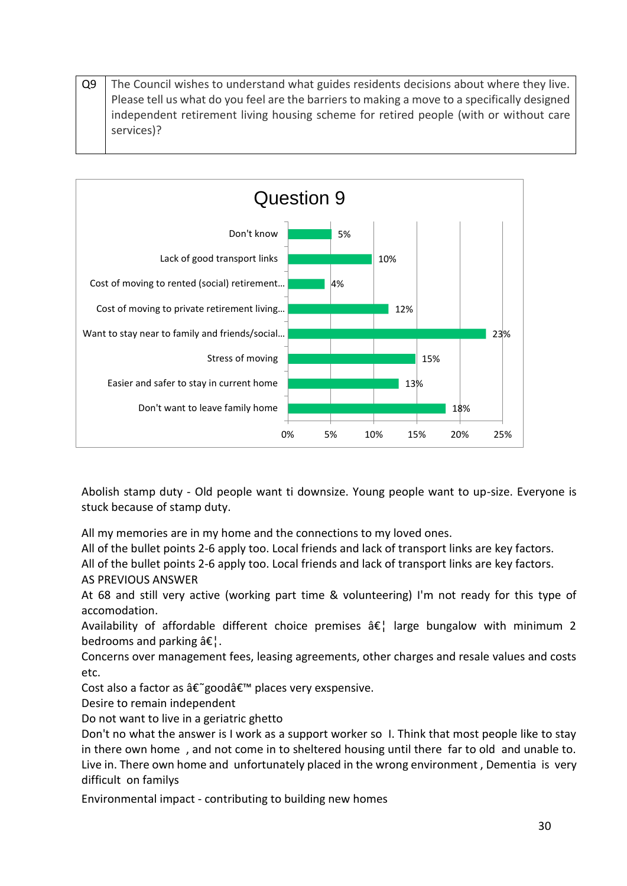| Q9 | The Council wishes to understand what guides residents decisions about where they live. Please tell us what do you feel are the barriers to making a move to a specifically designed independent retirement living housing scheme for retired people (with or without care services)? |
|---|---|

Question 9

Don't know 5%
Lack of good transport links 10%
Cost of moving to rented (social) retirement… 4%
Cost of moving to private retirement living… 12%
Want to stay near to family and friends/social… 23%
Stress of moving 15%
Easier and safer to stay in current home 13%
Don't want to leave family home 18%

0% 5% 10% 15% 20% 25%

Abolish stamp duty - Old people want ti downsize. Young people want to up-size. Everyone is stuck because of stamp duty.

All my memories are in my home and the connections to my loved ones.
All of the bullet points 2-6 apply too. Local friends and lack of transport links are key factors.
All of the bullet points 2-6 apply too. Local friends and lack of transport links are key factors.
AS PREVIOUS ANSWER
At 68 and still very active (working part time & volunteering) I'm not ready for this type of accomodation.
Availability of affordable different choice premises â€¦ large bungalow with minimum 2 bedrooms and parking â€¦.
Concerns over management fees, leasing agreements, other charges and resale values and costs etc.
Cost also a factor as â€˜goodâ€™ places very exspensive.
Desire to remain independent
Do not want to live in a geriatric ghetto
Don't no what the answer is I work as a support worker so I. Think that most people like to stay in there own home , and not come in to sheltered housing until there far to old and unable to. Live in. There own home and unfortunately placed in the wrong environment , Dementia is very difficult on familys
Environmental impact - contributing to building new homes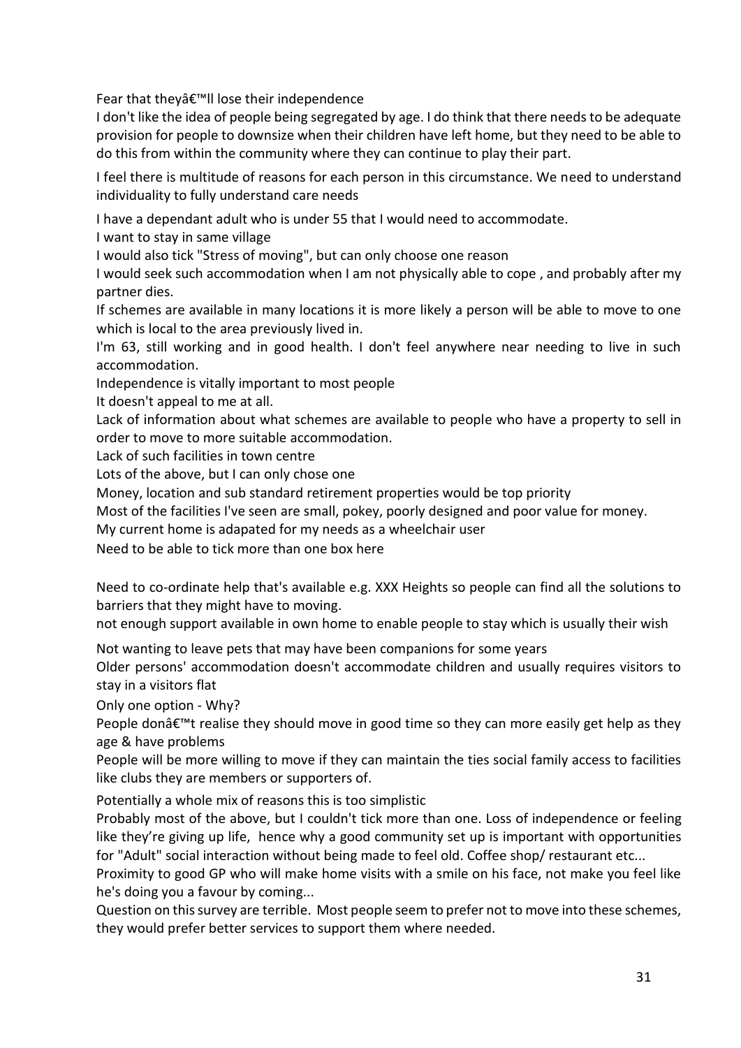Fear that theyâ€™ll lose their independence

I don't like the idea of people being segregated by age. I do think that there needs to be adequate provision for people to downsize when their children have left home, but they need to be able to do this from within the community where they can continue to play their part.

I feel there is multitude of reasons for each person in this circumstance. We need to understand individuality to fully understand care needs

I have a dependant adult who is under 55 that I would need to accommodate.

I want to stay in same village

I would also tick "Stress of moving", but can only choose one reason

I would seek such accommodation when I am not physically able to cope , and probably after my partner dies.

If schemes are available in many locations it is more likely a person will be able to move to one which is local to the area previously lived in.

I'm 63, still working and in good health. I don't feel anywhere near needing to live in such accommodation.

Independence is vitally important to most people

It doesn't appeal to me at all.

Lack of information about what schemes are available to people who have a property to sell in order to move to more suitable accommodation.

Lack of such facilities in town centre

Lots of the above, but I can only chose one

Money, location and sub standard retirement properties would be top priority

Most of the facilities I've seen are small, pokey, poorly designed and poor value for money.

My current home is adapated for my needs as a wheelchair user

Need to be able to tick more than one box here

Need to co-ordinate help that's available e.g. XXX Heights so people can find all the solutions to barriers that they might have to moving.

not enough support available in own home to enable people to stay which is usually their wish

Not wanting to leave pets that may have been companions for some years

Older persons' accommodation doesn't accommodate children and usually requires visitors to stay in a visitors flat

Only one option - Why?

People donâ€™t realise they should move in good time so they can more easily get help as they age & have problems

People will be more willing to move if they can maintain the ties social family access to facilities like clubs they are members or supporters of.

Potentially a whole mix of reasons this is too simplistic

Probably most of the above, but I couldn't tick more than one. Loss of independence or feeling like they're giving up life, hence why a good community set up is important with opportunities for "Adult" social interaction without being made to feel old. Coffee shop/ restaurant etc...

Proximity to good GP who will make home visits with a smile on his face, not make you feel like he's doing you a favour by coming...

Question on this survey are terrible. Most people seem to prefer not to move into these schemes, they would prefer better services to support them where needed.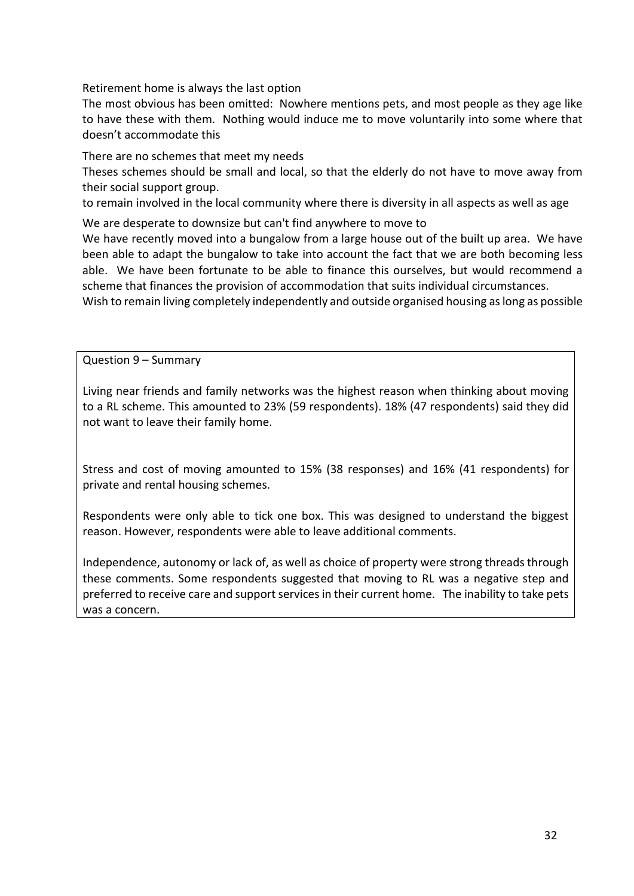Retirement home is always the last option

The most obvious has been omitted: Nowhere mentions pets, and most people as they age like to have these with them. Nothing would induce me to move voluntarily into some where that doesn't accommodate this

There are no schemes that meet my needs

Theses schemes should be small and local, so that the elderly do not have to move away from their social support group.

to remain involved in the local community where there is diversity in all aspects as well as age

We are desperate to downsize but can't find anywhere to move to

We have recently moved into a bungalow from a large house out of the built up area. We have been able to adapt the bungalow to take into account the fact that we are both becoming less able. We have been fortunate to be able to finance this ourselves, but would recommend a scheme that finances the provision of accommodation that suits individual circumstances.

Wish to remain living completely independently and outside organised housing as long as possible

Question 9 – Summary

Living near friends and family networks was the highest reason when thinking about moving to a RL scheme. This amounted to 23% (59 respondents). 18% (47 respondents) said they did not want to leave their family home.

Stress and cost of moving amounted to 15% (38 responses) and 16% (41 respondents) for private and rental housing schemes.

Respondents were only able to tick one box. This was designed to understand the biggest reason. However, respondents were able to leave additional comments.

Independence, autonomy or lack of, as well as choice of property were strong threads through these comments. Some respondents suggested that moving to RL was a negative step and preferred to receive care and support services in their current home. The inability to take pets was a concern.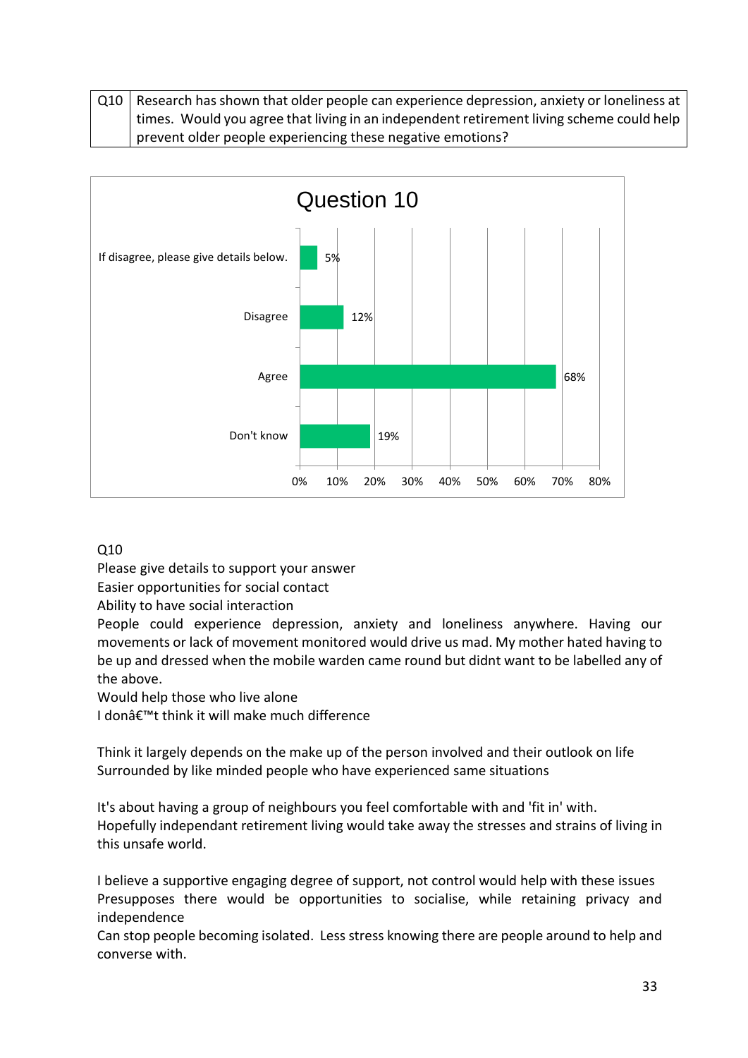| Q10 | Research has shown that older people can experience depression, anxiety or loneliness at times. Would you agree that living in an independent retirement living scheme could help prevent older people experiencing these negative emotions? |
|---|---|

Question 10

If disagree, please give details below. 5%

Disagree 12%

Agree 68%

Don't know 19%

0% 10% 20% 30% 40% 50% 60% 70% 80%

Q10

Please give details to support your answer

Easier opportunities for social contact

Ability to have social interaction

People could experience depression, anxiety and loneliness anywhere. Having our movements or lack of movement monitored would drive us mad. My mother hated having to be up and dressed when the mobile warden came round but didnt want to be labelled any of the above.

Would help those who live alone

I donâ€™t think it will make much difference

Think it largely depends on the make up of the person involved and their outlook on life

Surrounded by like minded people who have experienced same situations

It's about having a group of neighbours you feel comfortable with and 'fit in' with.

Hopefully independant retirement living would take away the stresses and strains of living in this unsafe world.

I believe a supportive engaging degree of support, not control would help with these issues

Presupposes there would be opportunities to socialise, while retaining privacy and independence

Can stop people becoming isolated. Less stress knowing there are people around to help and converse with.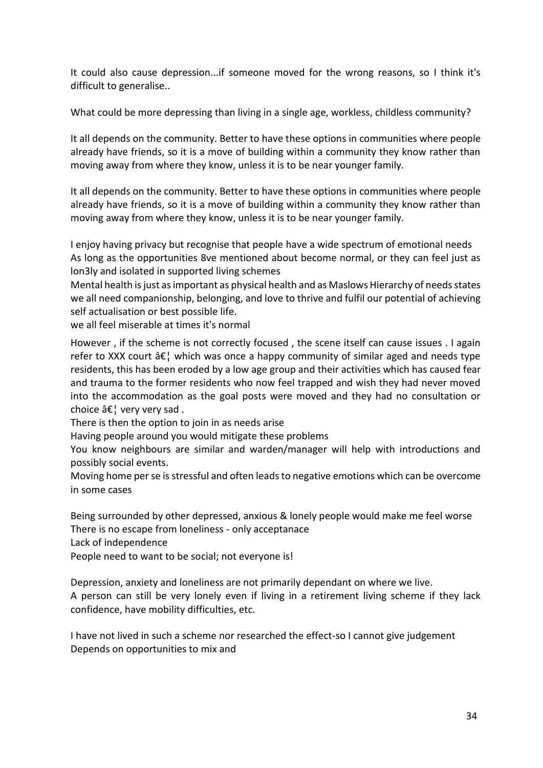It could also cause depression...if someone moved for the wrong reasons, so I think it's difficult to generalise..

What could be more depressing than living in a single age, workless, childless community?

It all depends on the community. Better to have these options in communities where people already have friends, so it is a move of building within a community they know rather than moving away from where they know, unless it is to be near younger family.

It all depends on the community. Better to have these options in communities where people already have friends, so it is a move of building within a community they know rather than moving away from where they know, unless it is to be near younger family.

I enjoy having privacy but recognise that people have a wide spectrum of emotional needs
As long as the opportunities 8ve mentioned about become normal, or they can feel just as lon3ly and isolated in supported living schemes
Mental health is just as important as physical health and as Maslows Hierarchy of needs states we all need companionship, belonging, and love to thrive and fulfil our potential of achieving self actualisation or best possible life.
we all feel miserable at times it's normal

However , if the scheme is not correctly focused , the scene itself can cause issues . I again refer to XXX court â€¦ which was once a happy community of similar aged and needs type residents, this has been eroded by a low age group and their activities which has caused fear and trauma to the former residents who now feel trapped and wish they had never moved into the accommodation as the goal posts were moved and they had no consultation or choice â€¦ very very sad .
There is then the option to join in as needs arise
Having people around you would mitigate these problems
You know neighbours are similar and warden/manager will help with introductions and possibly social events.
Moving home per se is stressful and often leads to negative emotions which can be overcome in some cases

Being surrounded by other depressed, anxious & lonely people would make me feel worse
There is no escape from loneliness - only acceptanace
Lack of independence
People need to want to be social; not everyone is!

Depression, anxiety and loneliness are not primarily dependant on where we live.
A person can still be very lonely even if living in a retirement living scheme if they lack confidence, have mobility difficulties, etc.

I have not lived in such a scheme nor researched the effect-so I cannot give judgement
Depends on opportunities to mix and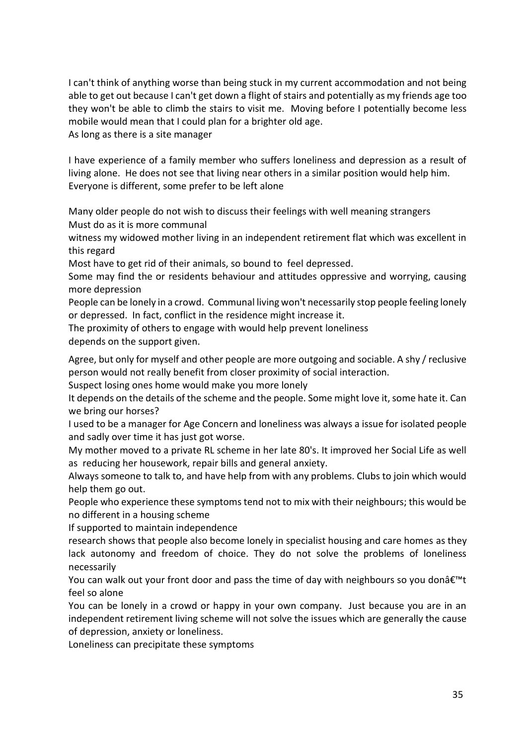I can't think of anything worse than being stuck in my current accommodation and not being able to get out because I can't get down a flight of stairs and potentially as my friends age too they won't be able to climb the stairs to visit me. Moving before I potentially become less mobile would mean that I could plan for a brighter old age.
As long as there is a site manager

I have experience of a family member who suffers loneliness and depression as a result of living alone. He does not see that living near others in a similar position would help him.
Everyone is different, some prefer to be left alone

Many older people do not wish to discuss their feelings with well meaning strangers
Must do as it is more communal
witness my widowed mother living in an independent retirement flat which was excellent in this regard
Most have to get rid of their animals, so bound to feel depressed.
Some may find the or residents behaviour and attitudes oppressive and worrying, causing more depression
People can be lonely in a crowd. Communal living won't necessarily stop people feeling lonely or depressed. In fact, conflict in the residence might increase it.
The proximity of others to engage with would help prevent loneliness
depends on the support given.

Agree, but only for myself and other people are more outgoing and sociable. A shy / reclusive person would not really benefit from closer proximity of social interaction.
Suspect losing ones home would make you more lonely
It depends on the details of the scheme and the people. Some might love it, some hate it. Can we bring our horses?
I used to be a manager for Age Concern and loneliness was always a issue for isolated people and sadly over time it has just got worse.
My mother moved to a private RL scheme in her late 80's. It improved her Social Life as well as reducing her housework, repair bills and general anxiety.
Always someone to talk to, and have help from with any problems. Clubs to join which would help them go out.
People who experience these symptoms tend not to mix with their neighbours; this would be no different in a housing scheme
If supported to maintain independence
research shows that people also become lonely in specialist housing and care homes as they lack autonomy and freedom of choice. They do not solve the problems of loneliness necessarily
You can walk out your front door and pass the time of day with neighbours so you donâ€™t feel so alone
You can be lonely in a crowd or happy in your own company. Just because you are in an independent retirement living scheme will not solve the issues which are generally the cause of depression, anxiety or loneliness.
Loneliness can precipitate these symptoms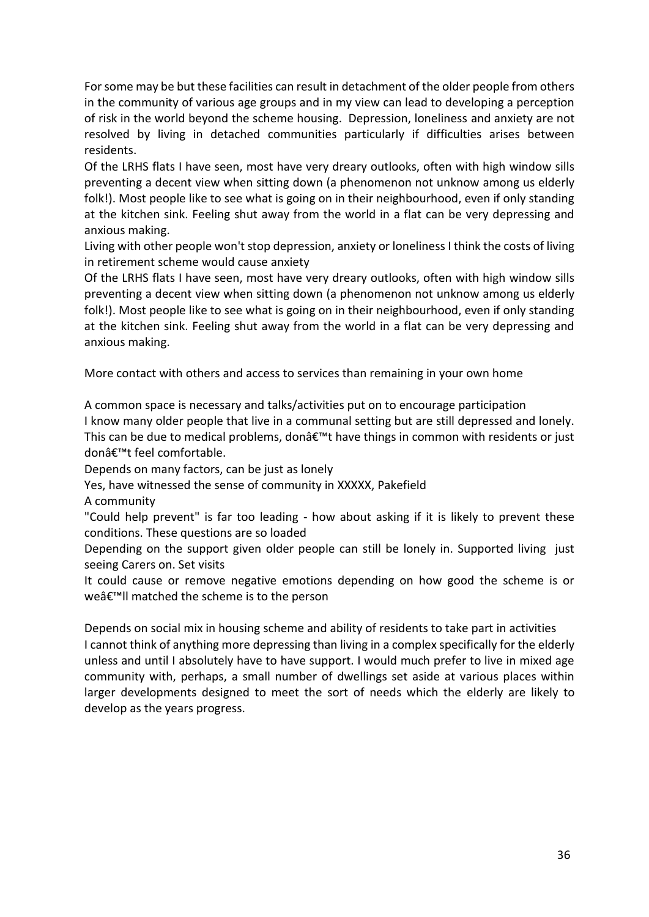For some may be but these facilities can result in detachment of the older people from others in the community of various age groups and in my view can lead to developing a perception of risk in the world beyond the scheme housing. Depression, loneliness and anxiety are not resolved by living in detached communities particularly if difficulties arises between residents.

Of the LRHS flats I have seen, most have very dreary outlooks, often with high window sills preventing a decent view when sitting down (a phenomenon not unknow among us elderly folk!). Most people like to see what is going on in their neighbourhood, even if only standing at the kitchen sink. Feeling shut away from the world in a flat can be very depressing and anxious making.

Living with other people won't stop depression, anxiety or loneliness I think the costs of living in retirement scheme would cause anxiety

Of the LRHS flats I have seen, most have very dreary outlooks, often with high window sills preventing a decent view when sitting down (a phenomenon not unknow among us elderly folk!). Most people like to see what is going on in their neighbourhood, even if only standing at the kitchen sink. Feeling shut away from the world in a flat can be very depressing and anxious making.

More contact with others and access to services than remaining in your own home

A common space is necessary and talks/activities put on to encourage participation

I know many older people that live in a communal setting but are still depressed and lonely. This can be due to medical problems, donâ€™t have things in common with residents or just donâ€™t feel comfortable.

Depends on many factors, can be just as lonely

Yes, have witnessed the sense of community in XXXXX, Pakefield

A community

"Could help prevent" is far too leading - how about asking if it is likely to prevent these conditions. These questions are so loaded

Depending on the support given older people can still be lonely in. Supported living just seeing Carers on. Set visits

It could cause or remove negative emotions depending on how good the scheme is or weâ€™ll matched the scheme is to the person

Depends on social mix in housing scheme and ability of residents to take part in activities

I cannot think of anything more depressing than living in a complex specifically for the elderly unless and until I absolutely have to have support. I would much prefer to live in mixed age community with, perhaps, a small number of dwellings set aside at various places within larger developments designed to meet the sort of needs which the elderly are likely to develop as the years progress.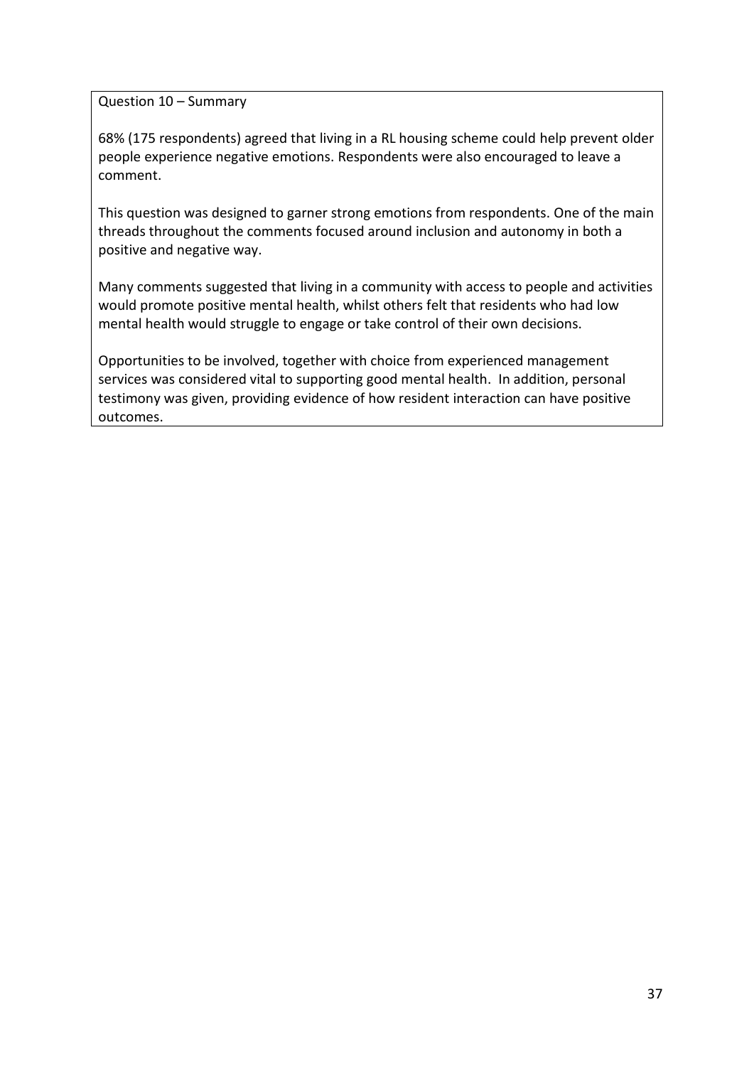Question 10 – Summary

68% (175 respondents) agreed that living in a RL housing scheme could help prevent older people experience negative emotions. Respondents were also encouraged to leave a comment.

This question was designed to garner strong emotions from respondents. One of the main threads throughout the comments focused around inclusion and autonomy in both a positive and negative way.

Many comments suggested that living in a community with access to people and activities would promote positive mental health, whilst others felt that residents who had low mental health would struggle to engage or take control of their own decisions.

Opportunities to be involved, together with choice from experienced management services was considered vital to supporting good mental health. In addition, personal testimony was given, providing evidence of how resident interaction can have positive outcomes.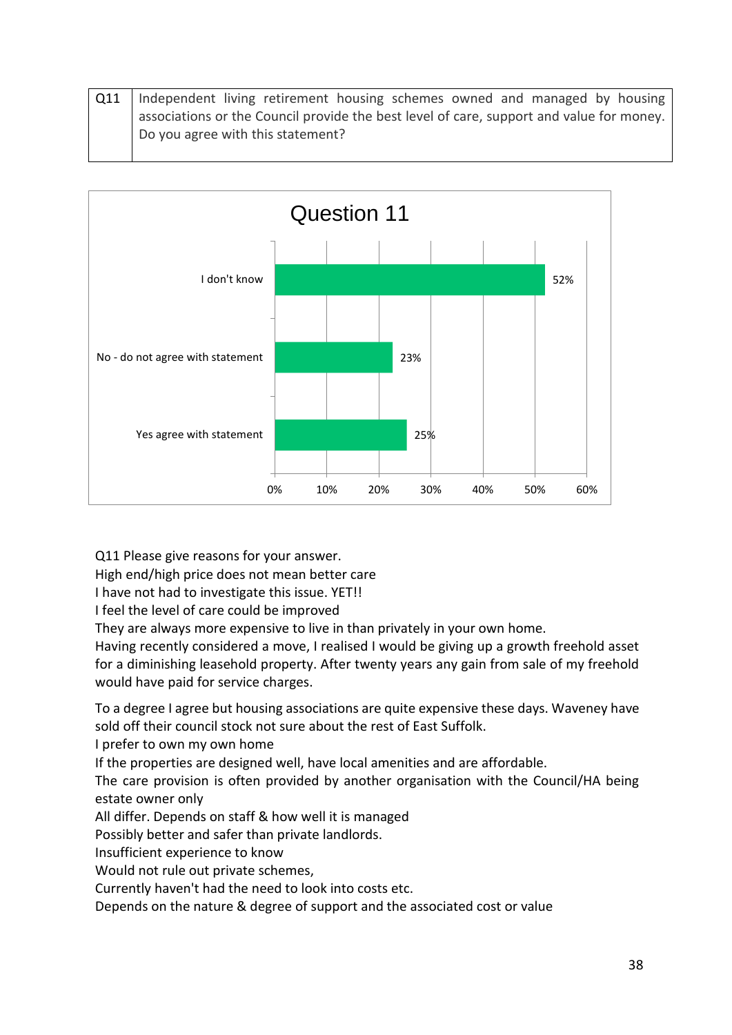| Q11 | Independent living retirement housing schemes owned and managed by housing associations or the Council provide the best level of care, support and value for money. Do you agree with this statement? |
|---|---|

Question 11

I don't know 52%

No - do not agree with statement 23%

Yes agree with statement 25%

0% 10% 20% 30% 40% 50% 60%

Q11 Please give reasons for your answer.

High end/high price does not mean better care

I have not had to investigate this issue. YET!!

I feel the level of care could be improved

They are always more expensive to live in than privately in your own home.

Having recently considered a move, I realised I would be giving up a growth freehold asset for a diminishing leasehold property. After twenty years any gain from sale of my freehold would have paid for service charges.

To a degree I agree but housing associations are quite expensive these days. Waveney have sold off their council stock not sure about the rest of East Suffolk.

I prefer to own my own home

If the properties are designed well, have local amenities and are affordable.

The care provision is often provided by another organisation with the Council/HA being estate owner only

All differ. Depends on staff & how well it is managed

Possibly better and safer than private landlords.

Insufficient experience to know

Would not rule out private schemes,

Currently haven't had the need to look into costs etc.

Depends on the nature & degree of support and the associated cost or value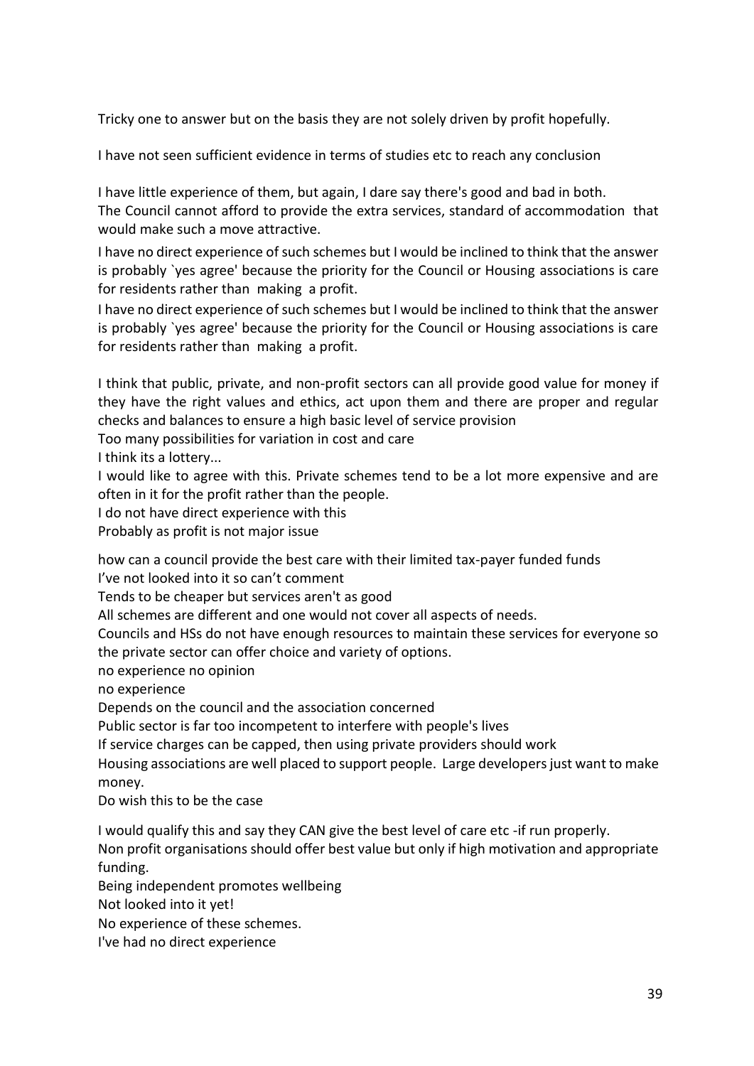Tricky one to answer but on the basis they are not solely driven by profit hopefully.

I have not seen sufficient evidence in terms of studies etc to reach any conclusion

I have little experience of them, but again, I dare say there's good and bad in both.

The Council cannot afford to provide the extra services, standard of accommodation that would make such a move attractive.

I have no direct experience of such schemes but I would be inclined to think that the answer is probably `yes agree' because the priority for the Council or Housing associations is care for residents rather than making a profit.

I have no direct experience of such schemes but I would be inclined to think that the answer is probably `yes agree' because the priority for the Council or Housing associations is care for residents rather than making a profit.

I think that public, private, and non-profit sectors can all provide good value for money if they have the right values and ethics, act upon them and there are proper and regular checks and balances to ensure a high basic level of service provision

Too many possibilities for variation in cost and care

I think its a lottery...

I would like to agree with this. Private schemes tend to be a lot more expensive and are often in it for the profit rather than the people.

I do not have direct experience with this

Probably as profit is not major issue

how can a council provide the best care with their limited tax-payer funded funds

I've not looked into it so can't comment

Tends to be cheaper but services aren't as good

All schemes are different and one would not cover all aspects of needs.

Councils and HSs do not have enough resources to maintain these services for everyone so the private sector can offer choice and variety of options.

no experience no opinion

no experience

Depends on the council and the association concerned

Public sector is far too incompetent to interfere with people's lives

If service charges can be capped, then using private providers should work

Housing associations are well placed to support people. Large developers just want to make money.

Do wish this to be the case

I would qualify this and say they CAN give the best level of care etc -if run properly.

Non profit organisations should offer best value but only if high motivation and appropriate funding.

Being independent promotes wellbeing

Not looked into it yet!

No experience of these schemes.

I've had no direct experience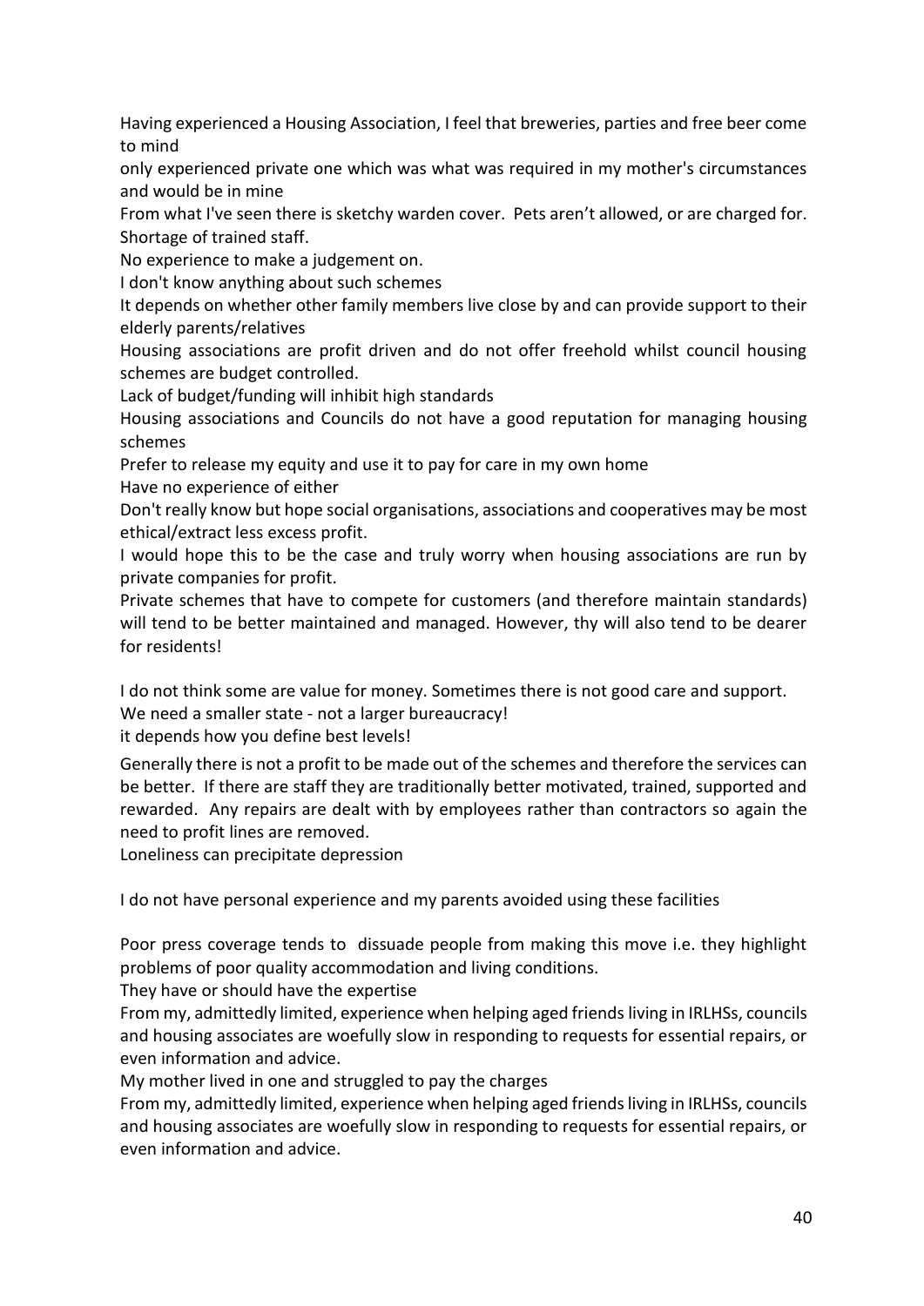Having experienced a Housing Association, I feel that breweries, parties and free beer come to mind

only experienced private one which was what was required in my mother's circumstances and would be in mine

From what I've seen there is sketchy warden cover. Pets aren't allowed, or are charged for. Shortage of trained staff.

No experience to make a judgement on.

I don't know anything about such schemes

It depends on whether other family members live close by and can provide support to their elderly parents/relatives

Housing associations are profit driven and do not offer freehold whilst council housing schemes are budget controlled.

Lack of budget/funding will inhibit high standards

Housing associations and Councils do not have a good reputation for managing housing schemes

Prefer to release my equity and use it to pay for care in my own home

Have no experience of either

Don't really know but hope social organisations, associations and cooperatives may be most ethical/extract less excess profit.

I would hope this to be the case and truly worry when housing associations are run by private companies for profit.

Private schemes that have to compete for customers (and therefore maintain standards) will tend to be better maintained and managed. However, thy will also tend to be dearer for residents!

I do not think some are value for money. Sometimes there is not good care and support.

We need a smaller state - not a larger bureaucracy!

it depends how you define best levels!

Generally there is not a profit to be made out of the schemes and therefore the services can be better. If there are staff they are traditionally better motivated, trained, supported and rewarded. Any repairs are dealt with by employees rather than contractors so again the need to profit lines are removed.

Loneliness can precipitate depression

I do not have personal experience and my parents avoided using these facilities

Poor press coverage tends to dissuade people from making this move i.e. they highlight problems of poor quality accommodation and living conditions.

They have or should have the expertise

From my, admittedly limited, experience when helping aged friends living in IRLHSs, councils and housing associates are woefully slow in responding to requests for essential repairs, or even information and advice.

My mother lived in one and struggled to pay the charges

From my, admittedly limited, experience when helping aged friends living in IRLHSs, councils and housing associates are woefully slow in responding to requests for essential repairs, or even information and advice.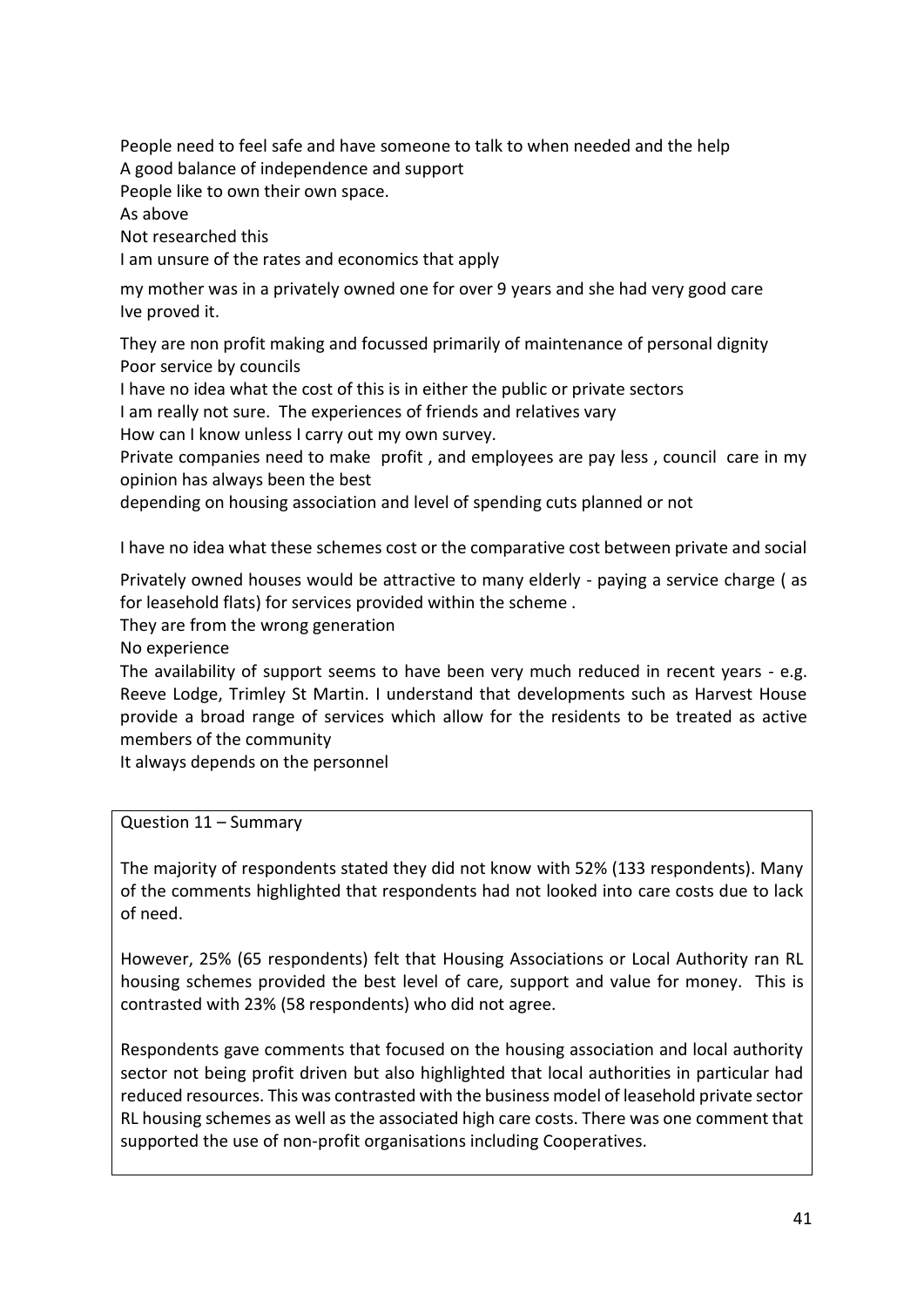People need to feel safe and have someone to talk to when needed and the help

A good balance of independence and support

People like to own their own space.

As above

Not researched this

I am unsure of the rates and economics that apply

my mother was in a privately owned one for over 9 years and she had very good care

Ive proved it.

They are non profit making and focussed primarily of maintenance of personal dignity

Poor service by councils

I have no idea what the cost of this is in either the public or private sectors

I am really not sure. The experiences of friends and relatives vary

How can I know unless I carry out my own survey.

Private companies need to make profit , and employees are pay less , council care in my opinion has always been the best

depending on housing association and level of spending cuts planned or not

I have no idea what these schemes cost or the comparative cost between private and social

Privately owned houses would be attractive to many elderly - paying a service charge ( as for leasehold flats) for services provided within the scheme .

They are from the wrong generation

No experience

The availability of support seems to have been very much reduced in recent years - e.g. Reeve Lodge, Trimley St Martin. I understand that developments such as Harvest House provide a broad range of services which allow for the residents to be treated as active members of the community

It always depends on the personnel

Question 11 – Summary

The majority of respondents stated they did not know with 52% (133 respondents). Many of the comments highlighted that respondents had not looked into care costs due to lack of need.

However, 25% (65 respondents) felt that Housing Associations or Local Authority ran RL housing schemes provided the best level of care, support and value for money. This is contrasted with 23% (58 respondents) who did not agree.

Respondents gave comments that focused on the housing association and local authority sector not being profit driven but also highlighted that local authorities in particular had reduced resources. This was contrasted with the business model of leasehold private sector RL housing schemes as well as the associated high care costs. There was one comment that supported the use of non-profit organisations including Cooperatives.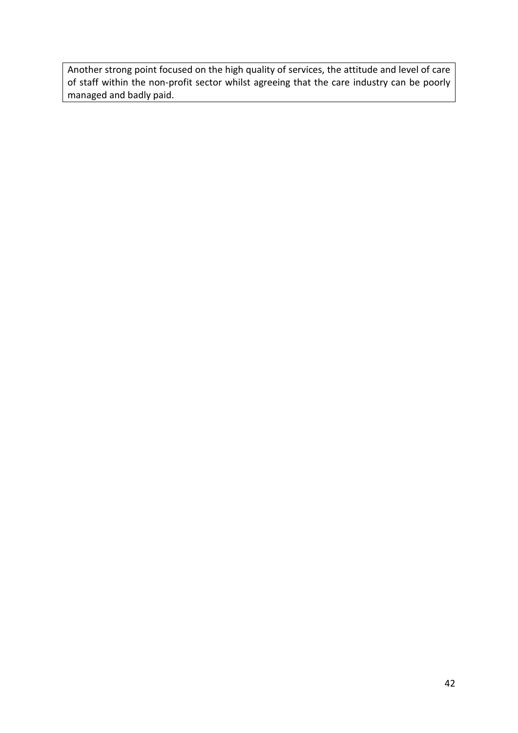Another strong point focused on the high quality of services, the attitude and level of care of staff within the non-profit sector whilst agreeing that the care industry can be poorly managed and badly paid.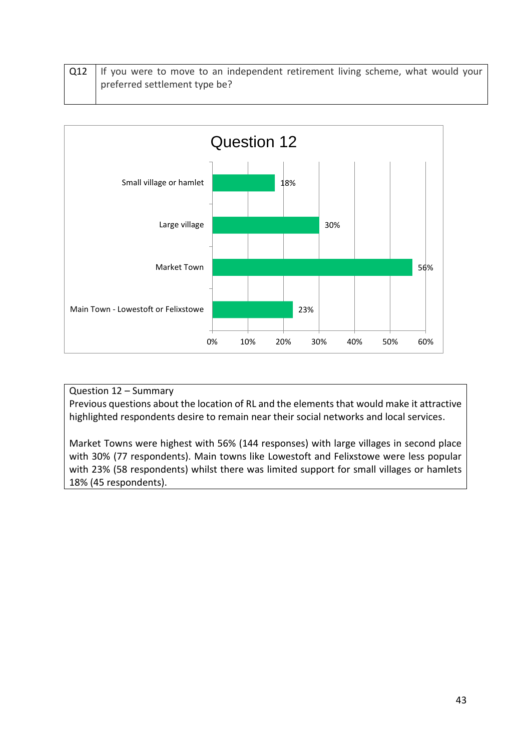| Q12 | If you were to move to an independent retirement living scheme, what would your preferred settlement type be? |
|---|---|

Question 12

Small village or hamlet 18%

Large village 30%

Market Town 56%

Main Town - Lowestoft or Felixstowe 23%

0% 10% 20% 30% 40% 50% 60%

Question 12 – Summary

Previous questions about the location of RL and the elements that would make it attractive highlighted respondents desire to remain near their social networks and local services.

Market Towns were highest with 56% (144 responses) with large villages in second place with 30% (77 respondents). Main towns like Lowestoft and Felixstowe were less popular with 23% (58 respondents) whilst there was limited support for small villages or hamlets 18% (45 respondents).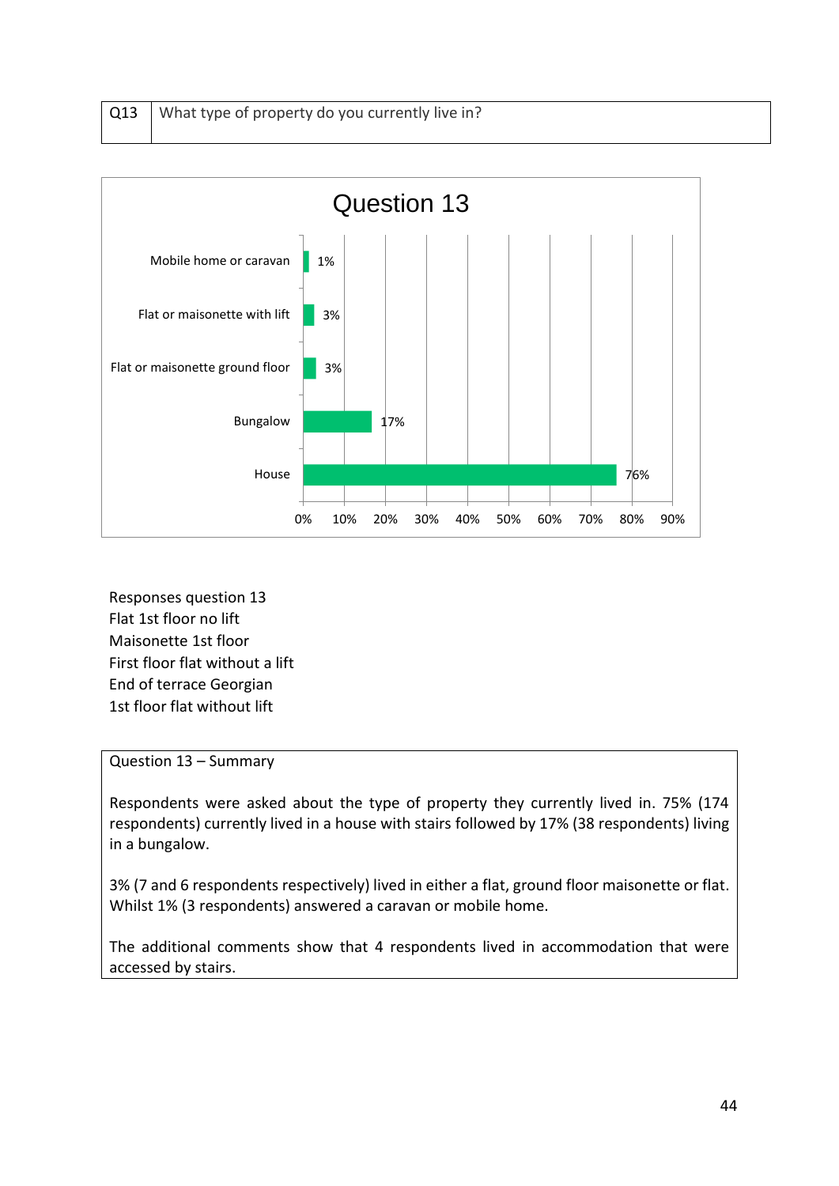| Q13 | What type of property do you currently live in? |
|---|---|

Question 13

Mobile home or caravan 1%

Flat or maisonette with lift 3%

Flat or maisonette ground floor 3%

Bungalow 17%

House 76%

0% 10% 20% 30% 40% 50% 60% 70% 80% 90%

Responses question 13
Flat 1st floor no lift
Maisonette 1st floor
First floor flat without a lift
End of terrace Georgian
1st floor flat without lift

Question 13 – Summary

Respondents were asked about the type of property they currently lived in. 75% (174 respondents) currently lived in a house with stairs followed by 17% (38 respondents) living in a bungalow.

3% (7 and 6 respondents respectively) lived in either a flat, ground floor maisonette or flat. Whilst 1% (3 respondents) answered a caravan or mobile home.

The additional comments show that 4 respondents lived in accommodation that were accessed by stairs.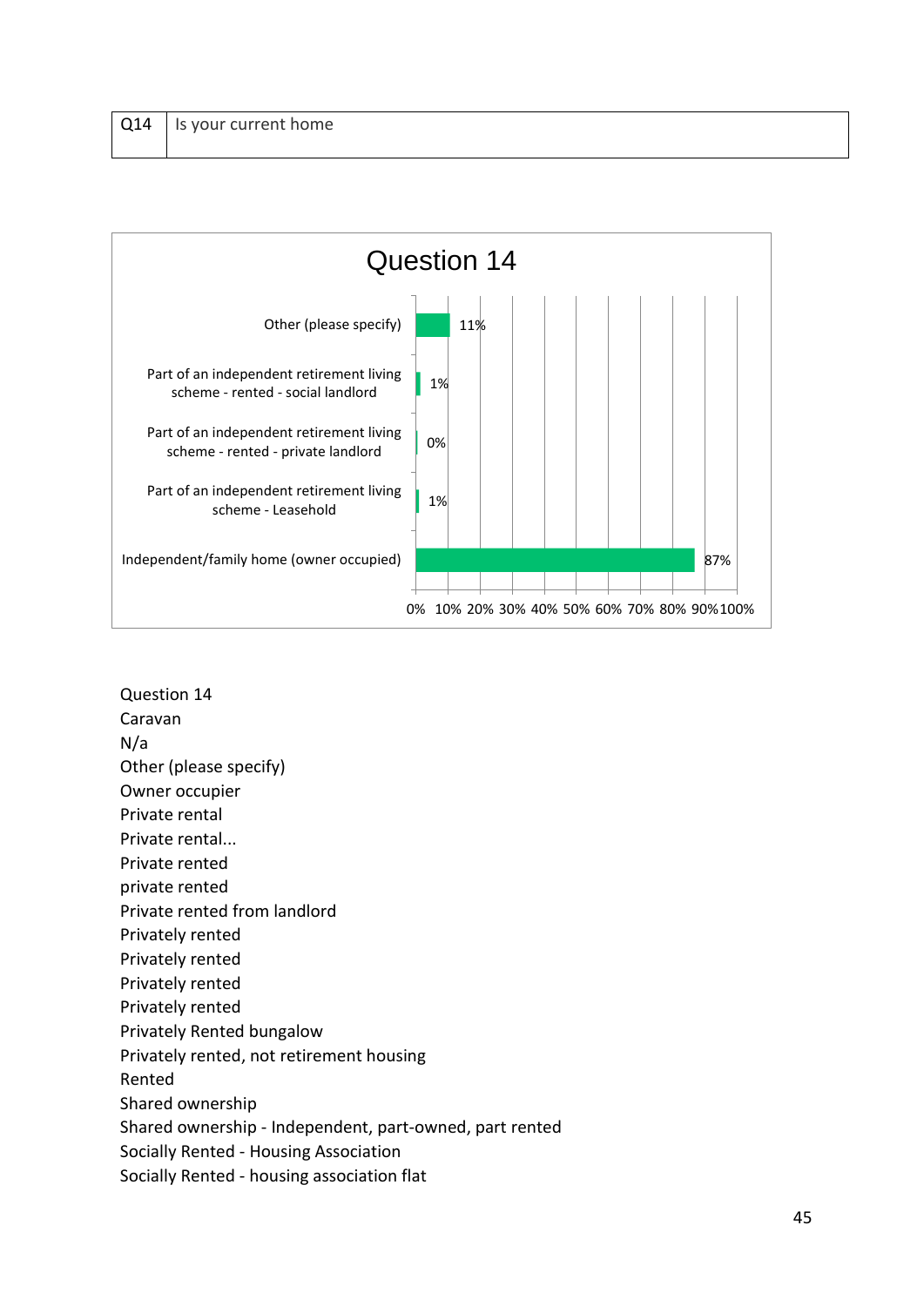| Q14 | Is your current home |
|---|---|

Question 14

Other (please specify)
11%
Part of an independent retirement living scheme - rented - social landlord
1%
Part of an independent retirement living scheme - rented - private landlord
0%
Part of an independent retirement living scheme - Leasehold
1%
Independent/family home (owner occupied)
87%

0% 10% 20% 30% 40% 50% 60% 70% 80% 90% 100%

Question 14
Caravan
N/a
Other (please specify)
Owner occupier
Private rental
Private rental...
Private rented
private rented
Private rented from landlord
Privately rented
Privately rented
Privately rented
Privately rented
Privately Rented bungalow
Privately rented, not retirement housing
Rented
Shared ownership
Shared ownership - Independent, part-owned, part rented
Socially Rented - Housing Association
Socially Rented - housing association flat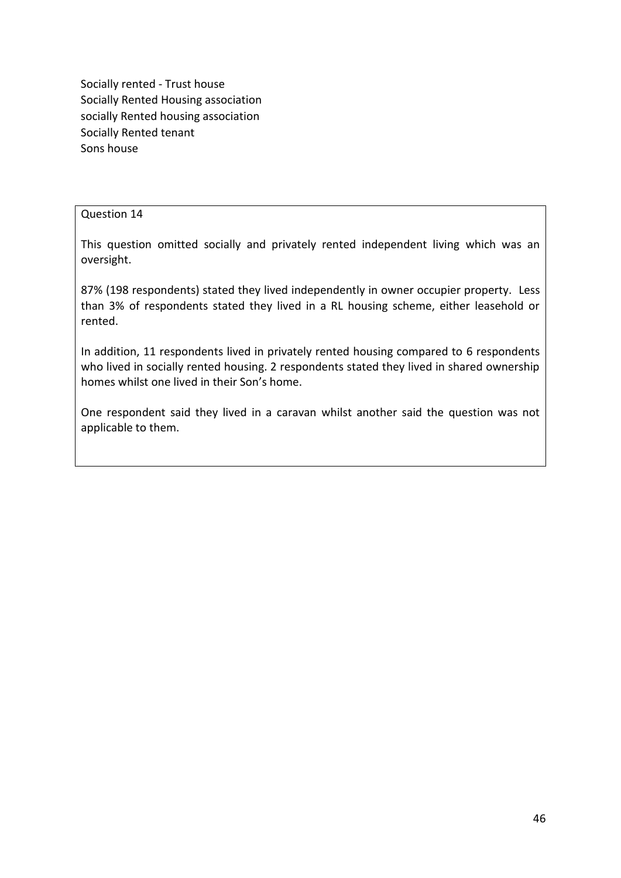Socially rented - Trust house
Socially Rented Housing association
socially Rented housing association
Socially Rented tenant
Sons house

Question 14

This question omitted socially and privately rented independent living which was an oversight.

87% (198 respondents) stated they lived independently in owner occupier property. Less than 3% of respondents stated they lived in a RL housing scheme, either leasehold or rented.

In addition, 11 respondents lived in privately rented housing compared to 6 respondents who lived in socially rented housing. 2 respondents stated they lived in shared ownership homes whilst one lived in their Son's home.

One respondent said they lived in a caravan whilst another said the question was not applicable to them.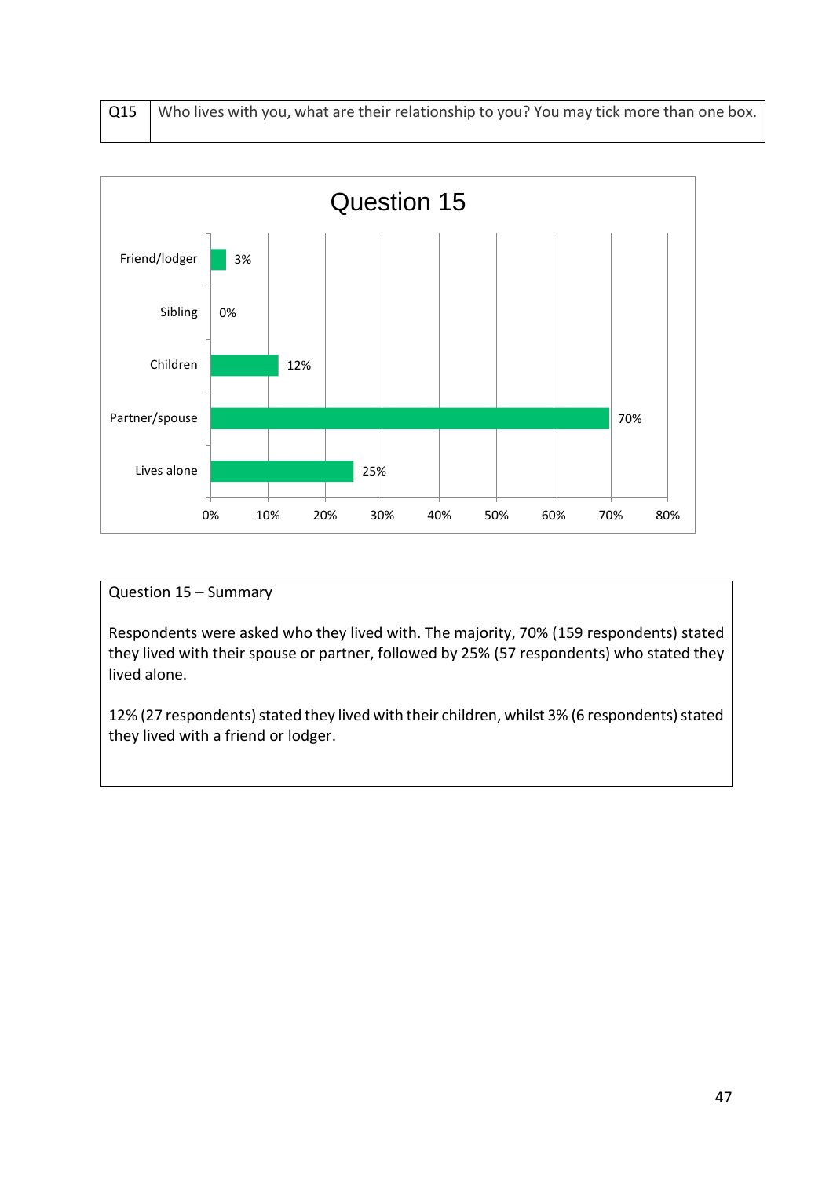| Q15 | Who lives with you, what are their relationship to you? You may tick more than one box. |
|---|---|

## Question 15

| | |
|---|---|
| Friend/lodger | 3% |
| Sibling | 0% |
| Children | 12% |
| Partner/spouse | 70% |
| Lives alone | 25% |

Question 15 – Summary

Respondents were asked who they lived with. The majority, 70% (159 respondents) stated they lived with their spouse or partner, followed by 25% (57 respondents) who stated they lived alone.

12% (27 respondents) stated they lived with their children, whilst 3% (6 respondents) stated they lived with a friend or lodger.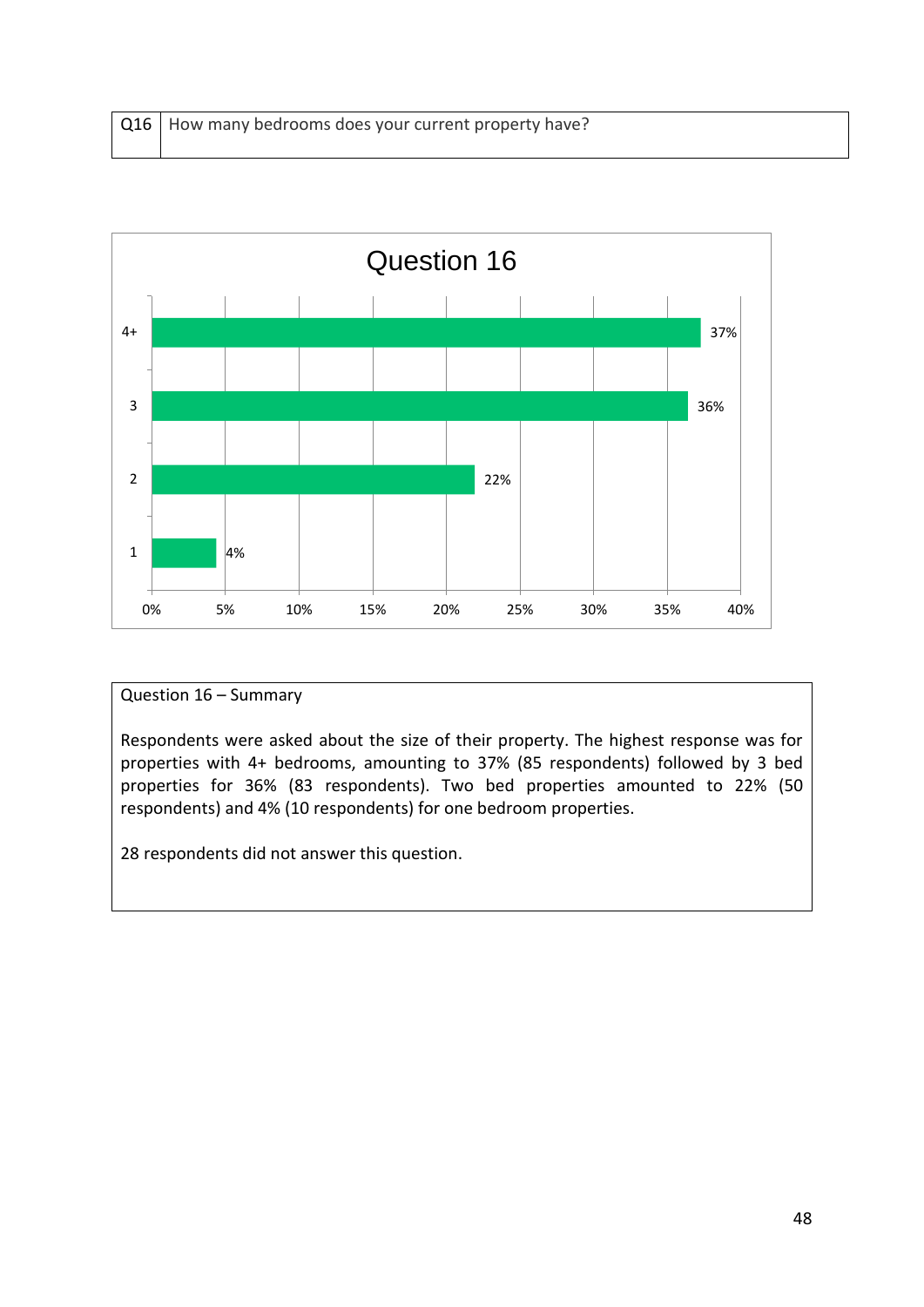| Q16 | How many bedrooms does your current property have? |
| --- | --- |

Question 16

4+
3
2
1

37%
36%
22%
4%

0% 5% 10% 15% 20% 25% 30% 35% 40%

Question 16 – Summary

Respondents were asked about the size of their property. The highest response was for properties with 4+ bedrooms, amounting to 37% (85 respondents) followed by 3 bed properties for 36% (83 respondents). Two bed properties amounted to 22% (50 respondents) and 4% (10 respondents) for one bedroom properties.

28 respondents did not answer this question.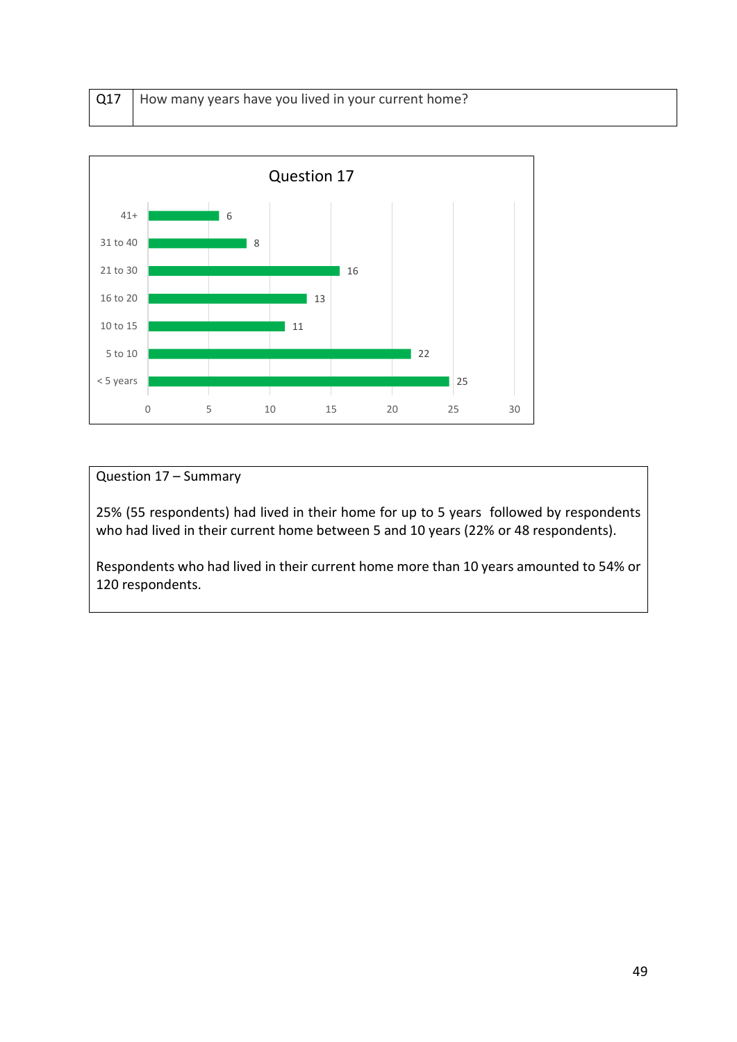| Q17 | How many years have you lived in your current home? |
|---|---|

Question 17

41+ 6
31 to 40 8
21 to 30 16
16 to 20 13
10 to 15 11
5 to 10 22
< 5 years 25

0 5 10 15 20 25 30

Question 17 – Summary

25% (55 respondents) had lived in their home for up to 5 years followed by respondents who had lived in their current home between 5 and 10 years (22% or 48 respondents).

Respondents who had lived in their current home more than 10 years amounted to 54% or 120 respondents.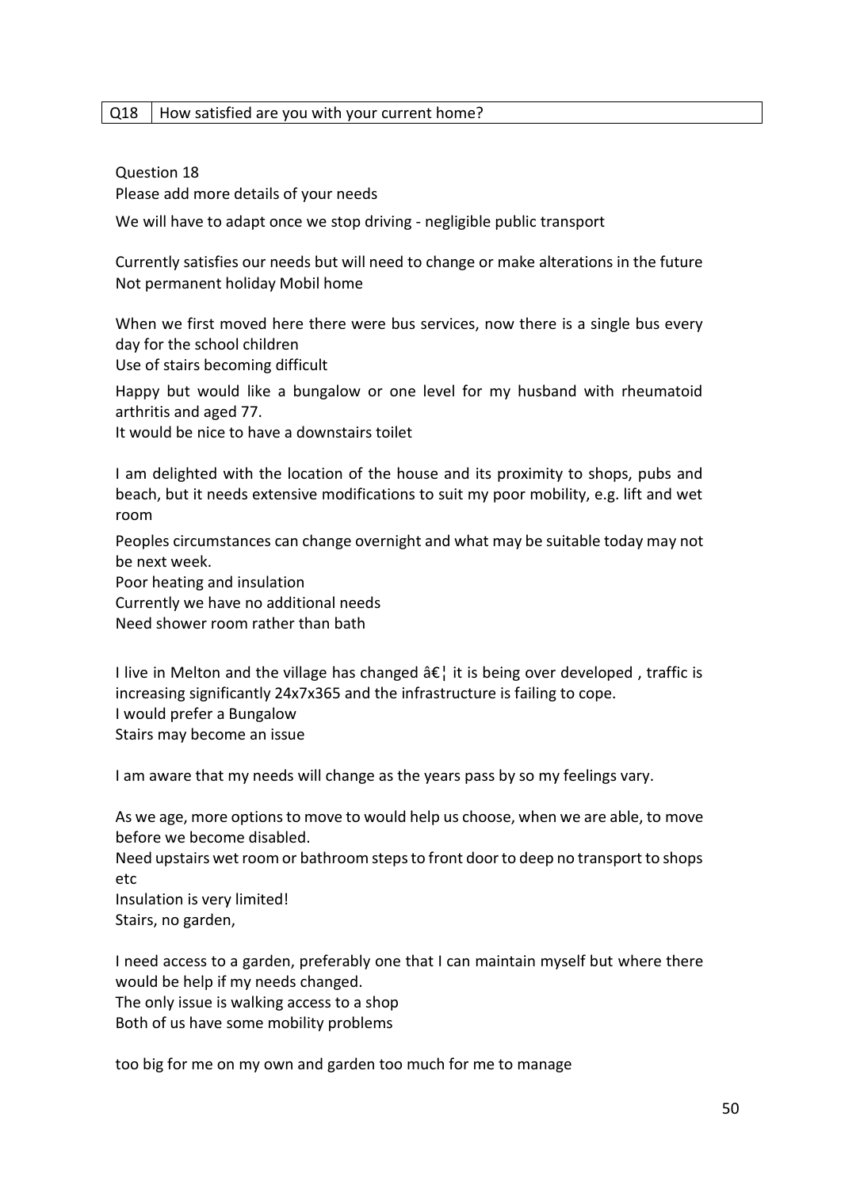| Q18 | How satisfied are you with your current home? |
| --- | --- |

Question 18

Please add more details of your needs

We will have to adapt once we stop driving - negligible public transport

Currently satisfies our needs but will need to change or make alterations in the future
Not permanent holiday Mobil home

When we first moved here there were bus services, now there is a single bus every day for the school children
Use of stairs becoming difficult

Happy but would like a bungalow or one level for my husband with rheumatoid arthritis and aged 77.
It would be nice to have a downstairs toilet

I am delighted with the location of the house and its proximity to shops, pubs and beach, but it needs extensive modifications to suit my poor mobility, e.g. lift and wet room

Peoples circumstances can change overnight and what may be suitable today may not be next week.
Poor heating and insulation
Currently we have no additional needs
Need shower room rather than bath

I live in Melton and the village has changed â€¦ it is being over developed , traffic is increasing significantly 24x7x365 and the infrastructure is failing to cope.
I would prefer a Bungalow
Stairs may become an issue

I am aware that my needs will change as the years pass by so my feelings vary.

As we age, more options to move to would help us choose, when we are able, to move before we become disabled.
Need upstairs wet room or bathroom steps to front door to deep no transport to shops etc
Insulation is very limited!
Stairs, no garden,

I need access to a garden, preferably one that I can maintain myself but where there would be help if my needs changed.
The only issue is walking access to a shop
Both of us have some mobility problems

too big for me on my own and garden too much for me to manage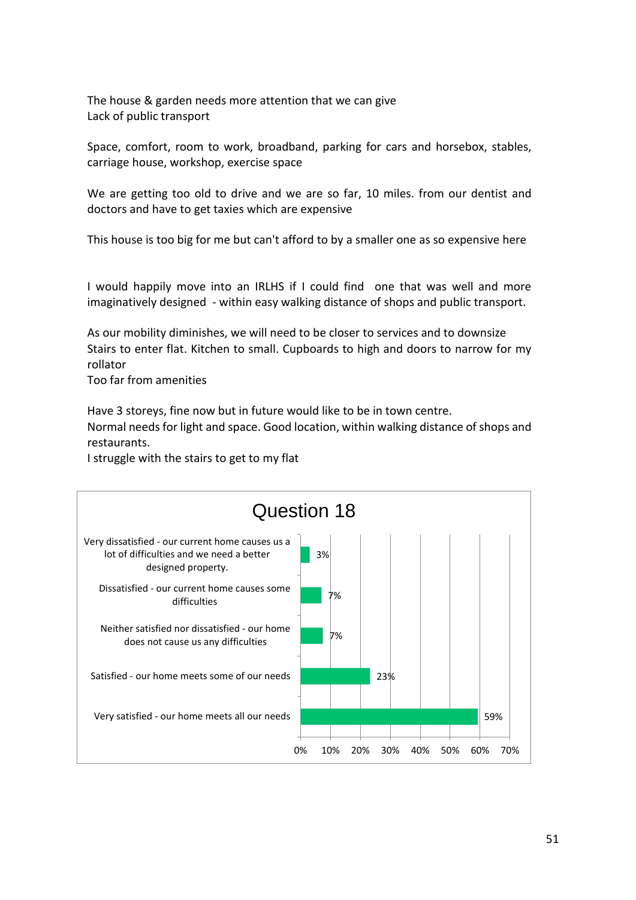The house & garden needs more attention that we can give
Lack of public transport

Space, comfort, room to work, broadband, parking for cars and horsebox, stables, carriage house, workshop, exercise space

We are getting too old to drive and we are so far, 10 miles. from our dentist and doctors and have to get taxies which are expensive

This house is too big for me but can't afford to by a smaller one as so expensive here

I would happily move into an IRLHS if I could find one that was well and more imaginatively designed - within easy walking distance of shops and public transport.

As our mobility diminishes, we will need to be closer to services and to downsize
Stairs to enter flat. Kitchen to small. Cupboards to high and doors to narrow for my rollator
Too far from amenities

Have 3 storeys, fine now but in future would like to be in town centre.
Normal needs for light and space. Good location, within walking distance of shops and restaurants.
I struggle with the stairs to get to my flat

Question 18

Very dissatisfied - our current home causes us a lot of difficulties and we need a better designed property.
3%

Dissatisfied - our current home causes some difficulties
7%

Neither satisfied nor dissatisfied - our home does not cause us any difficulties
7%

Satisfied - our home meets some of our needs
23%

Very satisfied - our home meets all our needs
59%

0% 10% 20% 30% 40% 50% 60% 70%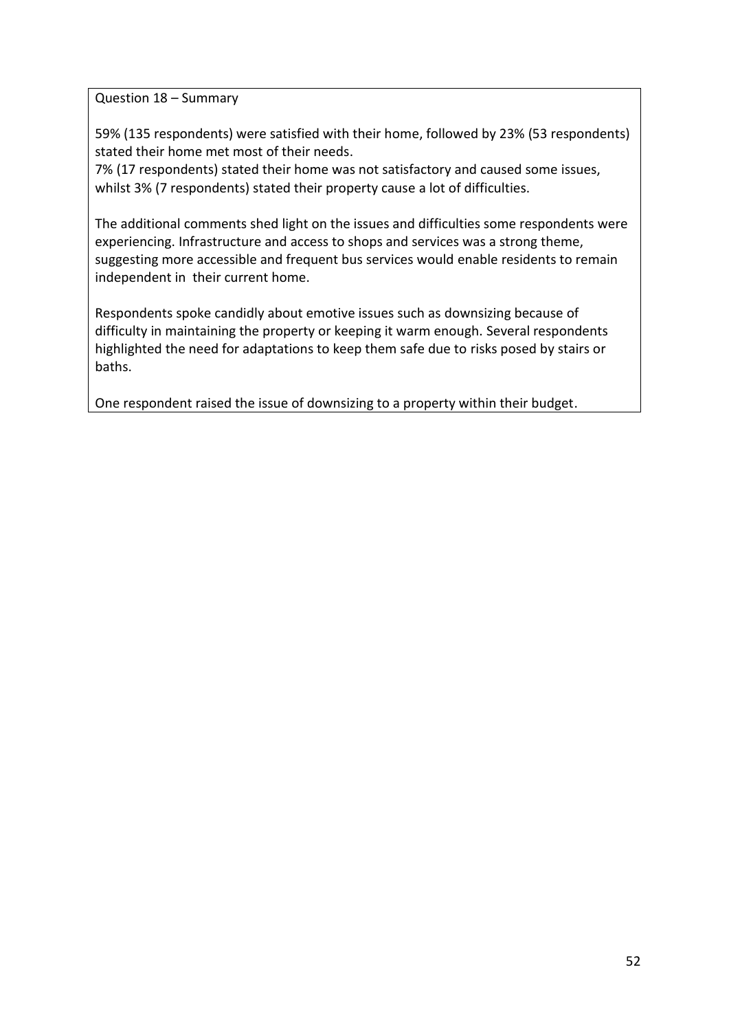Question 18 – Summary

59% (135 respondents) were satisfied with their home, followed by 23% (53 respondents) stated their home met most of their needs.
7% (17 respondents) stated their home was not satisfactory and caused some issues, whilst 3% (7 respondents) stated their property cause a lot of difficulties.

The additional comments shed light on the issues and difficulties some respondents were experiencing. Infrastructure and access to shops and services was a strong theme, suggesting more accessible and frequent bus services would enable residents to remain independent in their current home.

Respondents spoke candidly about emotive issues such as downsizing because of difficulty in maintaining the property or keeping it warm enough. Several respondents highlighted the need for adaptations to keep them safe due to risks posed by stairs or baths.

One respondent raised the issue of downsizing to a property within their budget.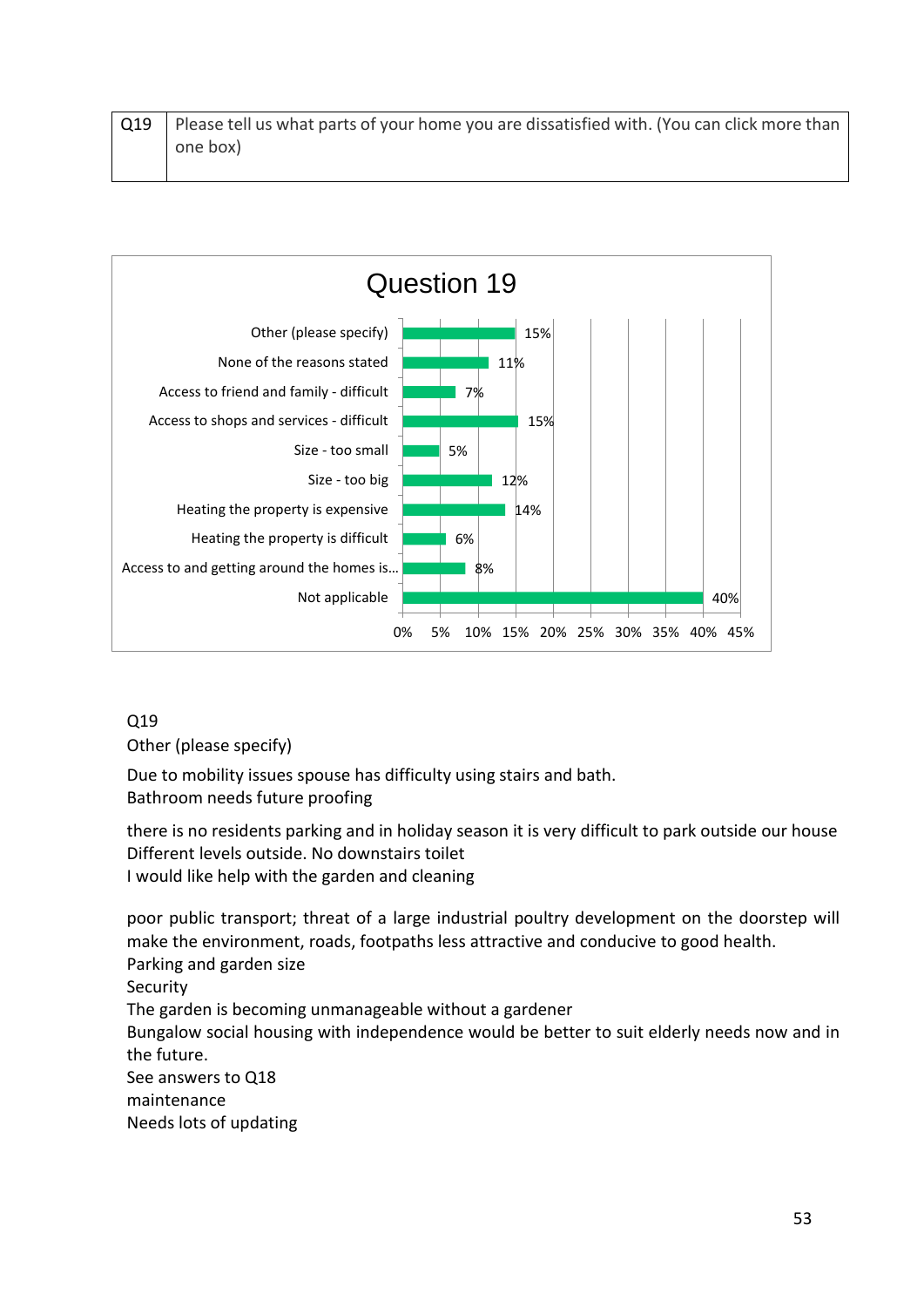| Q19 | Please tell us what parts of your home you are dissatisfied with. (You can click more than one box) |
|---|---|

Question 19

Other (please specify) 15%
None of the reasons stated 11%
Access to friend and family - difficult 7%
Access to shops and services - difficult 15%
Size - too small 5%
Size - too big 12%
Heating the property is expensive 14%
Heating the property is difficult 6%
Access to and getting around the homes is... 8%
Not applicable 40%

0% 5% 10% 15% 20% 25% 30% 35% 40% 45%

Q19

Other (please specify)

Due to mobility issues spouse has difficulty using stairs and bath.
Bathroom needs future proofing

there is no residents parking and in holiday season it is very difficult to park outside our house
Different levels outside. No downstairs toilet
I would like help with the garden and cleaning

poor public transport; threat of a large industrial poultry development on the doorstep will make the environment, roads, footpaths less attractive and conducive to good health.
Parking and garden size
Security
The garden is becoming unmanageable without a gardener
Bungalow social housing with independence would be better to suit elderly needs now and in the future.
See answers to Q18
maintenance
Needs lots of updating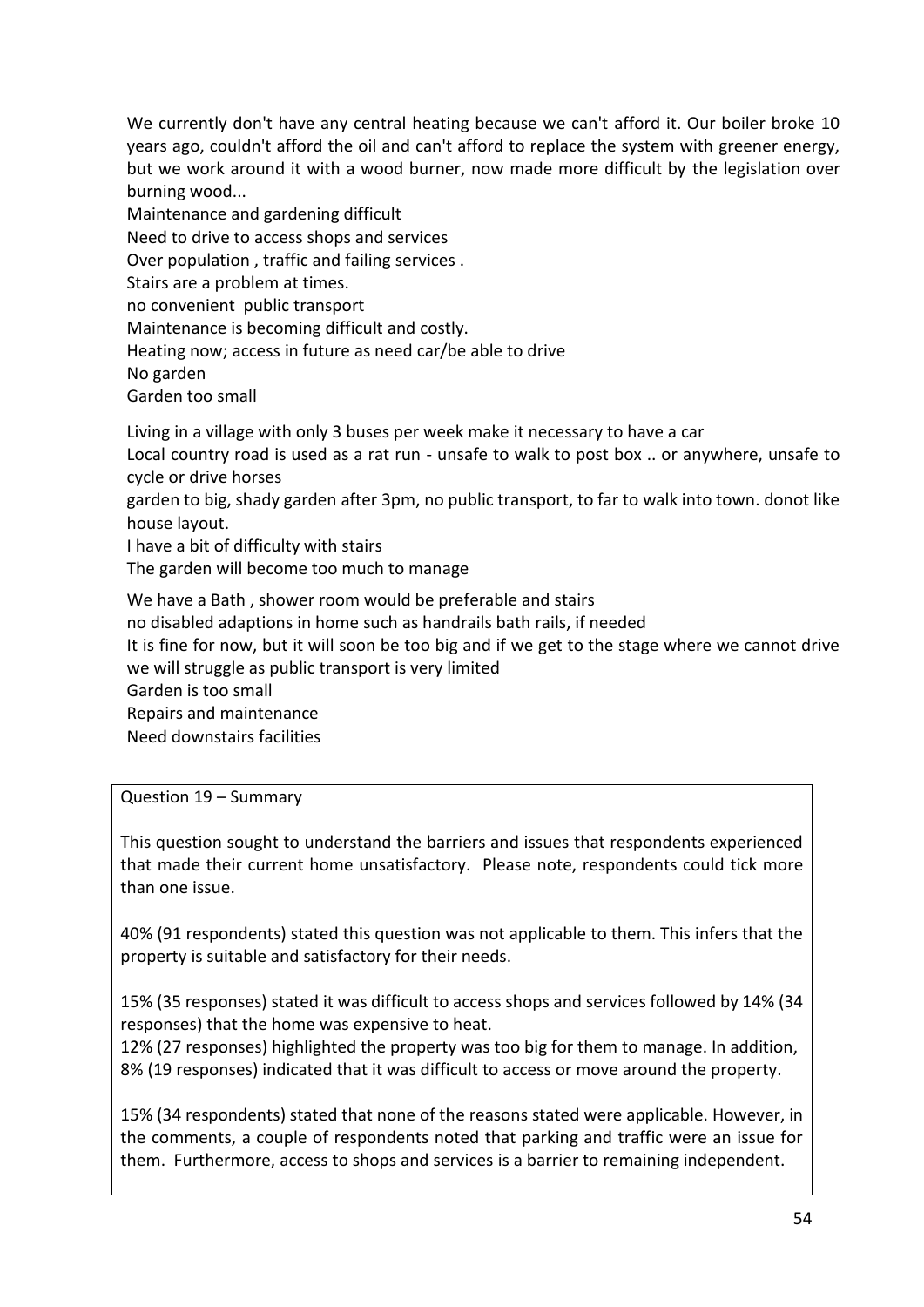We currently don't have any central heating because we can't afford it. Our boiler broke 10 years ago, couldn't afford the oil and can't afford to replace the system with greener energy, but we work around it with a wood burner, now made more difficult by the legislation over burning wood...

Maintenance and gardening difficult

Need to drive to access shops and services

Over population , traffic and failing services .

Stairs are a problem at times.

no convenient public transport

Maintenance is becoming difficult and costly.

Heating now; access in future as need car/be able to drive

No garden

Garden too small

Living in a village with only 3 buses per week make it necessary to have a car

Local country road is used as a rat run - unsafe to walk to post box .. or anywhere, unsafe to cycle or drive horses

garden to big, shady garden after 3pm, no public transport, to far to walk into town. donot like house layout.

I have a bit of difficulty with stairs

The garden will become too much to manage

We have a Bath , shower room would be preferable and stairs

no disabled adaptions in home such as handrails bath rails, if needed

It is fine for now, but it will soon be too big and if we get to the stage where we cannot drive we will struggle as public transport is very limited

Garden is too small

Repairs and maintenance

Need downstairs facilities

Question 19 – Summary

This question sought to understand the barriers and issues that respondents experienced that made their current home unsatisfactory. Please note, respondents could tick more than one issue.

40% (91 respondents) stated this question was not applicable to them. This infers that the property is suitable and satisfactory for their needs.

15% (35 responses) stated it was difficult to access shops and services followed by 14% (34 responses) that the home was expensive to heat.

12% (27 responses) highlighted the property was too big for them to manage. In addition, 8% (19 responses) indicated that it was difficult to access or move around the property.

15% (34 respondents) stated that none of the reasons stated were applicable. However, in the comments, a couple of respondents noted that parking and traffic were an issue for them. Furthermore, access to shops and services is a barrier to remaining independent.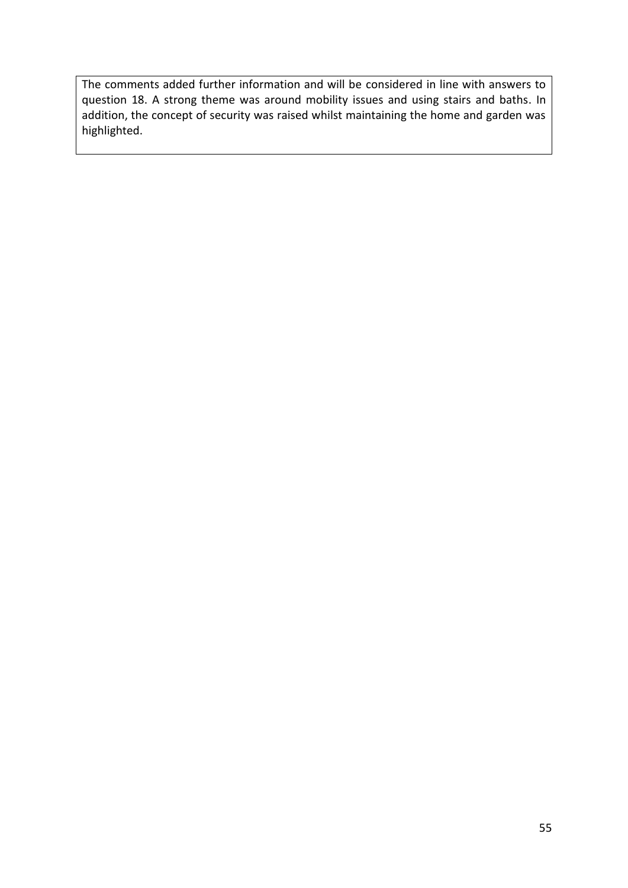The comments added further information and will be considered in line with answers to question 18. A strong theme was around mobility issues and using stairs and baths. In addition, the concept of security was raised whilst maintaining the home and garden was highlighted.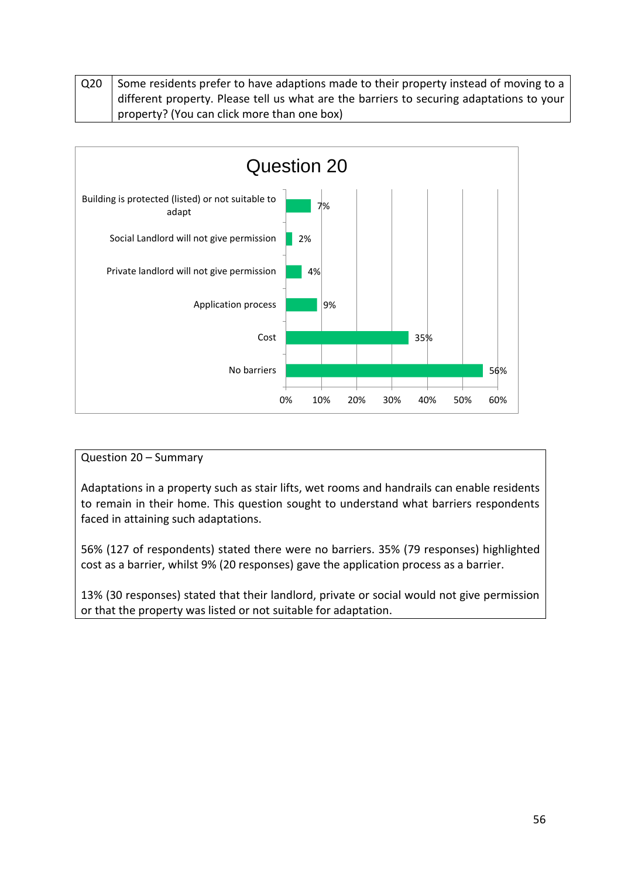| | |
|---|---|
| Q20 | Some residents prefer to have adaptions made to their property instead of moving to a different property. Please tell us what are the barriers to securing adaptations to your property? (You can click more than one box) |

Question 20

Building is protected (listed) or not suitable to adapt 7%

Social Landlord will not give permission 2%

Private landlord will not give permission 4%

Application process 9%

Cost 35%

No barriers 56%

0% 10% 20% 30% 40% 50% 60%

Question 20 – Summary

Adaptations in a property such as stair lifts, wet rooms and handrails can enable residents to remain in their home. This question sought to understand what barriers respondents faced in attaining such adaptations.

56% (127 of respondents) stated there were no barriers. 35% (79 responses) highlighted cost as a barrier, whilst 9% (20 responses) gave the application process as a barrier.

13% (30 responses) stated that their landlord, private or social would not give permission or that the property was listed or not suitable for adaptation.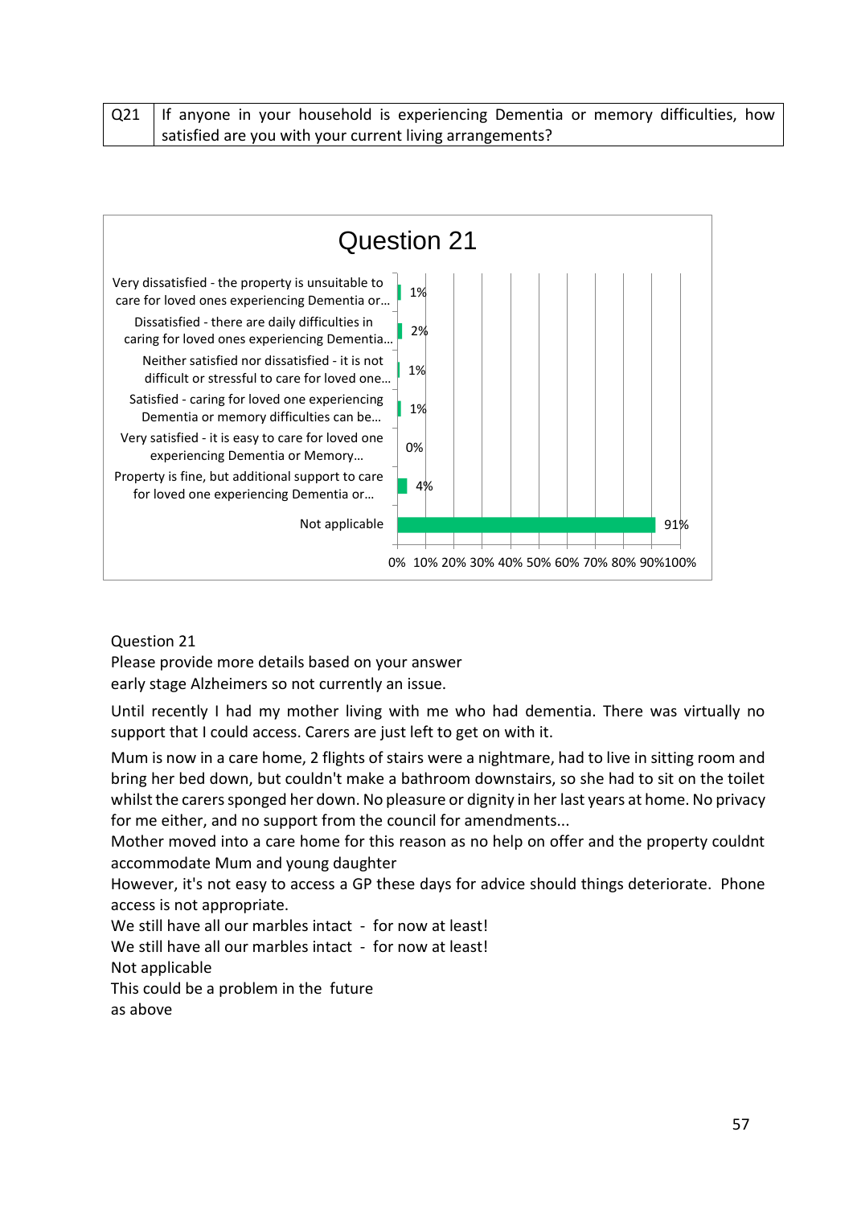| Q21 | If anyone in your household is experiencing Dementia or memory difficulties, how satisfied are you with your current living arrangements? |
|---|---|

Question 21

Very dissatisfied - the property is unsuitable to care for loved ones experiencing Dementia or...
1%

Dissatisfied - there are daily difficulties in caring for loved ones experiencing Dementia...
2%

Neither satisfied nor dissatisfied - it is not difficult or stressful to care for loved one...
1%

Satisfied - caring for loved one experiencing Dementia or memory difficulties can be...
1%

Very satisfied - it is easy to care for loved one experiencing Dementia or Memory...
0%

Property is fine, but additional support to care for loved one experiencing Dementia or...
4%

Not applicable
91%

0% 10% 20% 30% 40% 50% 60% 70% 80% 90% 100%

Question 21
Please provide more details based on your answer
early stage Alzheimers so not currently an issue.

Until recently I had my mother living with me who had dementia. There was virtually no support that I could access. Carers are just left to get on with it.

Mum is now in a care home, 2 flights of stairs were a nightmare, had to live in sitting room and bring her bed down, but couldn't make a bathroom downstairs, so she had to sit on the toilet whilst the carers sponged her down. No pleasure or dignity in her last years at home. No privacy for me either, and no support from the council for amendments...
Mother moved into a care home for this reason as no help on offer and the property couldnt accommodate Mum and young daughter
However, it's not easy to access a GP these days for advice should things deteriorate. Phone access is not appropriate.
We still have all our marbles intact - for now at least!
We still have all our marbles intact - for now at least!
Not applicable
This could be a problem in the future
as above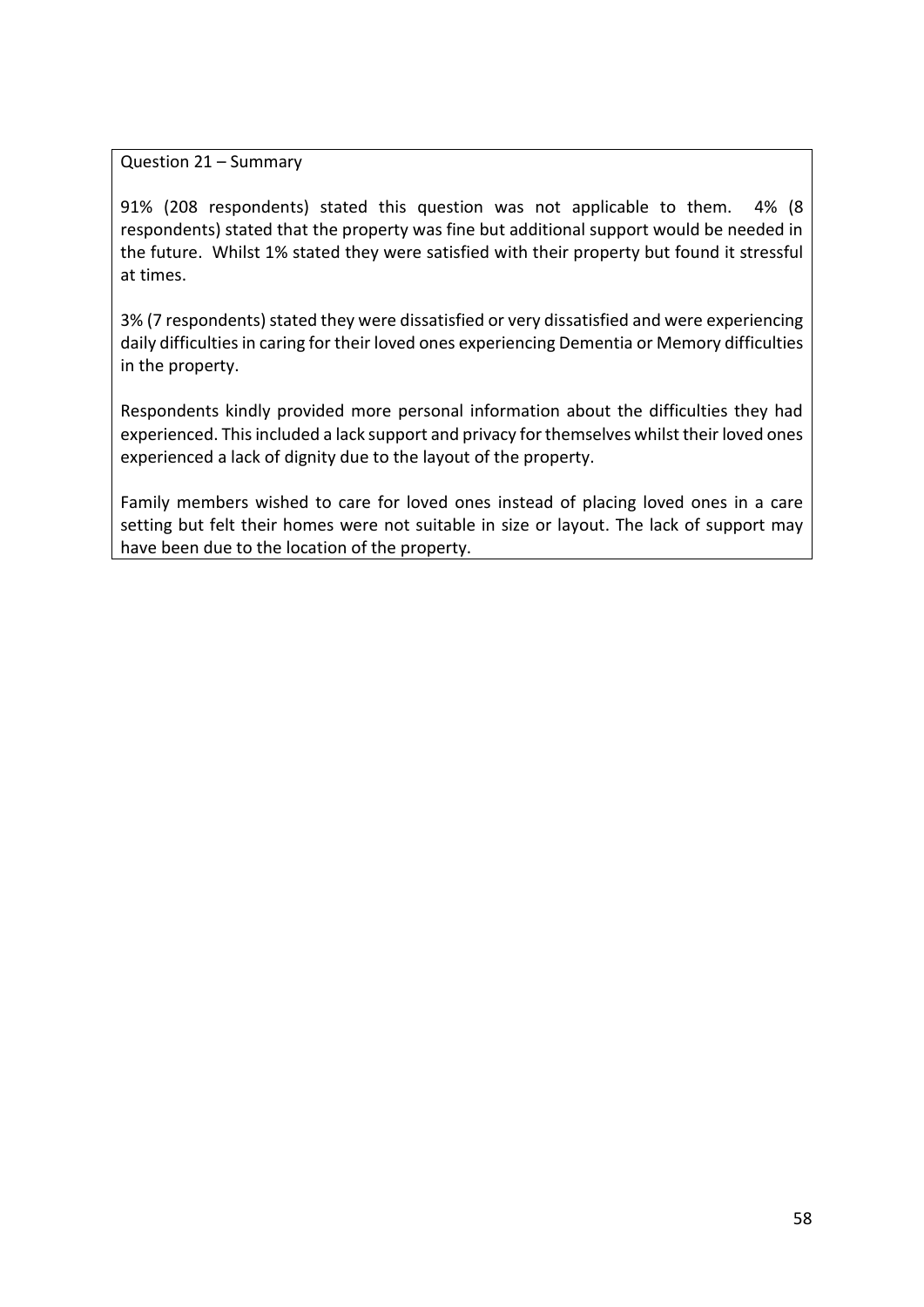Question 21 – Summary

91% (208 respondents) stated this question was not applicable to them. 4% (8 respondents) stated that the property was fine but additional support would be needed in the future. Whilst 1% stated they were satisfied with their property but found it stressful at times.

3% (7 respondents) stated they were dissatisfied or very dissatisfied and were experiencing daily difficulties in caring for their loved ones experiencing Dementia or Memory difficulties in the property.

Respondents kindly provided more personal information about the difficulties they had experienced. This included a lack support and privacy for themselves whilst their loved ones experienced a lack of dignity due to the layout of the property.

Family members wished to care for loved ones instead of placing loved ones in a care setting but felt their homes were not suitable in size or layout. The lack of support may have been due to the location of the property.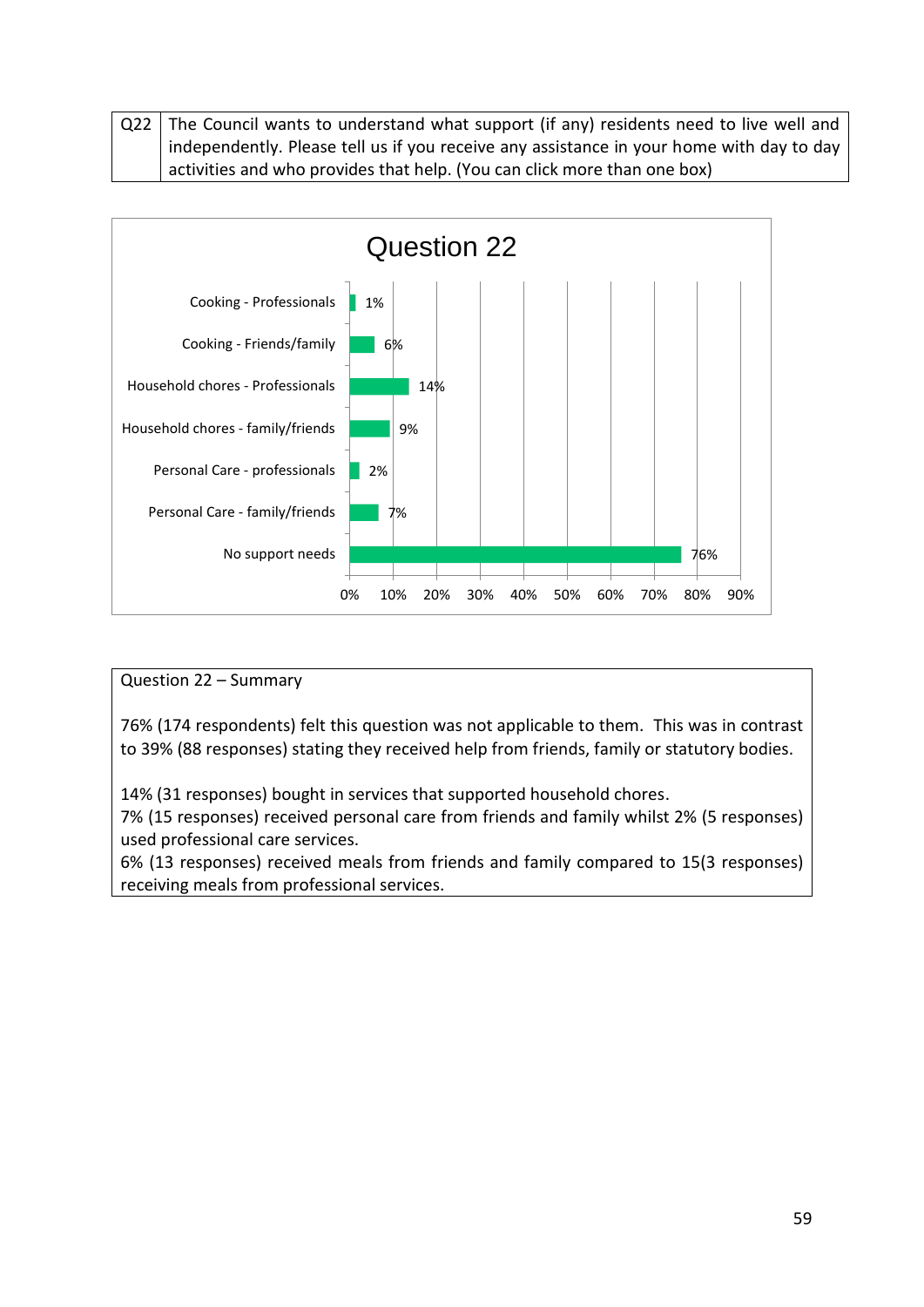| Q22 | The Council wants to understand what support (if any) residents need to live well and independently. Please tell us if you receive any assistance in your home with day to day activities and who provides that help. (You can click more than one box) |
|---|---|

Question 22

Cooking - Professionals 1%
Cooking - Friends/family 6%
Household chores - Professionals 14%
Household chores - family/friends 9%
Personal Care - professionals 2%
Personal Care - family/friends 7%
No support needs 76%

0% 10% 20% 30% 40% 50% 60% 70% 80% 90%

Question 22 – Summary

76% (174 respondents) felt this question was not applicable to them. This was in contrast to 39% (88 responses) stating they received help from friends, family or statutory bodies.

14% (31 responses) bought in services that supported household chores.
7% (15 responses) received personal care from friends and family whilst 2% (5 responses) used professional care services.
6% (13 responses) received meals from friends and family compared to 15(3 responses) receiving meals from professional services.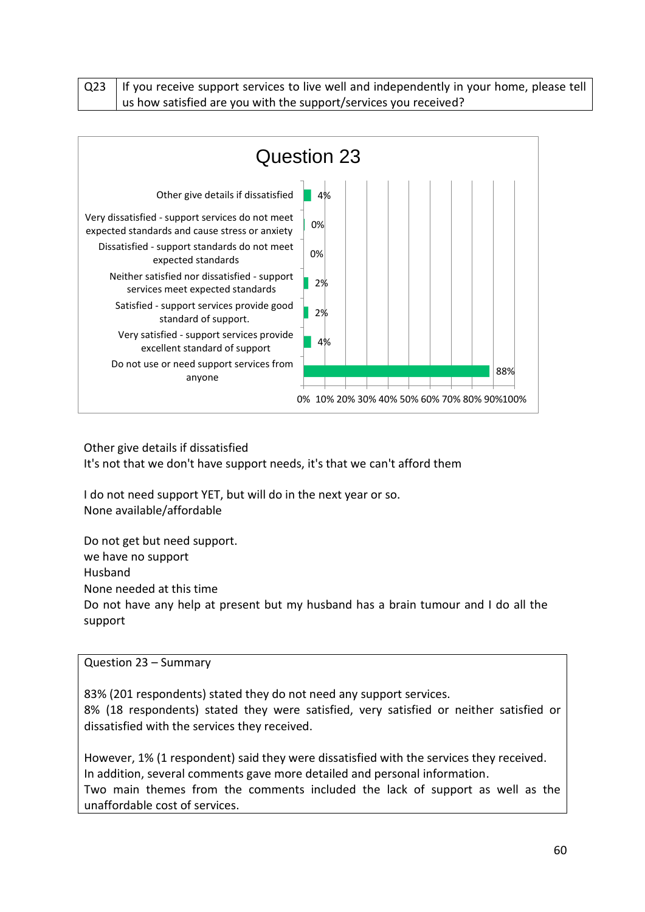| Q23 | If you receive support services to live well and independently in your home, please tell us how satisfied are you with the support/services you received? |
|---|---|

Question 23

Other give details if dissatisfied 4%

Very dissatisfied - support services do not meet expected standards and cause stress or anxiety 0%

Dissatisfied - support standards do not meet expected standards 0%

Neither satisfied nor dissatisfied - support services meet expected standards 2%

Satisfied - support services provide good standard of support. 2%

Very satisfied - support services provide excellent standard of support 4%

Do not use or need support services from anyone 88%

0% 10% 20% 30% 40% 50% 60% 70% 80% 90% 100%

Other give details if dissatisfied
It's not that we don't have support needs, it's that we can't afford them

I do not need support YET, but will do in the next year or so.
None available/affordable

Do not get but need support.
we have no support
Husband
None needed at this time
Do not have any help at present but my husband has a brain tumour and I do all the support

| Question 23 – Summary |
|---|
| 83% (201 respondents) stated they do not need any support services.<br>8% (18 respondents) stated they were satisfied, very satisfied or neither satisfied or dissatisfied with the services they received.<br><br>However, 1% (1 respondent) said they were dissatisfied with the services they received.<br>In addition, several comments gave more detailed and personal information.<br>Two main themes from the comments included the lack of support as well as the unaffordable cost of services. |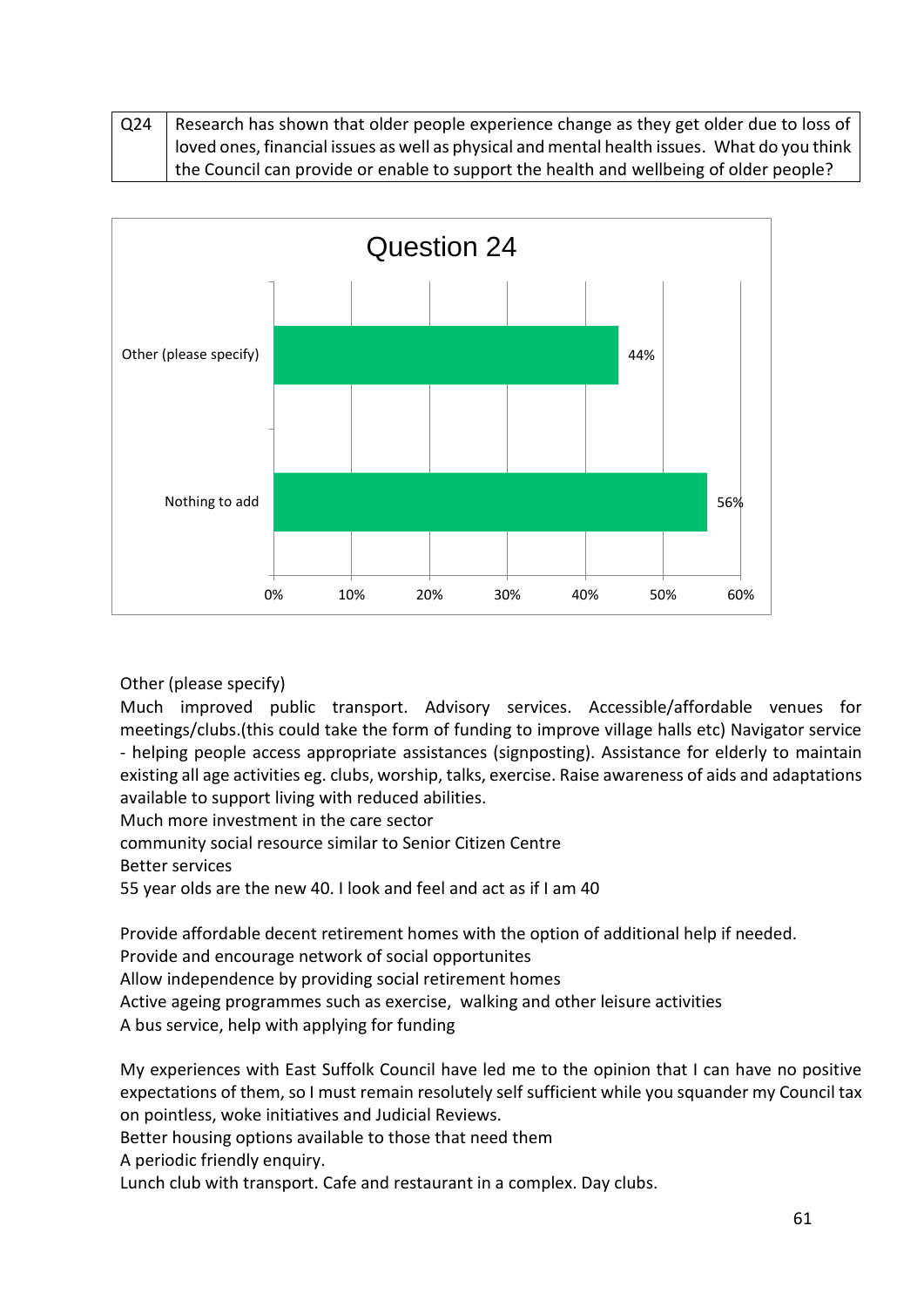| | |
|---|---|
| Q24 | Research has shown that older people experience change as they get older due to loss of loved ones, financial issues as well as physical and mental health issues. What do you think the Council can provide or enable to support the health and wellbeing of older people? |

Question 24

Other (please specify)

44%

Nothing to add

56%

0% 10% 20% 30% 40% 50% 60%

Other (please specify)

Much improved public transport. Advisory services. Accessible/affordable venues for meetings/clubs.(this could take the form of funding to improve village halls etc) Navigator service - helping people access appropriate assistances (signposting). Assistance for elderly to maintain existing all age activities eg. clubs, worship, talks, exercise. Raise awareness of aids and adaptations available to support living with reduced abilities.

Much more investment in the care sector

community social resource similar to Senior Citizen Centre

Better services

55 year olds are the new 40. I look and feel and act as if I am 40

Provide affordable decent retirement homes with the option of additional help if needed.

Provide and encourage network of social opportunites

Allow independence by providing social retirement homes

Active ageing programmes such as exercise, walking and other leisure activities

A bus service, help with applying for funding

My experiences with East Suffolk Council have led me to the opinion that I can have no positive expectations of them, so I must remain resolutely self sufficient while you squander my Council tax on pointless, woke initiatives and Judicial Reviews.

Better housing options available to those that need them

A periodic friendly enquiry.

Lunch club with transport. Cafe and restaurant in a complex. Day clubs.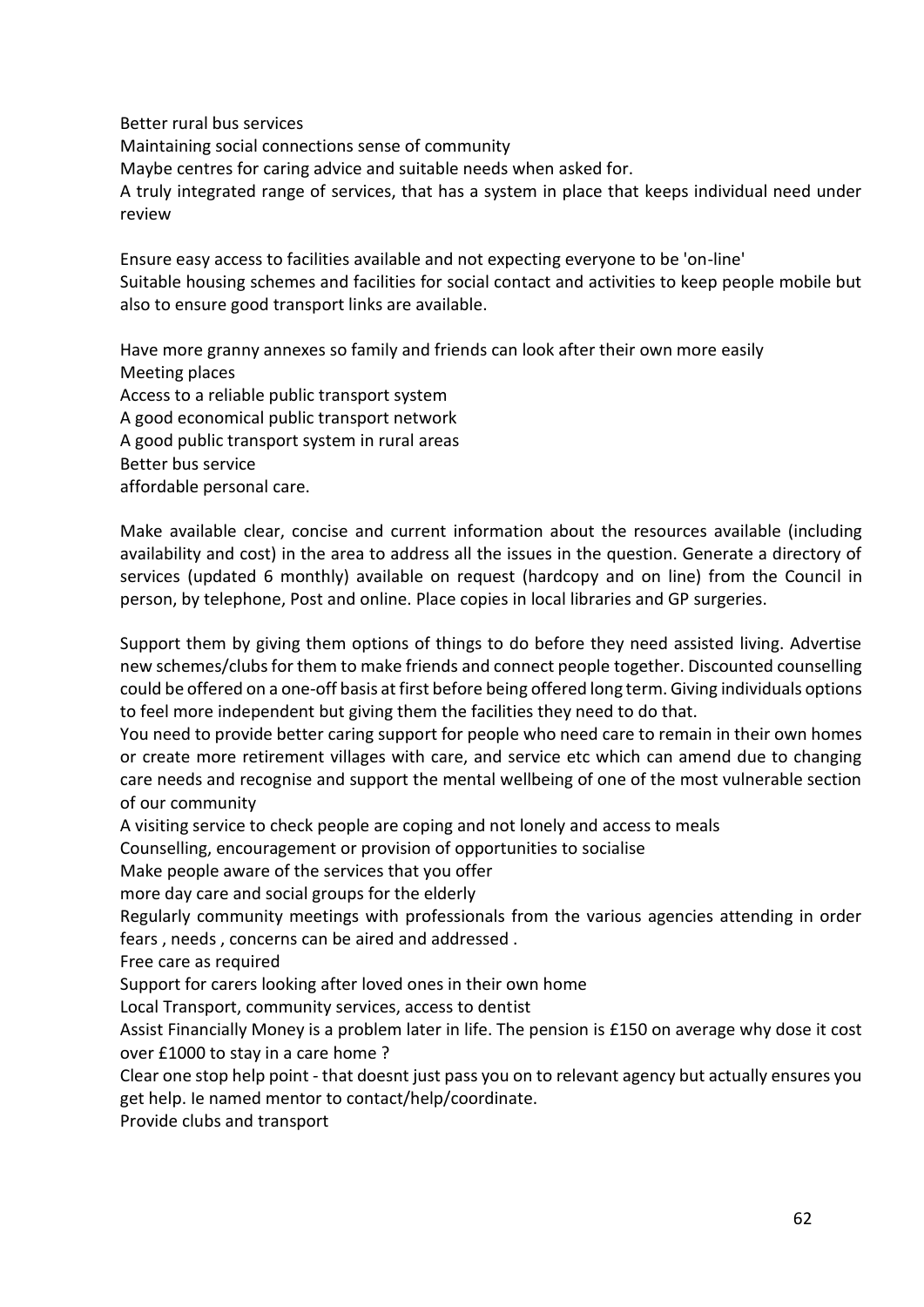Better rural bus services
Maintaining social connections sense of community
Maybe centres for caring advice and suitable needs when asked for.
A truly integrated range of services, that has a system in place that keeps individual need under review

Ensure easy access to facilities available and not expecting everyone to be 'on-line'
Suitable housing schemes and facilities for social contact and activities to keep people mobile but also to ensure good transport links are available.

Have more granny annexes so family and friends can look after their own more easily
Meeting places
Access to a reliable public transport system
A good economical public transport network
A good public transport system in rural areas
Better bus service
affordable personal care.

Make available clear, concise and current information about the resources available (including availability and cost) in the area to address all the issues in the question. Generate a directory of services (updated 6 monthly) available on request (hardcopy and on line) from the Council in person, by telephone, Post and online. Place copies in local libraries and GP surgeries.

Support them by giving them options of things to do before they need assisted living. Advertise new schemes/clubs for them to make friends and connect people together. Discounted counselling could be offered on a one-off basis at first before being offered long term. Giving individuals options to feel more independent but giving them the facilities they need to do that.
You need to provide better caring support for people who need care to remain in their own homes or create more retirement villages with care, and service etc which can amend due to changing care needs and recognise and support the mental wellbeing of one of the most vulnerable section of our community
A visiting service to check people are coping and not lonely and access to meals
Counselling, encouragement or provision of opportunities to socialise
Make people aware of the services that you offer
more day care and social groups for the elderly
Regularly community meetings with professionals from the various agencies attending in order fears , needs , concerns can be aired and addressed .
Free care as required
Support for carers looking after loved ones in their own home
Local Transport, community services, access to dentist
Assist Financially Money is a problem later in life. The pension is £150 on average why dose it cost over £1000 to stay in a care home ?
Clear one stop help point - that doesnt just pass you on to relevant agency but actually ensures you get help. Ie named mentor to contact/help/coordinate.
Provide clubs and transport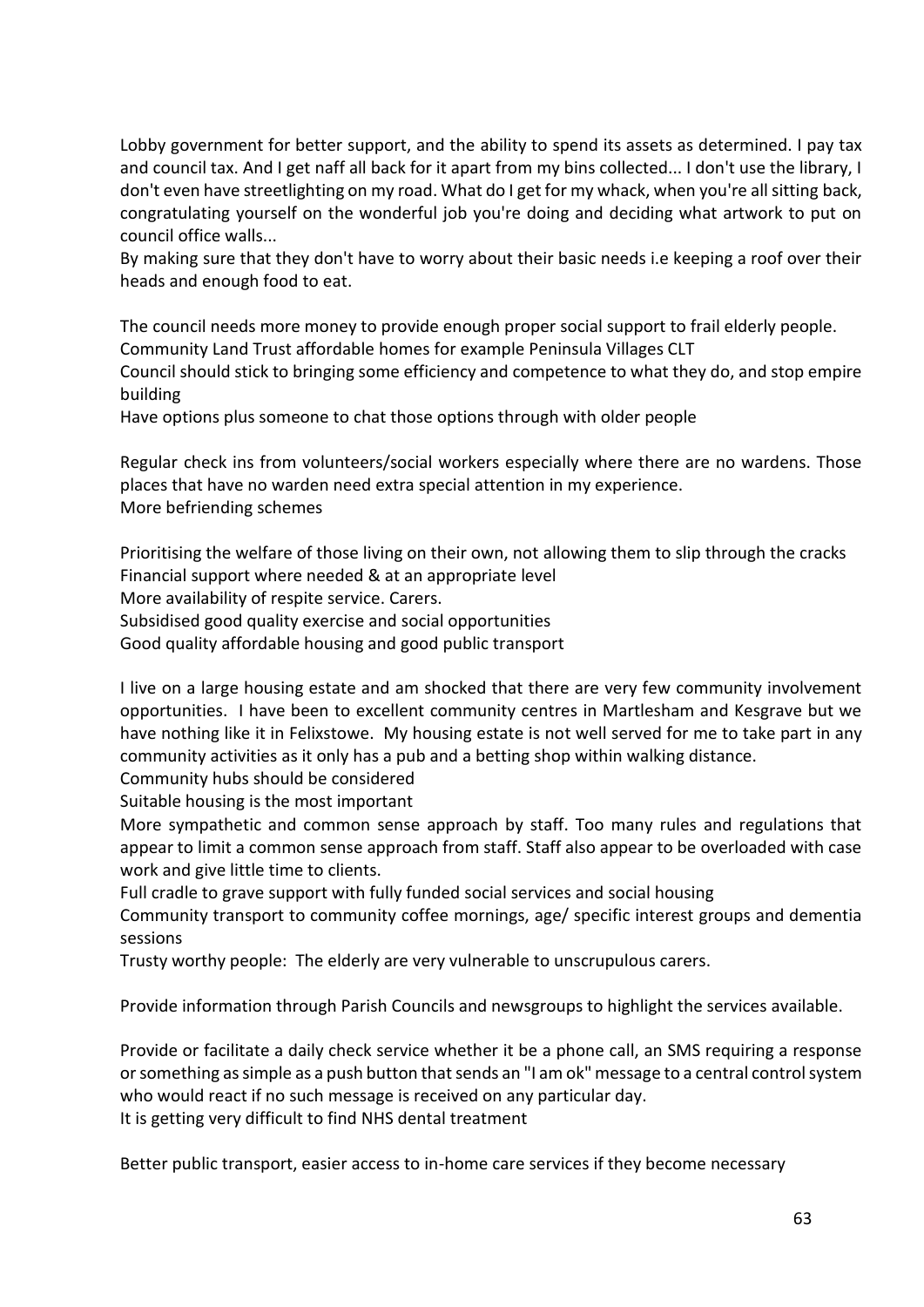Lobby government for better support, and the ability to spend its assets as determined. I pay tax and council tax. And I get naff all back for it apart from my bins collected... I don't use the library, I don't even have streetlighting on my road. What do I get for my whack, when you're all sitting back, congratulating yourself on the wonderful job you're doing and deciding what artwork to put on council office walls...

By making sure that they don't have to worry about their basic needs i.e keeping a roof over their heads and enough food to eat.

The council needs more money to provide enough proper social support to frail elderly people.

Community Land Trust affordable homes for example Peninsula Villages CLT

Council should stick to bringing some efficiency and competence to what they do, and stop empire building

Have options plus someone to chat those options through with older people

Regular check ins from volunteers/social workers especially where there are no wardens. Those places that have no warden need extra special attention in my experience.

More befriending schemes

Prioritising the welfare of those living on their own, not allowing them to slip through the cracks

Financial support where needed & at an appropriate level

More availability of respite service. Carers.

Subsidised good quality exercise and social opportunities

Good quality affordable housing and good public transport

I live on a large housing estate and am shocked that there are very few community involvement opportunities. I have been to excellent community centres in Martlesham and Kesgrave but we have nothing like it in Felixstowe. My housing estate is not well served for me to take part in any community activities as it only has a pub and a betting shop within walking distance.

Community hubs should be considered

Suitable housing is the most important

More sympathetic and common sense approach by staff. Too many rules and regulations that appear to limit a common sense approach from staff. Staff also appear to be overloaded with case work and give little time to clients.

Full cradle to grave support with fully funded social services and social housing

Community transport to community coffee mornings, age/ specific interest groups and dementia sessions

Trusty worthy people: The elderly are very vulnerable to unscrupulous carers.

Provide information through Parish Councils and newsgroups to highlight the services available.

Provide or facilitate a daily check service whether it be a phone call, an SMS requiring a response or something as simple as a push button that sends an "I am ok" message to a central control system who would react if no such message is received on any particular day.

It is getting very difficult to find NHS dental treatment

Better public transport, easier access to in-home care services if they become necessary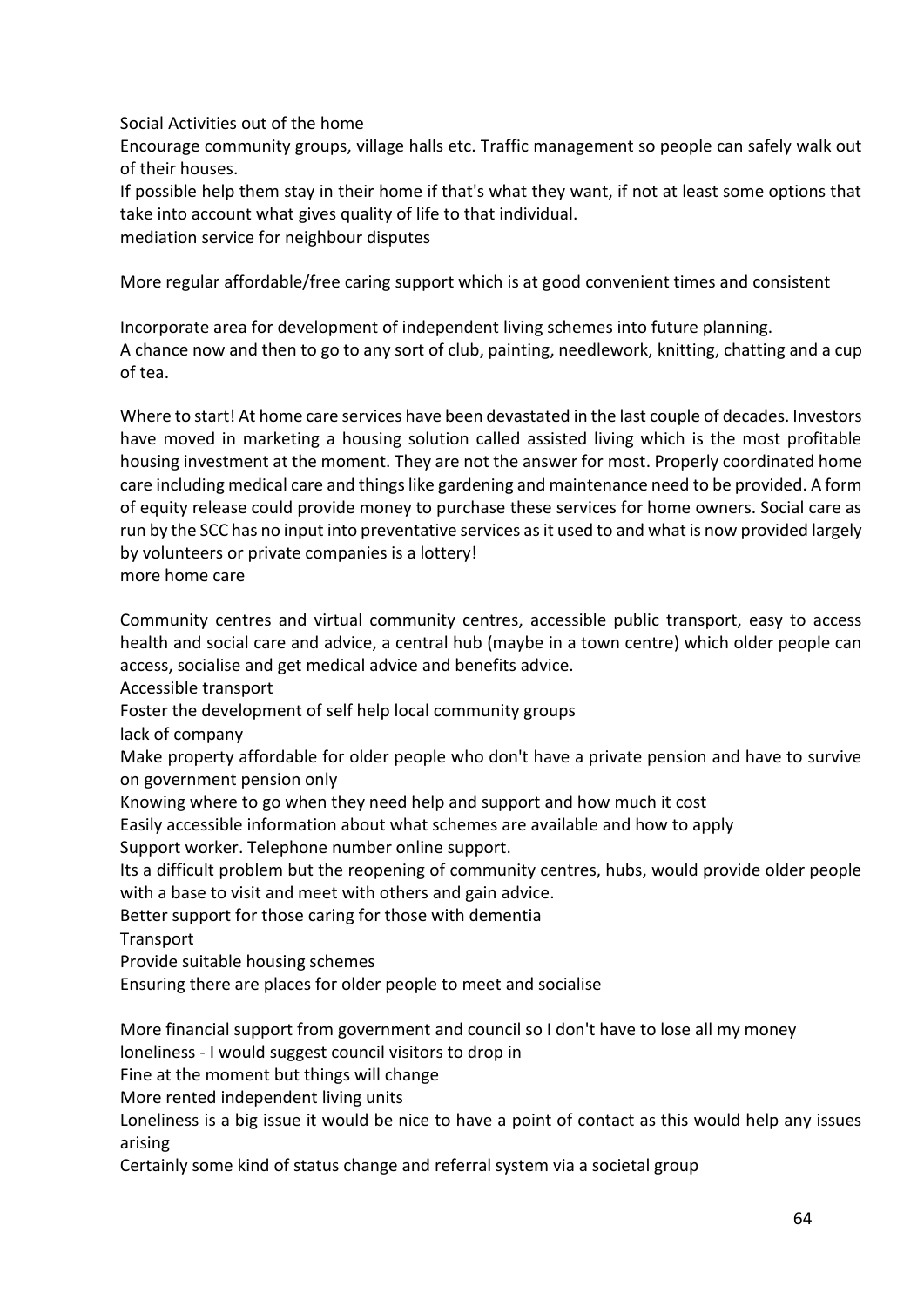Social Activities out of the home

Encourage community groups, village halls etc. Traffic management so people can safely walk out of their houses.

If possible help them stay in their home if that's what they want, if not at least some options that take into account what gives quality of life to that individual.

mediation service for neighbour disputes

More regular affordable/free caring support which is at good convenient times and consistent

Incorporate area for development of independent living schemes into future planning.

A chance now and then to go to any sort of club, painting, needlework, knitting, chatting and a cup of tea.

Where to start! At home care services have been devastated in the last couple of decades. Investors have moved in marketing a housing solution called assisted living which is the most profitable housing investment at the moment. They are not the answer for most. Properly coordinated home care including medical care and things like gardening and maintenance need to be provided. A form of equity release could provide money to purchase these services for home owners. Social care as run by the SCC has no input into preventative services as it used to and what is now provided largely by volunteers or private companies is a lottery!

more home care

Community centres and virtual community centres, accessible public transport, easy to access health and social care and advice, a central hub (maybe in a town centre) which older people can access, socialise and get medical advice and benefits advice.

Accessible transport

Foster the development of self help local community groups

lack of company

Make property affordable for older people who don't have a private pension and have to survive on government pension only

Knowing where to go when they need help and support and how much it cost

Easily accessible information about what schemes are available and how to apply

Support worker. Telephone number online support.

Its a difficult problem but the reopening of community centres, hubs, would provide older people with a base to visit and meet with others and gain advice.

Better support for those caring for those with dementia

Transport

Provide suitable housing schemes

Ensuring there are places for older people to meet and socialise

More financial support from government and council so I don't have to lose all my money

loneliness - I would suggest council visitors to drop in

Fine at the moment but things will change

More rented independent living units

Loneliness is a big issue it would be nice to have a point of contact as this would help any issues arising

Certainly some kind of status change and referral system via a societal group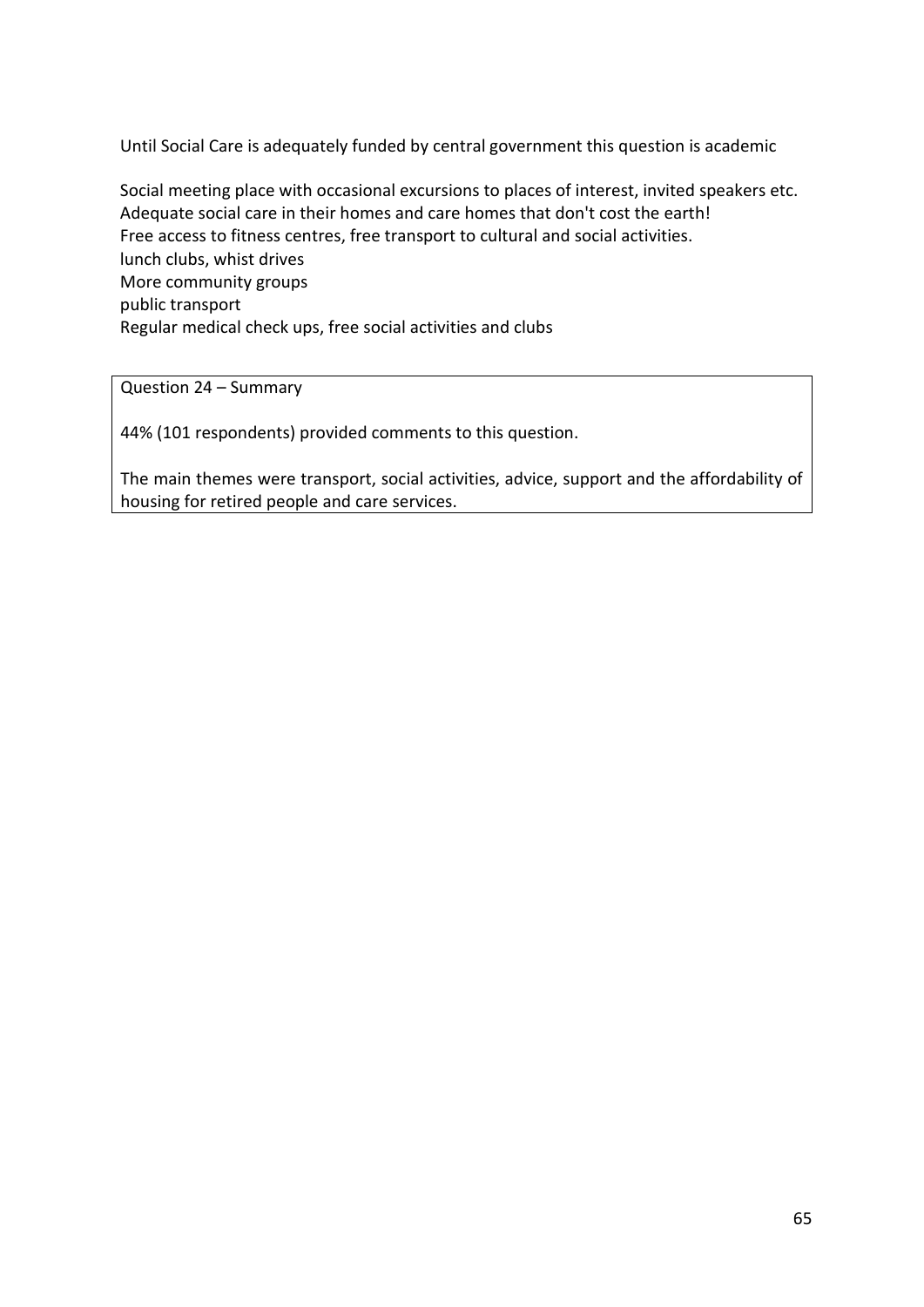Until Social Care is adequately funded by central government this question is academic

Social meeting place with occasional excursions to places of interest, invited speakers etc.
Adequate social care in their homes and care homes that don't cost the earth!
Free access to fitness centres, free transport to cultural and social activities.
lunch clubs, whist drives
More community groups
public transport
Regular medical check ups, free social activities and clubs

Question 24 – Summary

44% (101 respondents) provided comments to this question.

The main themes were transport, social activities, advice, support and the affordability of housing for retired people and care services.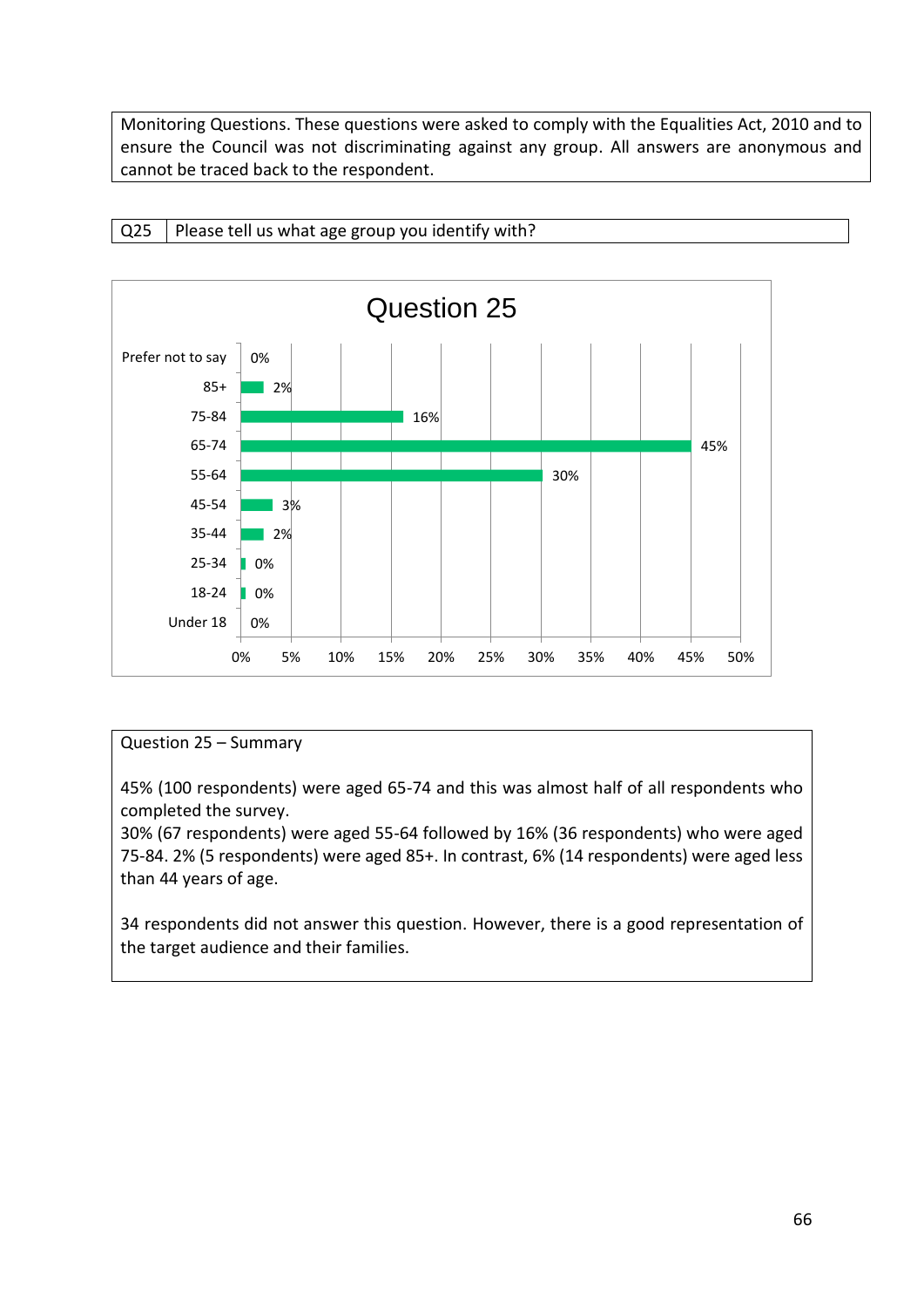Monitoring Questions. These questions were asked to comply with the Equalities Act, 2010 and to ensure the Council was not discriminating against any group. All answers are anonymous and cannot be traced back to the respondent.

| Q25 | Please tell us what age group you identify with? |
|---|---|

Question 25

Prefer not to say 0%
85+ 2%
75-84 16%
65-74 45%
55-64 30%
45-54 3%
35-44 2%
25-34 0%
18-24 0%
Under 18 0%

0% 5% 10% 15% 20% 25% 30% 35% 40% 45% 50%

Question 25 – Summary

45% (100 respondents) were aged 65-74 and this was almost half of all respondents who completed the survey.
30% (67 respondents) were aged 55-64 followed by 16% (36 respondents) who were aged 75-84. 2% (5 respondents) were aged 85+. In contrast, 6% (14 respondents) were aged less than 44 years of age.

34 respondents did not answer this question. However, there is a good representation of the target audience and their families.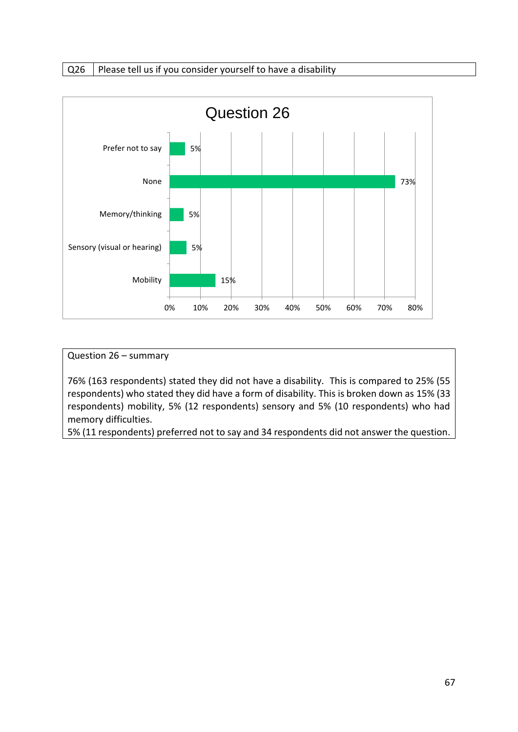| Q26 | Please tell us if you consider yourself to have a disability |
|---|---|

Question 26

Prefer not to say 5%

None 73%

Memory/thinking 5%

Sensory (visual or hearing) 5%

Mobility 15%

0% 10% 20% 30% 40% 50% 60% 70% 80%

Question 26 – summary

76% (163 respondents) stated they did not have a disability. This is compared to 25% (55 respondents) who stated they did have a form of disability. This is broken down as 15% (33 respondents) mobility, 5% (12 respondents) sensory and 5% (10 respondents) who had memory difficulties.

5% (11 respondents) preferred not to say and 34 respondents did not answer the question.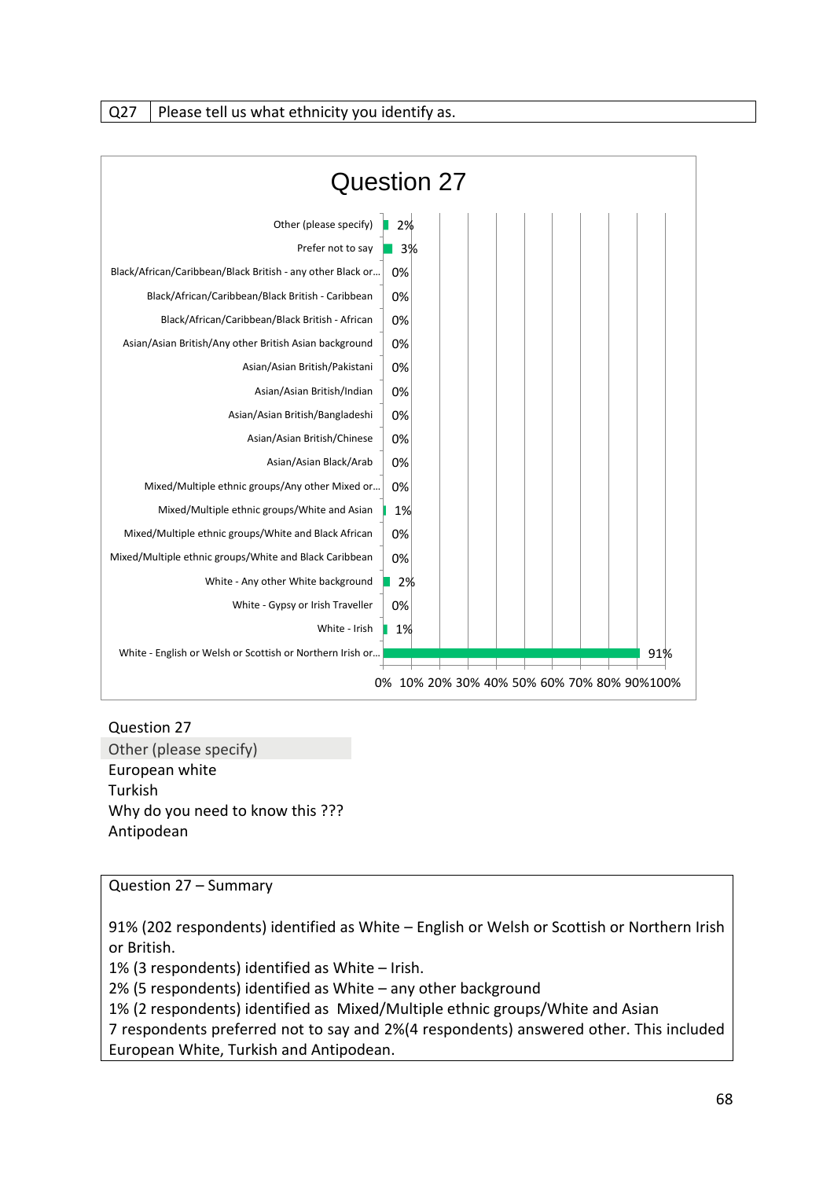| Q27 | Please tell us what ethnicity you identify as. |
|---|---|

Question 27

Other (please specify) 2%
Prefer not to say 3%
Black/African/Caribbean/Black British - any other Black or... 0%
Black/African/Caribbean/Black British - Caribbean 0%
Black/African/Caribbean/Black British - African 0%
Asian/Asian British/Any other British Asian background 0%
Asian/Asian British/Pakistani 0%
Asian/Asian British/Indian 0%
Asian/Asian British/Bangladeshi 0%
Asian/Asian British/Chinese 0%
Asian/Asian Black/Arab 0%
Mixed/Multiple ethnic groups/Any other Mixed or... 0%
Mixed/Multiple ethnic groups/White and Asian 1%
Mixed/Multiple ethnic groups/White and Black African 0%
Mixed/Multiple ethnic groups/White and Black Caribbean 0%
White - Any other White background 2%
White - Gypsy or Irish Traveller 0%
White - Irish 1%
White - English or Welsh or Scottish or Northern Irish or... 91%

0% 10% 20% 30% 40% 50% 60% 70% 80% 90% 100%

Question 27

Other (please specify)

European white

Turkish

Why do you need to know this ???

Antipodean

Question 27 – Summary

91% (202 respondents) identified as White – English or Welsh or Scottish or Northern Irish or British.

1% (3 respondents) identified as White – Irish.

2% (5 respondents) identified as White – any other background

1% (2 respondents) identified as Mixed/Multiple ethnic groups/White and Asian

7 respondents preferred not to say and 2%(4 respondents) answered other. This included European White, Turkish and Antipodean.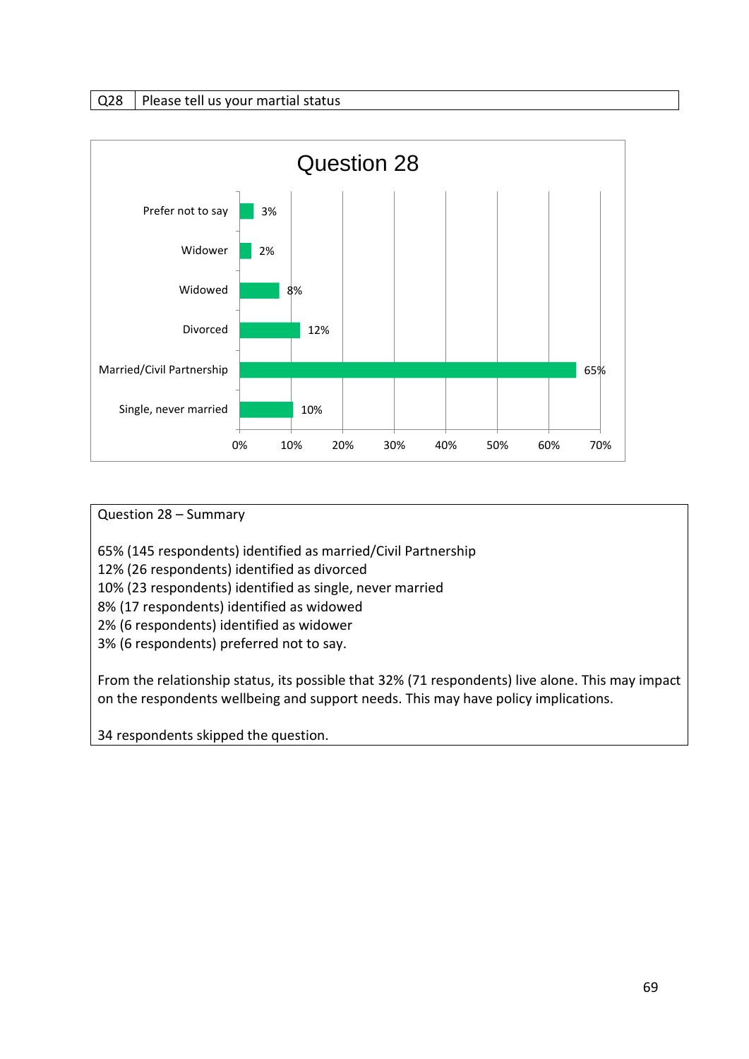| Q28 | Please tell us your martial status |
|---|---|

Question 28

Prefer not to say 3%
Widower 2%
Widowed 8%
Divorced 12%
Married/Civil Partnership 65%
Single, never married 10%

0% 10% 20% 30% 40% 50% 60% 70%

Question 28 – Summary

65% (145 respondents) identified as married/Civil Partnership
12% (26 respondents) identified as divorced
10% (23 respondents) identified as single, never married
8% (17 respondents) identified as widowed
2% (6 respondents) identified as widower
3% (6 respondents) preferred not to say.

From the relationship status, its possible that 32% (71 respondents) live alone. This may impact on the respondents wellbeing and support needs. This may have policy implications.

34 respondents skipped the question.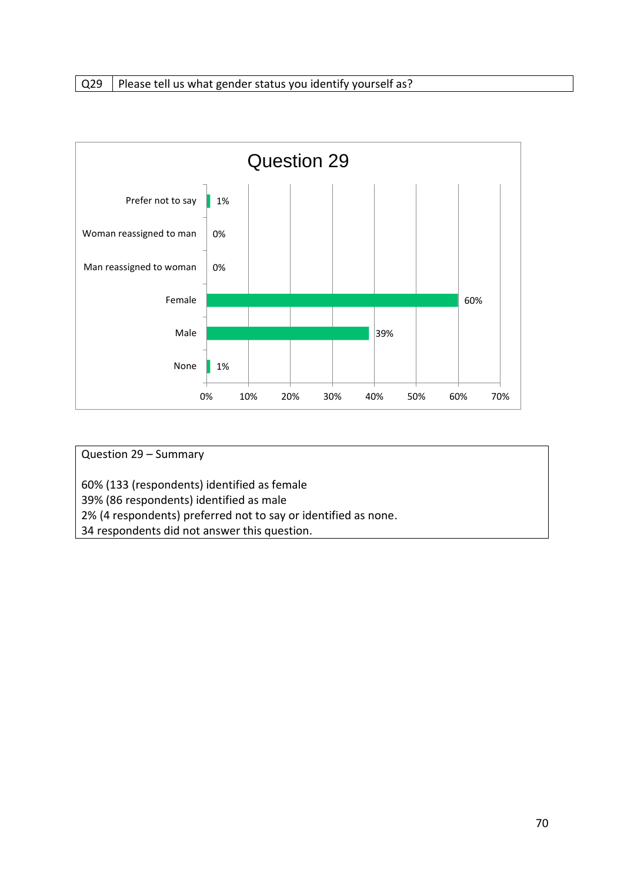| Q29 | Please tell us what gender status you identify yourself as? |
|---|---|

Question 29

Prefer not to say
1%
Woman reassigned to man
0%
Man reassigned to woman
0%
Female
60%
Male
39%
None
1%

0%
10%
20%
30%
40%
50%
60%
70%

Question 29 – Summary

60% (133 (respondents) identified as female
39% (86 respondents) identified as male
2% (4 respondents) preferred not to say or identified as none.
34 respondents did not answer this question.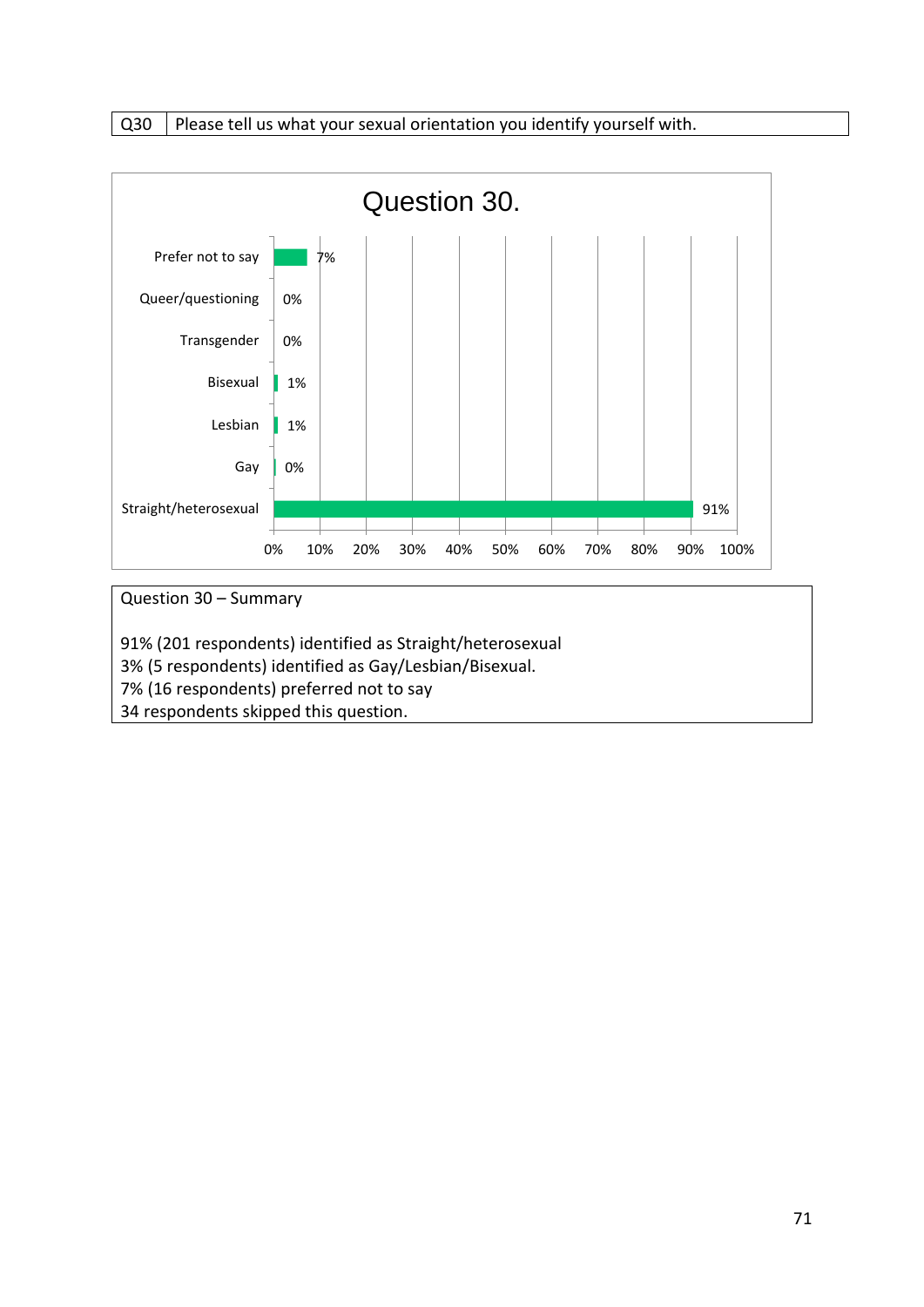| Q30 | Please tell us what your sexual orientation you identify yourself with. |
|---|---|

Question 30.

Prefer not to say
7%

Queer/questioning
0%

Transgender
0%

Bisexual
1%

Lesbian
1%

Gay
0%

Straight/heterosexual
91%

0% 10% 20% 30% 40% 50% 60% 70% 80% 90% 100%

Question 30 – Summary

91% (201 respondents) identified as Straight/heterosexual
3% (5 respondents) identified as Gay/Lesbian/Bisexual.
7% (16 respondents) preferred not to say
34 respondents skipped this question.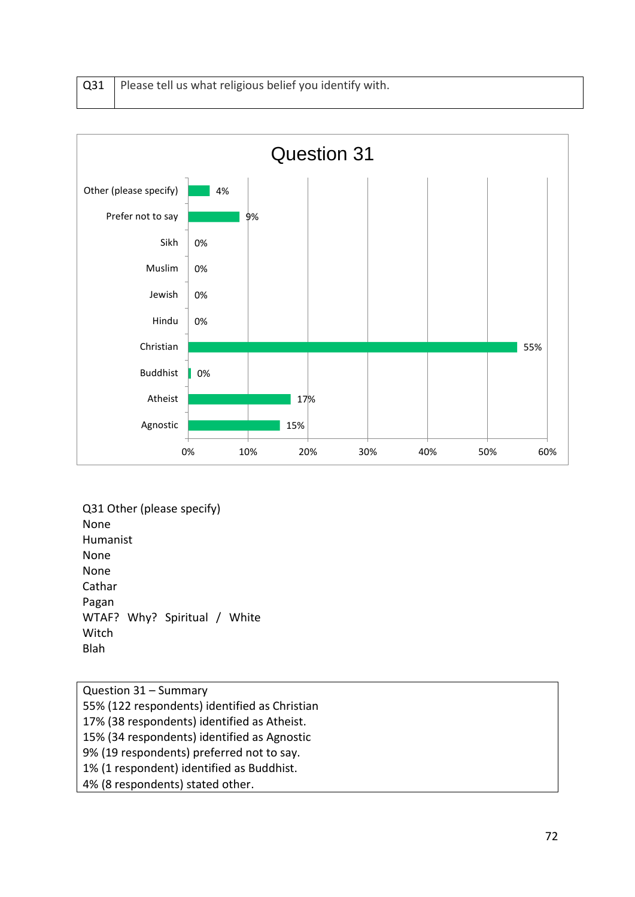| Q31 | Please tell us what religious belief you identify with. |
|---|---|

Question 31

Other (please specify) 4%
Prefer not to say 9%
Sikh 0%
Muslim 0%
Jewish 0%
Hindu 0%
Christian 55%
Buddhist 0%
Atheist 17%
Agnostic 15%

0% 10% 20% 30% 40% 50% 60%

Q31 Other (please specify)
None
Humanist
None
None
Cathar
Pagan
WTAF? Why? Spiritual / White
Witch
Blah

| Question 31 – Summary |
|---|
| 55% (122 respondents) identified as Christian<br>17% (38 respondents) identified as Atheist.<br>15% (34 respondents) identified as Agnostic<br>9% (19 respondents) preferred not to say.<br>1% (1 respondent) identified as Buddhist.<br>4% (8 respondents) stated other. |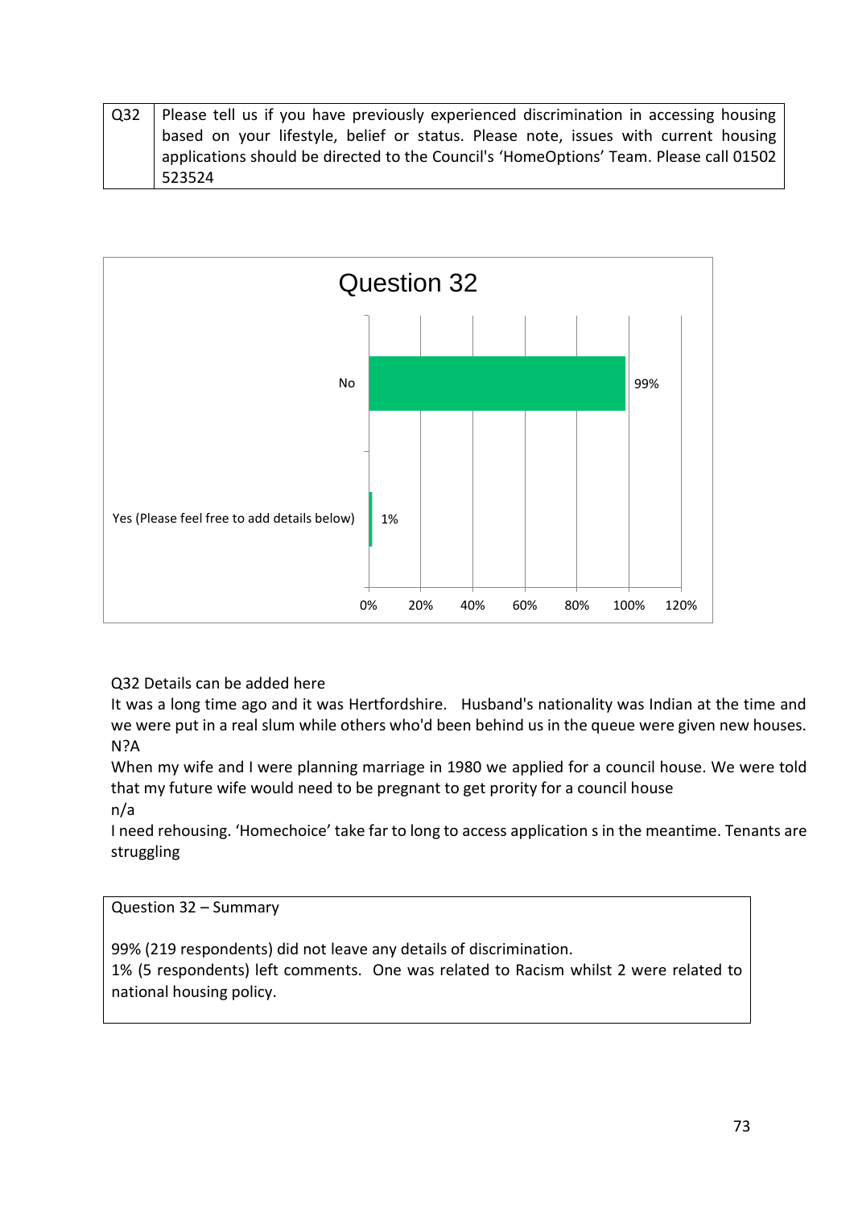| | |
|---|---|
| Q32 | Please tell us if you have previously experienced discrimination in accessing housing based on your lifestyle, belief or status. Please note, issues with current housing applications should be directed to the Council's 'HomeOptions' Team. Please call 01502 523524 |

Question 32

No

99%

Yes (Please feel free to add details below)

1%

0%
20%
40%
60%
80%
100%
120%

Q32 Details can be added here

It was a long time ago and it was Hertfordshire. Husband's nationality was Indian at the time and we were put in a real slum while others who'd been behind us in the queue were given new houses.

N?A

When my wife and I were planning marriage in 1980 we applied for a council house. We were told that my future wife would need to be pregnant to get prority for a council house

n/a

I need rehousing. 'Homechoice' take far to long to access application s in the meantime. Tenants are struggling

| Question 32 – Summary |
|---|
| 99% (219 respondents) did not leave any details of discrimination.<br>1% (5 respondents) left comments. One was related to Racism whilst 2 were related to national housing policy. |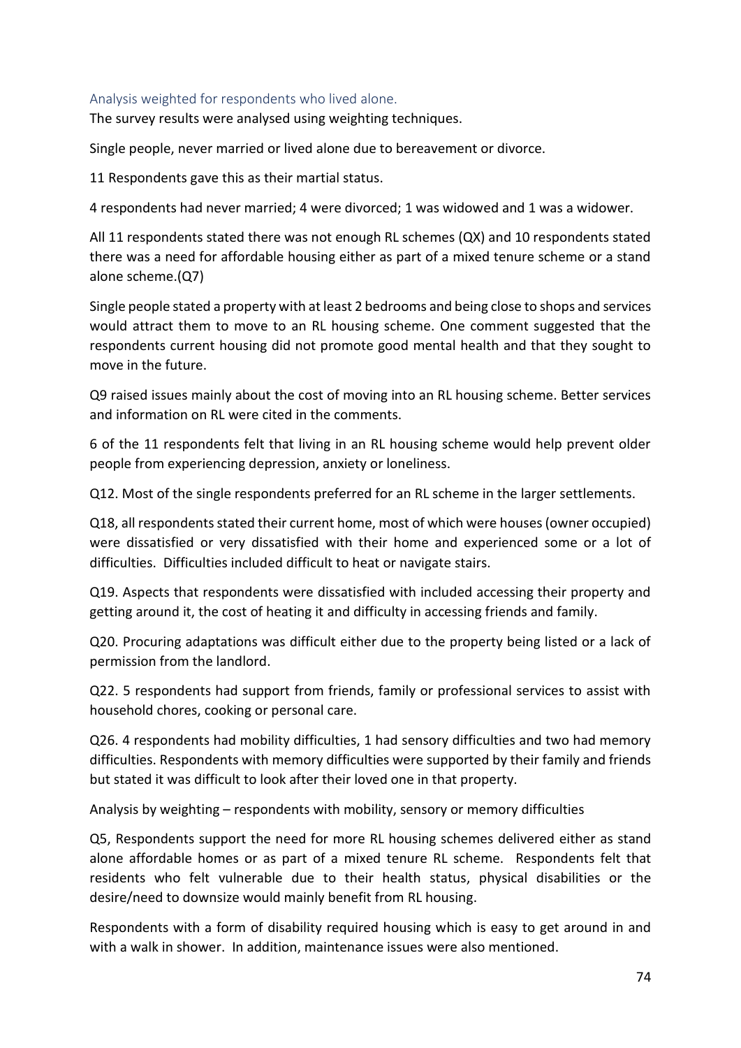### Analysis weighted for respondents who lived alone.

The survey results were analysed using weighting techniques.

Single people, never married or lived alone due to bereavement or divorce.

11 Respondents gave this as their martial status.

4 respondents had never married; 4 were divorced; 1 was widowed and 1 was a widower.

All 11 respondents stated there was not enough RL schemes (QX) and 10 respondents stated there was a need for affordable housing either as part of a mixed tenure scheme or a stand alone scheme.(Q7)

Single people stated a property with at least 2 bedrooms and being close to shops and services would attract them to move to an RL housing scheme. One comment suggested that the respondents current housing did not promote good mental health and that they sought to move in the future.

Q9 raised issues mainly about the cost of moving into an RL housing scheme. Better services and information on RL were cited in the comments.

6 of the 11 respondents felt that living in an RL housing scheme would help prevent older people from experiencing depression, anxiety or loneliness.

Q12. Most of the single respondents preferred for an RL scheme in the larger settlements.

Q18, all respondents stated their current home, most of which were houses (owner occupied) were dissatisfied or very dissatisfied with their home and experienced some or a lot of difficulties. Difficulties included difficult to heat or navigate stairs.

Q19. Aspects that respondents were dissatisfied with included accessing their property and getting around it, the cost of heating it and difficulty in accessing friends and family.

Q20. Procuring adaptations was difficult either due to the property being listed or a lack of permission from the landlord.

Q22. 5 respondents had support from friends, family or professional services to assist with household chores, cooking or personal care.

Q26. 4 respondents had mobility difficulties, 1 had sensory difficulties and two had memory difficulties. Respondents with memory difficulties were supported by their family and friends but stated it was difficult to look after their loved one in that property.

Analysis by weighting – respondents with mobility, sensory or memory difficulties

Q5, Respondents support the need for more RL housing schemes delivered either as stand alone affordable homes or as part of a mixed tenure RL scheme. Respondents felt that residents who felt vulnerable due to their health status, physical disabilities or the desire/need to downsize would mainly benefit from RL housing.

Respondents with a form of disability required housing which is easy to get around in and with a walk in shower. In addition, maintenance issues were also mentioned.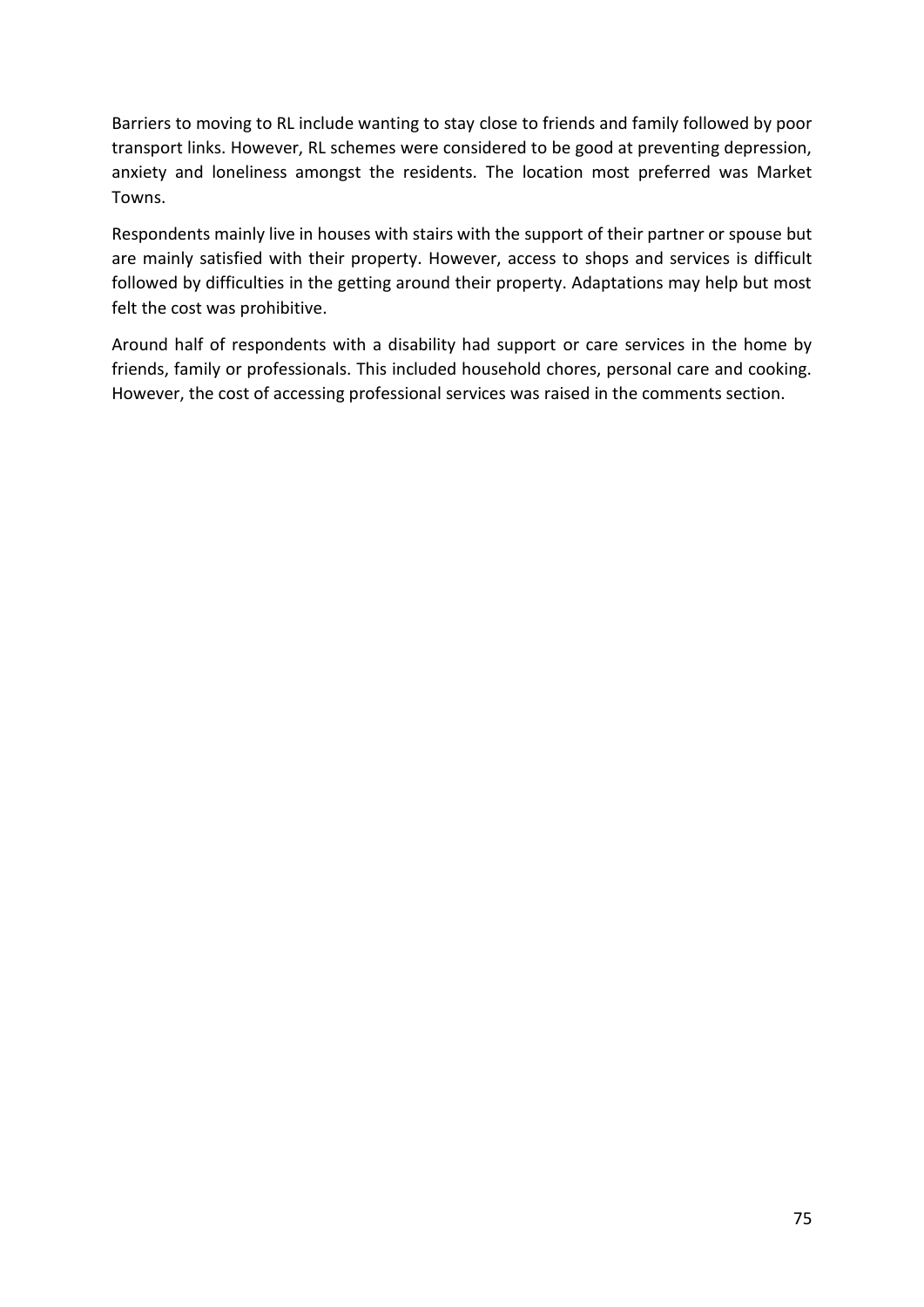Barriers to moving to RL include wanting to stay close to friends and family followed by poor transport links. However, RL schemes were considered to be good at preventing depression, anxiety and loneliness amongst the residents. The location most preferred was Market Towns.

Respondents mainly live in houses with stairs with the support of their partner or spouse but are mainly satisfied with their property. However, access to shops and services is difficult followed by difficulties in the getting around their property. Adaptations may help but most felt the cost was prohibitive.

Around half of respondents with a disability had support or care services in the home by friends, family or professionals. This included household chores, personal care and cooking. However, the cost of accessing professional services was raised in the comments section.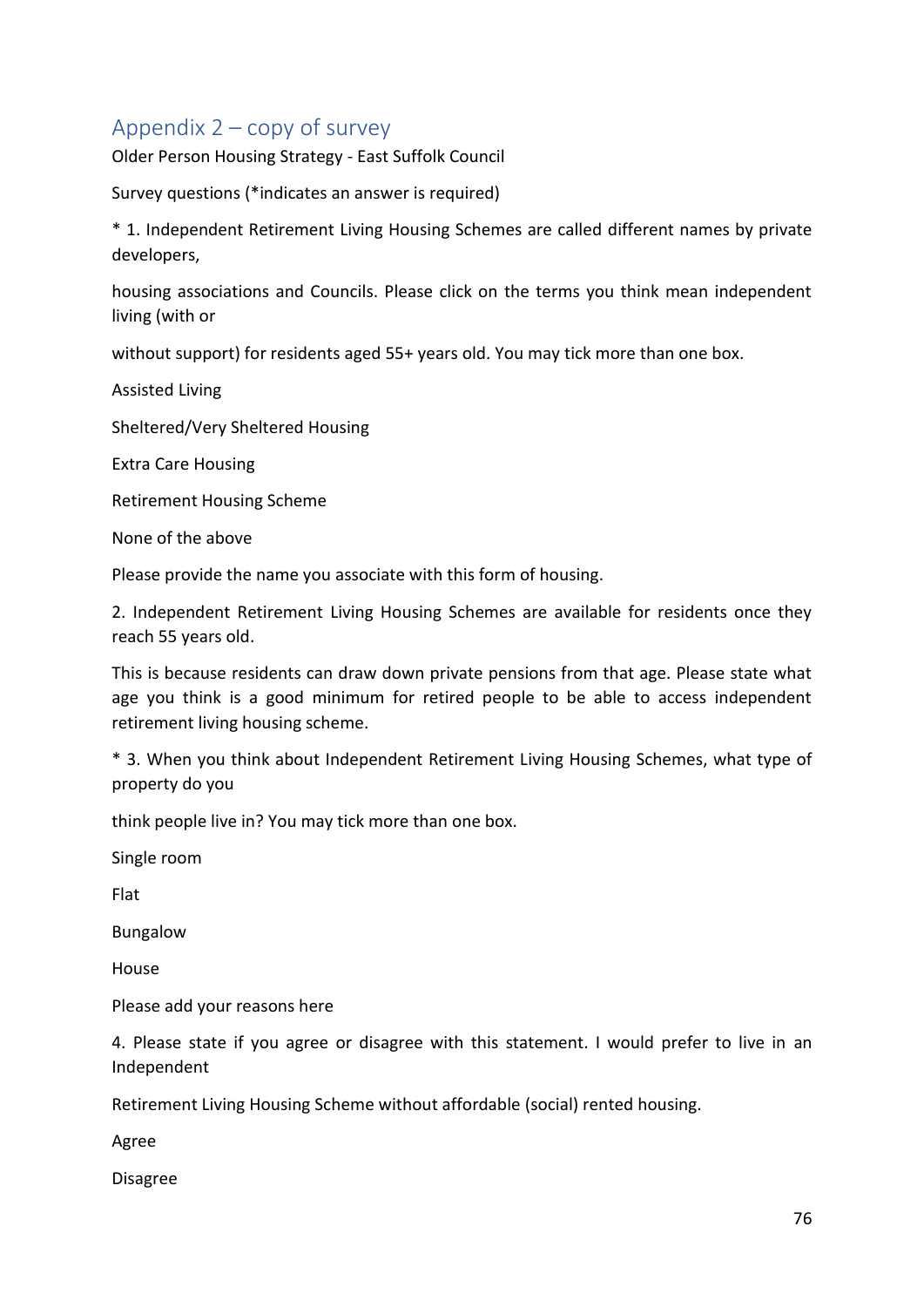## Appendix 2 – copy of survey

Older Person Housing Strategy - East Suffolk Council

Survey questions (*indicates an answer is required)

* 1. Independent Retirement Living Housing Schemes are called different names by private developers,

housing associations and Councils. Please click on the terms you think mean independent living (with or

without support) for residents aged 55+ years old. You may tick more than one box.

Assisted Living

Sheltered/Very Sheltered Housing

Extra Care Housing

Retirement Housing Scheme

None of the above

Please provide the name you associate with this form of housing.

2. Independent Retirement Living Housing Schemes are available for residents once they reach 55 years old.

This is because residents can draw down private pensions from that age. Please state what age you think is a good minimum for retired people to be able to access independent retirement living housing scheme.

* 3. When you think about Independent Retirement Living Housing Schemes, what type of property do you

think people live in? You may tick more than one box.

Single room

Flat

Bungalow

House

Please add your reasons here

4. Please state if you agree or disagree with this statement. I would prefer to live in an Independent

Retirement Living Housing Scheme without affordable (social) rented housing.

Agree

Disagree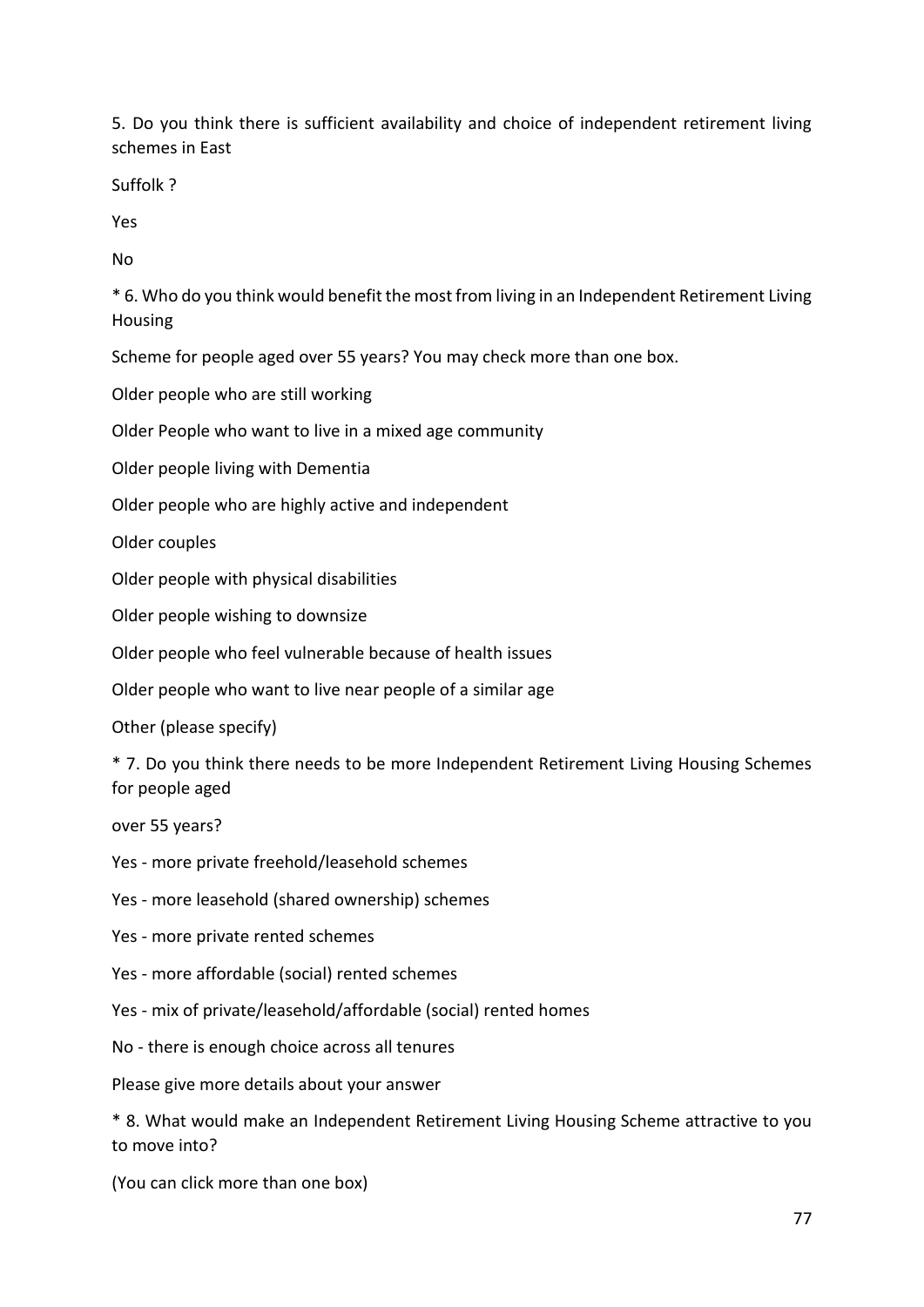5. Do you think there is sufficient availability and choice of independent retirement living schemes in East

Suffolk ?

Yes

No

* 6. Who do you think would benefit the most from living in an Independent Retirement Living Housing

Scheme for people aged over 55 years? You may check more than one box.

Older people who are still working

Older People who want to live in a mixed age community

Older people living with Dementia

Older people who are highly active and independent

Older couples

Older people with physical disabilities

Older people wishing to downsize

Older people who feel vulnerable because of health issues

Older people who want to live near people of a similar age

Other (please specify)

* 7. Do you think there needs to be more Independent Retirement Living Housing Schemes for people aged

over 55 years?

Yes - more private freehold/leasehold schemes

Yes - more leasehold (shared ownership) schemes

Yes - more private rented schemes

Yes - more affordable (social) rented schemes

Yes - mix of private/leasehold/affordable (social) rented homes

No - there is enough choice across all tenures

Please give more details about your answer

* 8. What would make an Independent Retirement Living Housing Scheme attractive to you to move into?

(You can click more than one box)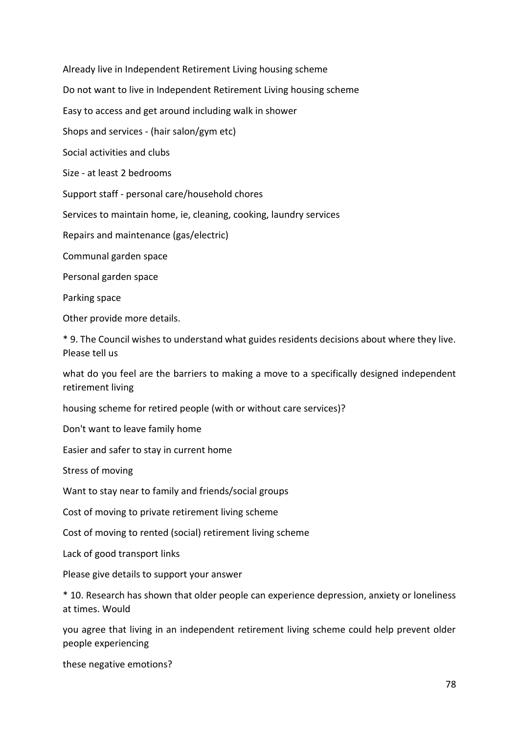Already live in Independent Retirement Living housing scheme

Do not want to live in Independent Retirement Living housing scheme

Easy to access and get around including walk in shower

Shops and services - (hair salon/gym etc)

Social activities and clubs

Size - at least 2 bedrooms

Support staff - personal care/household chores

Services to maintain home, ie, cleaning, cooking, laundry services

Repairs and maintenance (gas/electric)

Communal garden space

Personal garden space

Parking space

Other provide more details.

* 9. The Council wishes to understand what guides residents decisions about where they live. Please tell us

what do you feel are the barriers to making a move to a specifically designed independent retirement living

housing scheme for retired people (with or without care services)?

Don't want to leave family home

Easier and safer to stay in current home

Stress of moving

Want to stay near to family and friends/social groups

Cost of moving to private retirement living scheme

Cost of moving to rented (social) retirement living scheme

Lack of good transport links

Please give details to support your answer

* 10. Research has shown that older people can experience depression, anxiety or loneliness at times. Would

you agree that living in an independent retirement living scheme could help prevent older people experiencing

these negative emotions?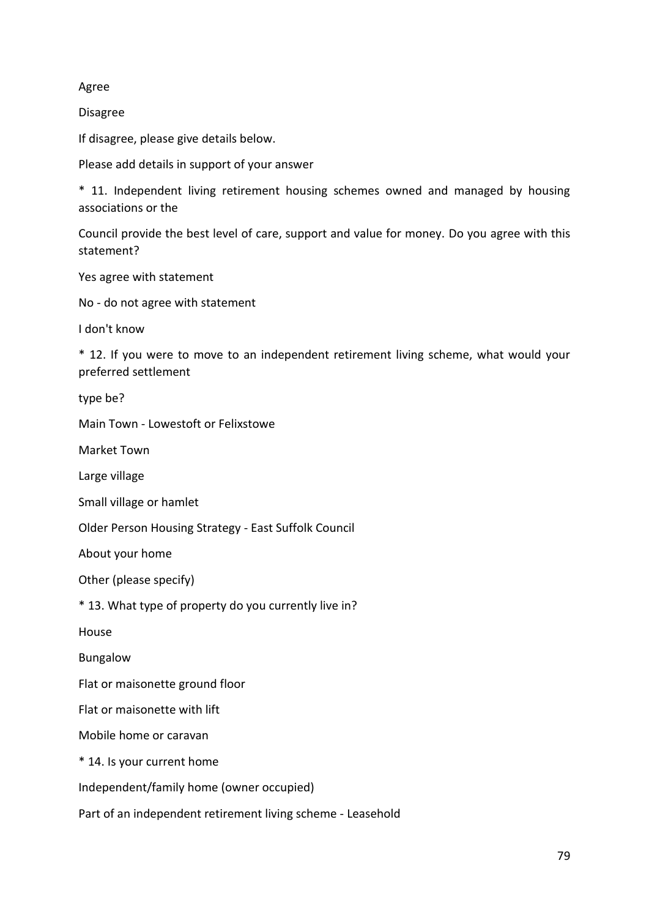Agree

Disagree

If disagree, please give details below.

Please add details in support of your answer

* 11. Independent living retirement housing schemes owned and managed by housing associations or the

Council provide the best level of care, support and value for money. Do you agree with this statement?

Yes agree with statement

No - do not agree with statement

I don't know

* 12. If you were to move to an independent retirement living scheme, what would your preferred settlement

type be?

Main Town - Lowestoft or Felixstowe

Market Town

Large village

Small village or hamlet

Older Person Housing Strategy - East Suffolk Council

About your home

Other (please specify)

* 13. What type of property do you currently live in?

House

Bungalow

Flat or maisonette ground floor

Flat or maisonette with lift

Mobile home or caravan

* 14. Is your current home

Independent/family home (owner occupied)

Part of an independent retirement living scheme - Leasehold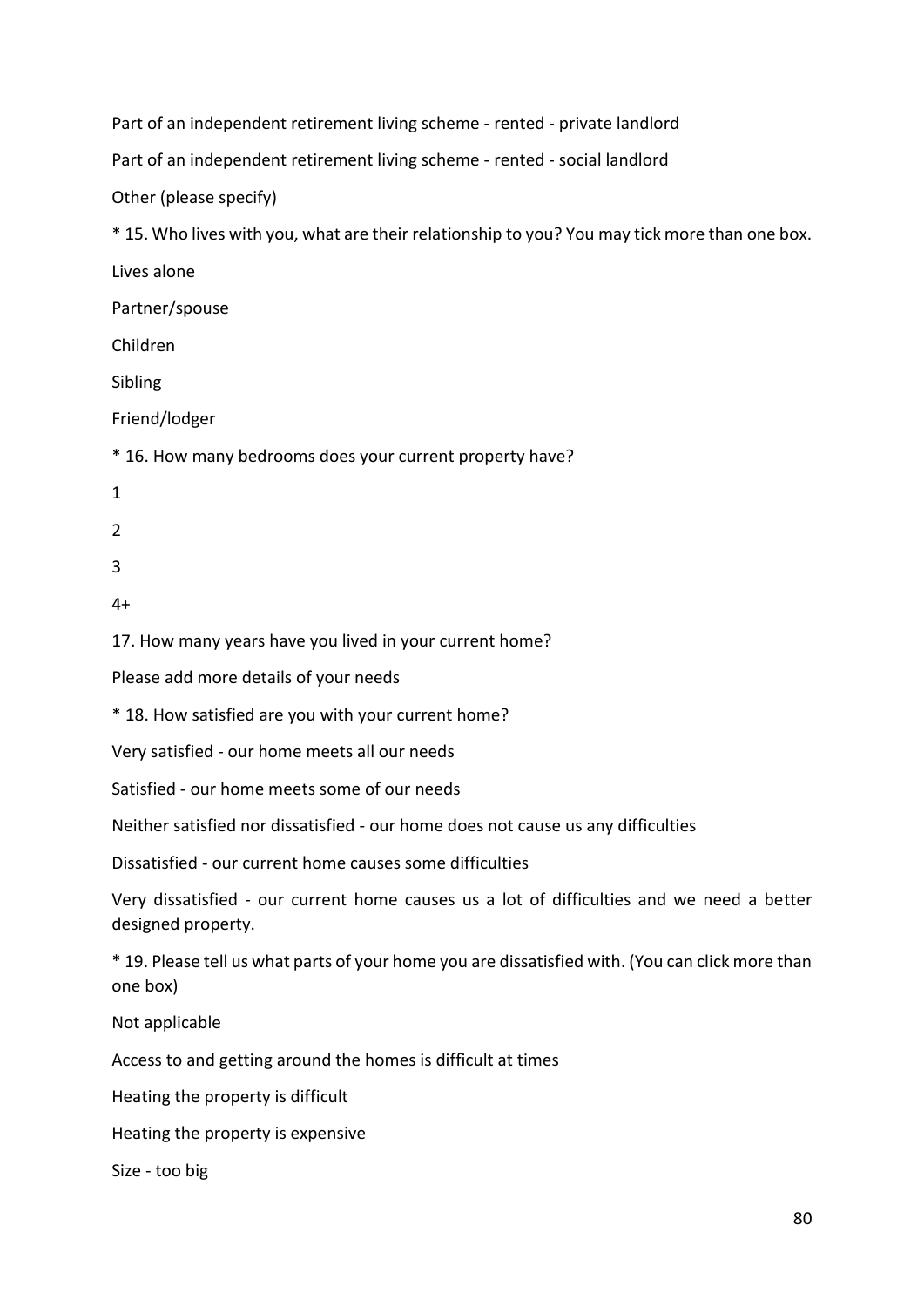Part of an independent retirement living scheme - rented - private landlord

Part of an independent retirement living scheme - rented - social landlord

Other (please specify)

* 15. Who lives with you, what are their relationship to you? You may tick more than one box.

Lives alone

Partner/spouse

Children

Sibling

Friend/lodger

* 16. How many bedrooms does your current property have?

1

2

3

4+

17. How many years have you lived in your current home?

Please add more details of your needs

* 18. How satisfied are you with your current home?

Very satisfied - our home meets all our needs

Satisfied - our home meets some of our needs

Neither satisfied nor dissatisfied - our home does not cause us any difficulties

Dissatisfied - our current home causes some difficulties

Very dissatisfied - our current home causes us a lot of difficulties and we need a better designed property.

* 19. Please tell us what parts of your home you are dissatisfied with. (You can click more than one box)

Not applicable

Access to and getting around the homes is difficult at times

Heating the property is difficult

Heating the property is expensive

Size - too big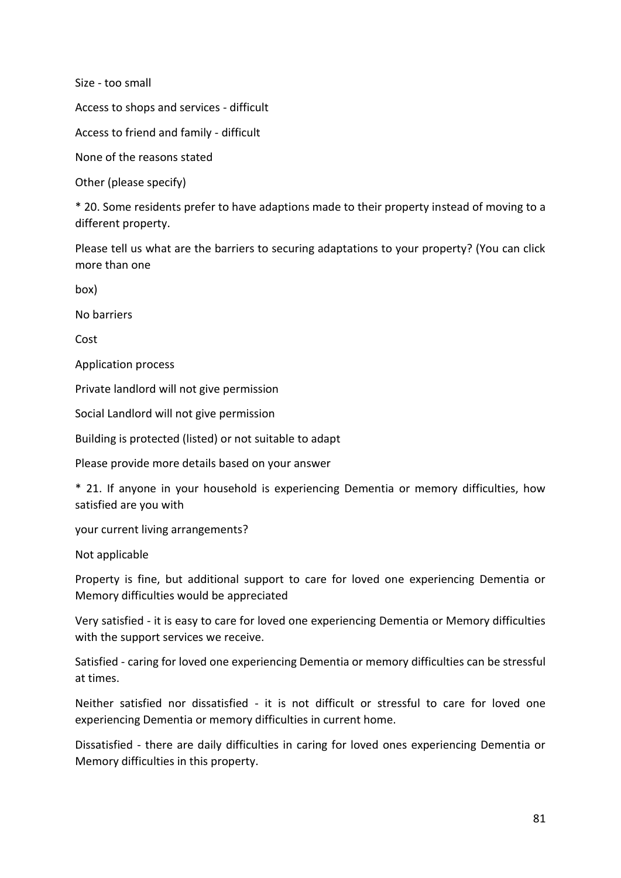Size - too small

Access to shops and services - difficult

Access to friend and family - difficult

None of the reasons stated

Other (please specify)

* 20. Some residents prefer to have adaptions made to their property instead of moving to a different property.

Please tell us what are the barriers to securing adaptations to your property? (You can click more than one

box)

No barriers

Cost

Application process

Private landlord will not give permission

Social Landlord will not give permission

Building is protected (listed) or not suitable to adapt

Please provide more details based on your answer

* 21. If anyone in your household is experiencing Dementia or memory difficulties, how satisfied are you with

your current living arrangements?

Not applicable

Property is fine, but additional support to care for loved one experiencing Dementia or Memory difficulties would be appreciated

Very satisfied - it is easy to care for loved one experiencing Dementia or Memory difficulties with the support services we receive.

Satisfied - caring for loved one experiencing Dementia or memory difficulties can be stressful at times.

Neither satisfied nor dissatisfied - it is not difficult or stressful to care for loved one experiencing Dementia or memory difficulties in current home.

Dissatisfied - there are daily difficulties in caring for loved ones experiencing Dementia or Memory difficulties in this property.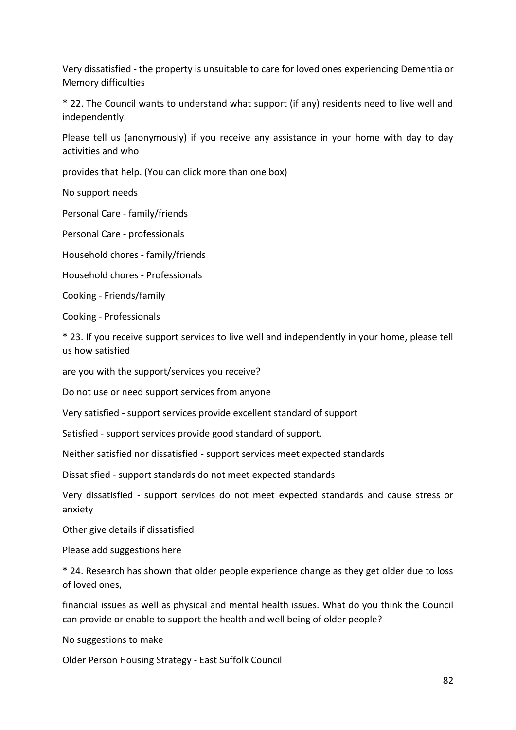Very dissatisfied - the property is unsuitable to care for loved ones experiencing Dementia or Memory difficulties

* 22. The Council wants to understand what support (if any) residents need to live well and independently.

Please tell us (anonymously) if you receive any assistance in your home with day to day activities and who

provides that help. (You can click more than one box)

No support needs

Personal Care - family/friends

Personal Care - professionals

Household chores - family/friends

Household chores - Professionals

Cooking - Friends/family

Cooking - Professionals

* 23. If you receive support services to live well and independently in your home, please tell us how satisfied

are you with the support/services you receive?

Do not use or need support services from anyone

Very satisfied - support services provide excellent standard of support

Satisfied - support services provide good standard of support.

Neither satisfied nor dissatisfied - support services meet expected standards

Dissatisfied - support standards do not meet expected standards

Very dissatisfied - support services do not meet expected standards and cause stress or anxiety

Other give details if dissatisfied

Please add suggestions here

* 24. Research has shown that older people experience change as they get older due to loss of loved ones,

financial issues as well as physical and mental health issues. What do you think the Council can provide or enable to support the health and well being of older people?

No suggestions to make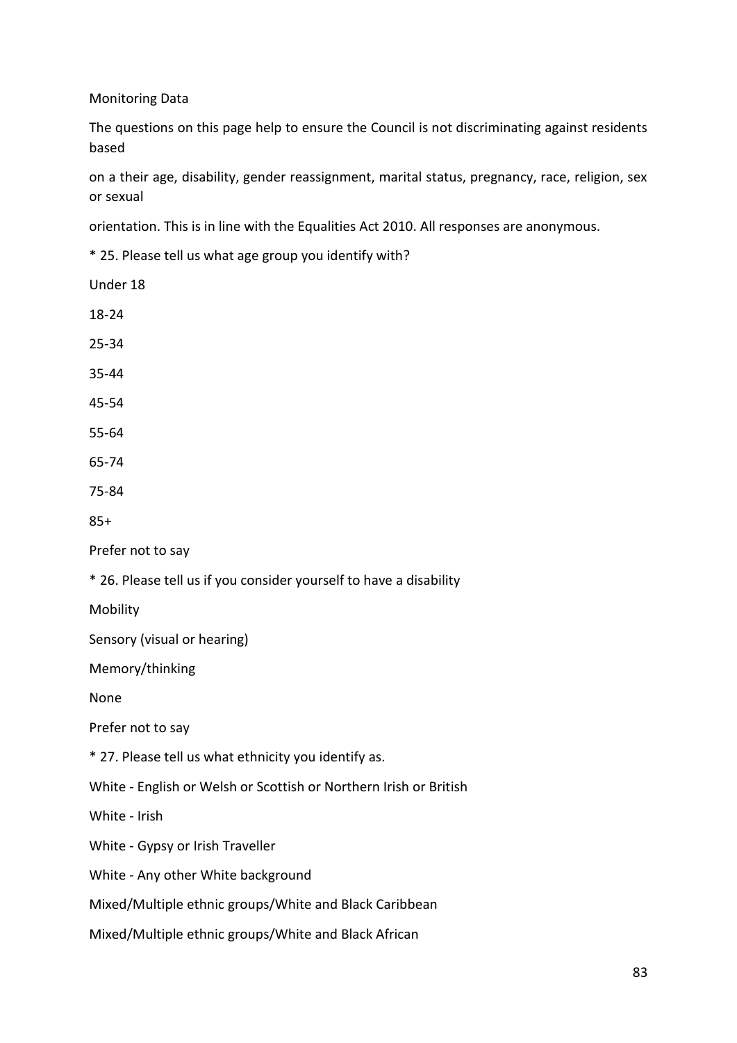Monitoring Data

The questions on this page help to ensure the Council is not discriminating against residents based on a their age, disability, gender reassignment, marital status, pregnancy, race, religion, sex or sexual orientation. This is in line with the Equalities Act 2010. All responses are anonymous.

* 25. Please tell us what age group you identify with?

Under 18

18-24

25-34

35-44

45-54

55-64

65-74

75-84

85+

Prefer not to say

* 26. Please tell us if you consider yourself to have a disability

Mobility

Sensory (visual or hearing)

Memory/thinking

None

Prefer not to say

* 27. Please tell us what ethnicity you identify as.

White - English or Welsh or Scottish or Northern Irish or British

White - Irish

White - Gypsy or Irish Traveller

White - Any other White background

Mixed/Multiple ethnic groups/White and Black Caribbean

Mixed/Multiple ethnic groups/White and Black African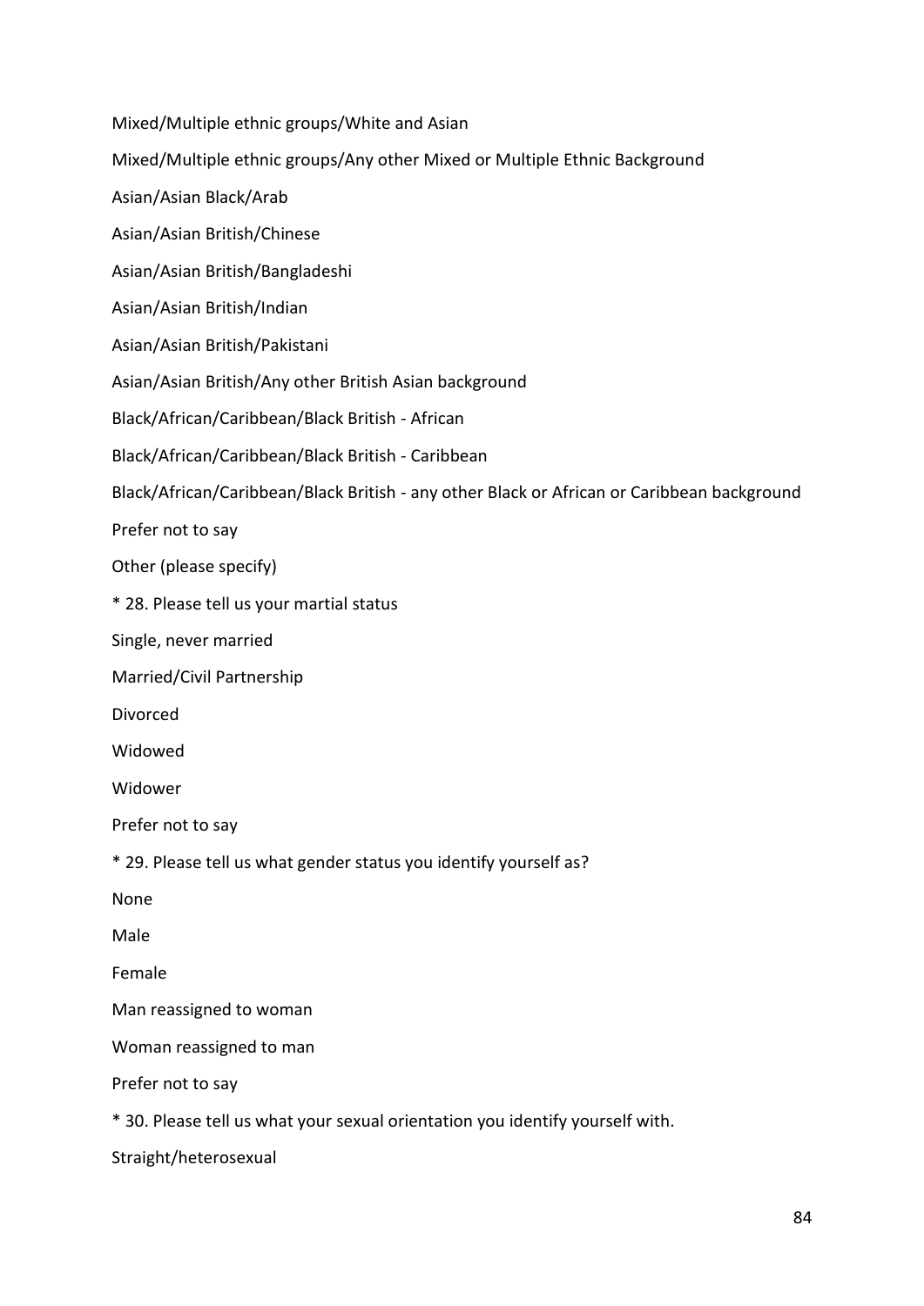Mixed/Multiple ethnic groups/White and Asian

Mixed/Multiple ethnic groups/Any other Mixed or Multiple Ethnic Background

Asian/Asian Black/Arab

Asian/Asian British/Chinese

Asian/Asian British/Bangladeshi

Asian/Asian British/Indian

Asian/Asian British/Pakistani

Asian/Asian British/Any other British Asian background

Black/African/Caribbean/Black British - African

Black/African/Caribbean/Black British - Caribbean

Black/African/Caribbean/Black British - any other Black or African or Caribbean background

Prefer not to say

Other (please specify)

* 28. Please tell us your martial status

Single, never married

Married/Civil Partnership

Divorced

Widowed

Widower

Prefer not to say

* 29. Please tell us what gender status you identify yourself as?

None

Male

Female

Man reassigned to woman

Woman reassigned to man

Prefer not to say

* 30. Please tell us what your sexual orientation you identify yourself with.

Straight/heterosexual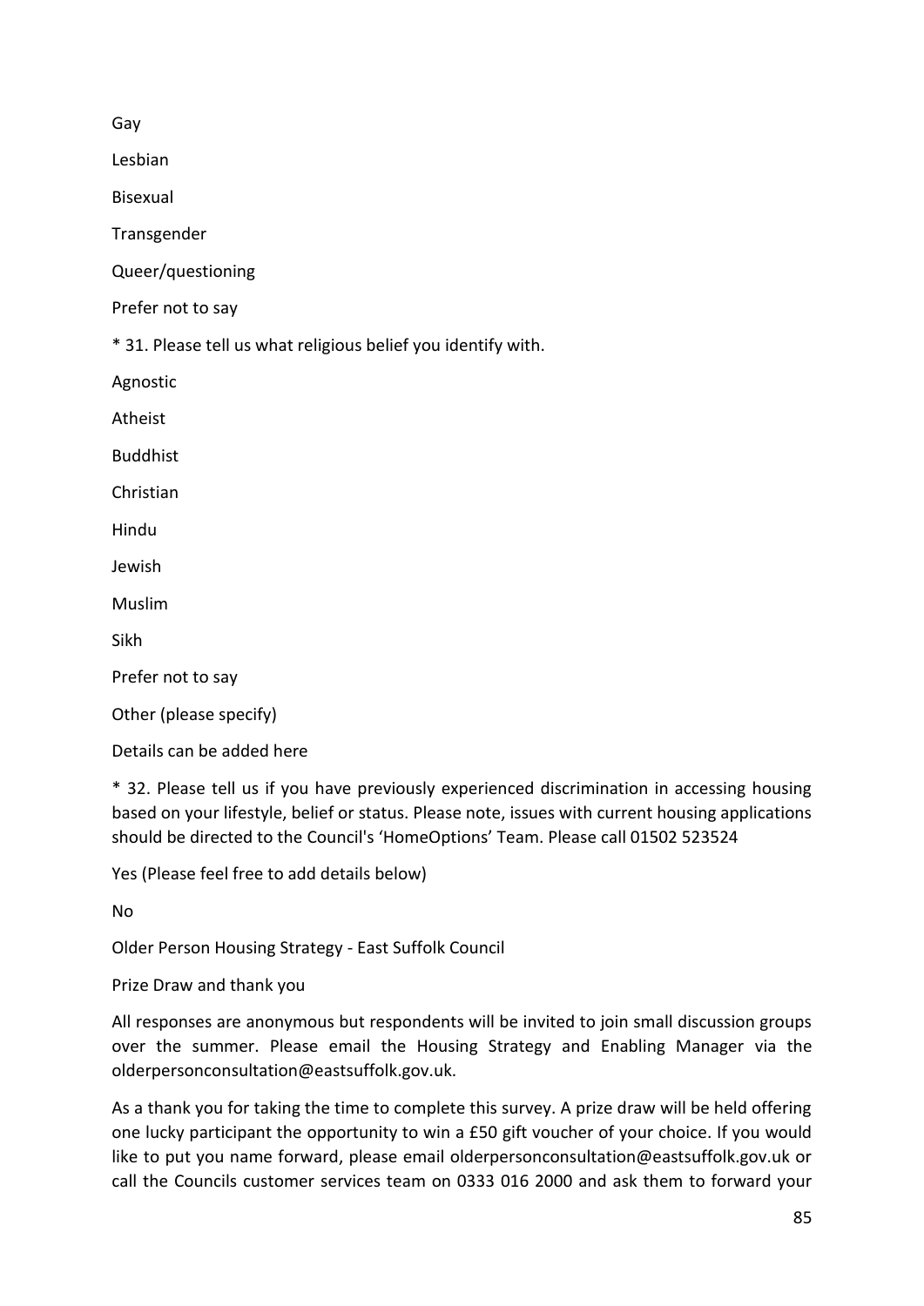Gay

Lesbian

Bisexual

Transgender

Queer/questioning

Prefer not to say

* 31. Please tell us what religious belief you identify with.

Agnostic

Atheist

Buddhist

Christian

Hindu

Jewish

Muslim

Sikh

Prefer not to say

Other (please specify)

Details can be added here

* 32. Please tell us if you have previously experienced discrimination in accessing housing based on your lifestyle, belief or status. Please note, issues with current housing applications should be directed to the Council's 'HomeOptions' Team. Please call 01502 523524

Yes (Please feel free to add details below)

No

Older Person Housing Strategy - East Suffolk Council

Prize Draw and thank you

All responses are anonymous but respondents will be invited to join small discussion groups over the summer. Please email the Housing Strategy and Enabling Manager via the olderpersonconsultation@eastsuffolk.gov.uk.

As a thank you for taking the time to complete this survey. A prize draw will be held offering one lucky participant the opportunity to win a £50 gift voucher of your choice. If you would like to put you name forward, please email olderpersonconsultation@eastsuffolk.gov.uk or call the Councils customer services team on 0333 016 2000 and ask them to forward your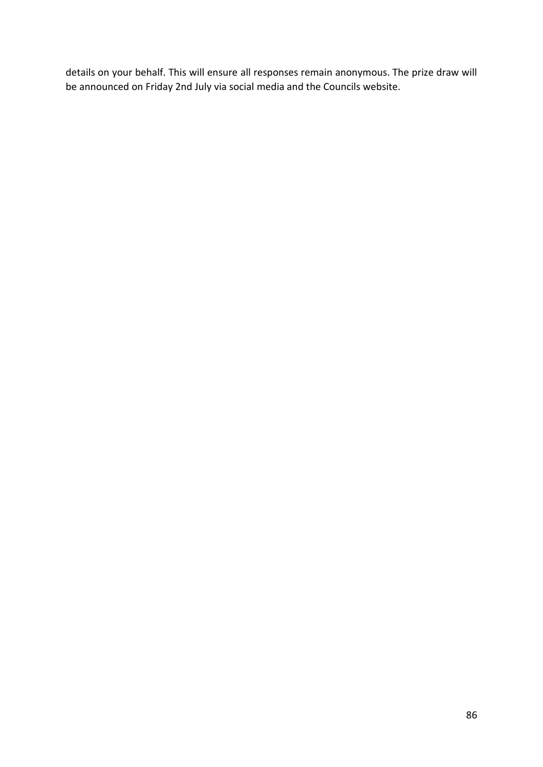details on your behalf. This will ensure all responses remain anonymous. The prize draw will be announced on Friday 2nd July via social media and the Councils website.